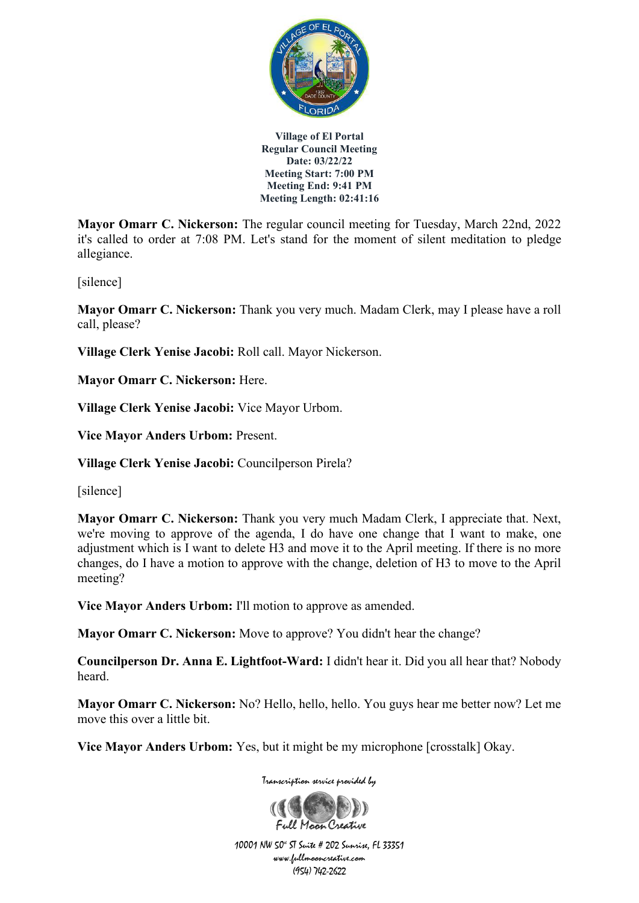**Village of El Portal**
**Regular Council Meeting**
**Date: 03/22/22**
**Meeting Start: 7:00 PM**
**Meeting End: 9:41 PM**
**Meeting Length: 02:41:16**

**Mayor Omarr C. Nickerson:** The regular council meeting for Tuesday, March 22nd, 2022 it's called to order at 7:08 PM. Let's stand for the moment of silent meditation to pledge allegiance.

[silence]

**Mayor Omarr C. Nickerson:** Thank you very much. Madam Clerk, may I please have a roll call, please?

**Village Clerk Yenise Jacobi:** Roll call. Mayor Nickerson.

**Mayor Omarr C. Nickerson:** Here.

**Village Clerk Yenise Jacobi:** Vice Mayor Urbom.

**Vice Mayor Anders Urbom:** Present.

**Village Clerk Yenise Jacobi:** Councilperson Pirela?

[silence]

**Mayor Omarr C. Nickerson:** Thank you very much Madam Clerk, I appreciate that. Next, we're moving to approve of the agenda, I do have one change that I want to make, one adjustment which is I want to delete H3 and move it to the April meeting. If there is no more changes, do I have a motion to approve with the change, deletion of H3 to move to the April meeting?

**Vice Mayor Anders Urbom:** I'll motion to approve as amended.

**Mayor Omarr C. Nickerson:** Move to approve? You didn't hear the change?

**Councilperson Dr. Anna E. Lightfoot-Ward:** I didn't hear it. Did you all hear that? Nobody heard.

**Mayor Omarr C. Nickerson:** No? Hello, hello, hello. You guys hear me better now? Let me move this over a little bit.

**Vice Mayor Anders Urbom:** Yes, but it might be my microphone [crosstalk] Okay.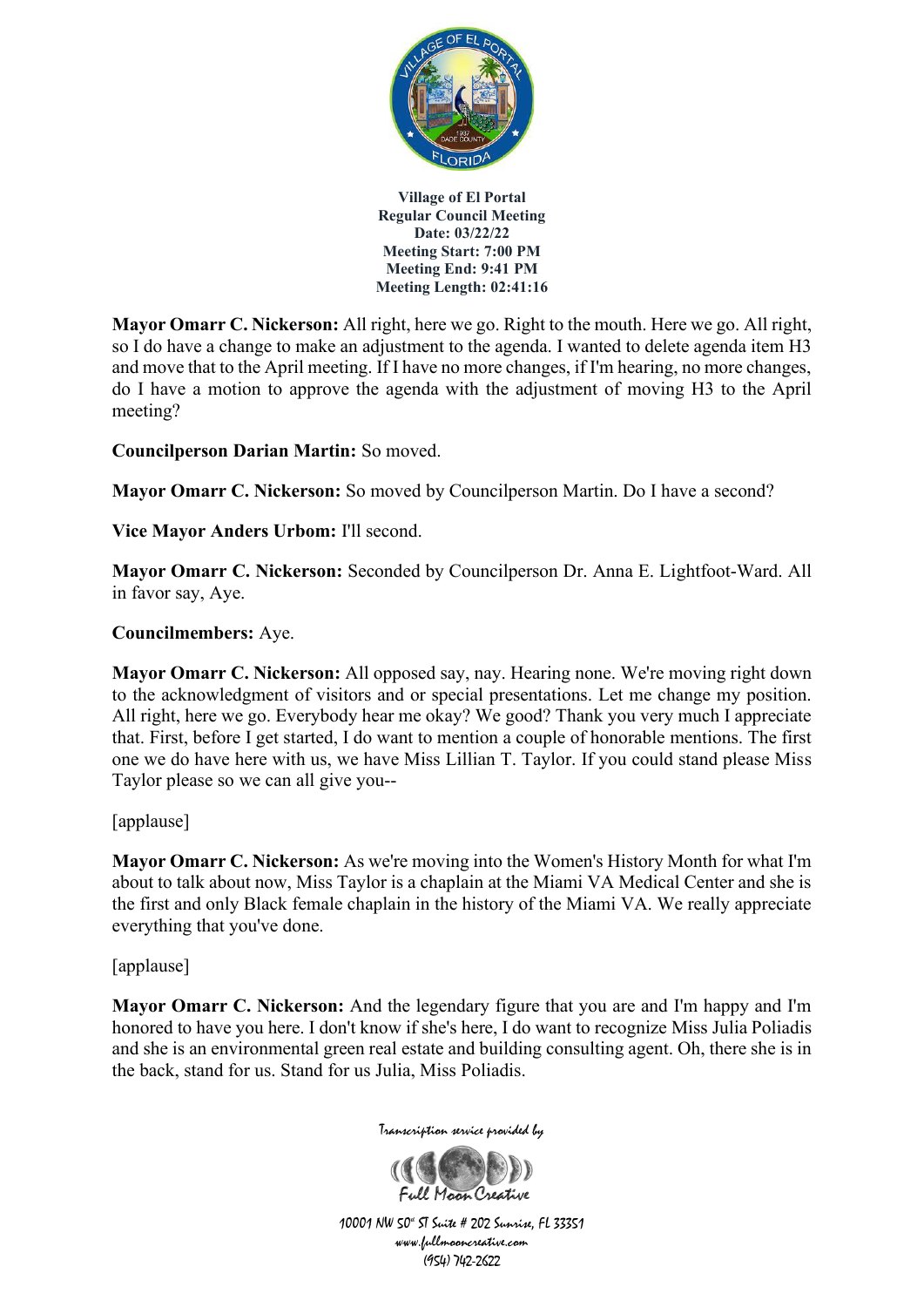**Village of El Portal**
**Regular Council Meeting**
**Date: 03/22/22**
**Meeting Start: 7:00 PM**
**Meeting End: 9:41 PM**
**Meeting Length: 02:41:16**

**Mayor Omarr C. Nickerson:** All right, here we go. Right to the mouth. Here we go. All right, so I do have a change to make an adjustment to the agenda. I wanted to delete agenda item H3 and move that to the April meeting. If I have no more changes, if I'm hearing, no more changes, do I have a motion to approve the agenda with the adjustment of moving H3 to the April meeting?

**Councilperson Darian Martin:** So moved.

**Mayor Omarr C. Nickerson:** So moved by Councilperson Martin. Do I have a second?

**Vice Mayor Anders Urbom:** I'll second.

**Mayor Omarr C. Nickerson:** Seconded by Councilperson Dr. Anna E. Lightfoot-Ward. All in favor say, Aye.

**Councilmembers:** Aye.

**Mayor Omarr C. Nickerson:** All opposed say, nay. Hearing none. We're moving right down to the acknowledgment of visitors and or special presentations. Let me change my position. All right, here we go. Everybody hear me okay? We good? Thank you very much I appreciate that. First, before I get started, I do want to mention a couple of honorable mentions. The first one we do have here with us, we have Miss Lillian T. Taylor. If you could stand please Miss Taylor please so we can all give you--

[applause]

**Mayor Omarr C. Nickerson:** As we're moving into the Women's History Month for what I'm about to talk about now, Miss Taylor is a chaplain at the Miami VA Medical Center and she is the first and only Black female chaplain in the history of the Miami VA. We really appreciate everything that you've done.

[applause]

**Mayor Omarr C. Nickerson:** And the legendary figure that you are and I'm happy and I'm honored to have you here. I don't know if she's here, I do want to recognize Miss Julia Poliadis and she is an environmental green real estate and building consulting agent. Oh, there she is in the back, stand for us. Stand for us Julia, Miss Poliadis.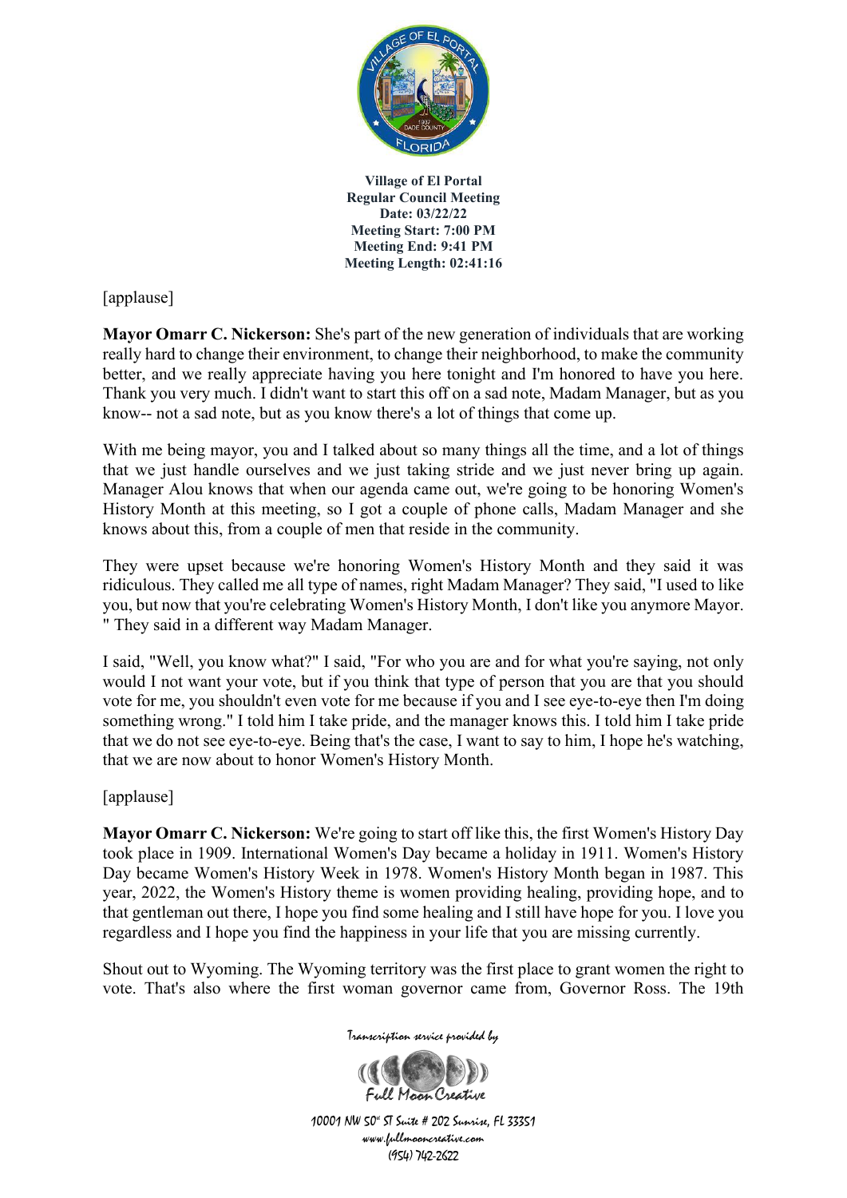**Village of El Portal**
**Regular Council Meeting**
**Date: 03/22/22**
**Meeting Start: 7:00 PM**
**Meeting End: 9:41 PM**
**Meeting Length: 02:41:16**

[applause]

**Mayor Omarr C. Nickerson:** She's part of the new generation of individuals that are working really hard to change their environment, to change their neighborhood, to make the community better, and we really appreciate having you here tonight and I'm honored to have you here. Thank you very much. I didn't want to start this off on a sad note, Madam Manager, but as you know-- not a sad note, but as you know there's a lot of things that come up.

With me being mayor, you and I talked about so many things all the time, and a lot of things that we just handle ourselves and we just taking stride and we just never bring up again. Manager Alou knows that when our agenda came out, we're going to be honoring Women's History Month at this meeting, so I got a couple of phone calls, Madam Manager and she knows about this, from a couple of men that reside in the community.

They were upset because we're honoring Women's History Month and they said it was ridiculous. They called me all type of names, right Madam Manager? They said, "I used to like you, but now that you're celebrating Women's History Month, I don't like you anymore Mayor. " They said in a different way Madam Manager.

I said, "Well, you know what?" I said, "For who you are and for what you're saying, not only would I not want your vote, but if you think that type of person that you are that you should vote for me, you shouldn't even vote for me because if you and I see eye-to-eye then I'm doing something wrong." I told him I take pride, and the manager knows this. I told him I take pride that we do not see eye-to-eye. Being that's the case, I want to say to him, I hope he's watching, that we are now about to honor Women's History Month.

[applause]

**Mayor Omarr C. Nickerson:** We're going to start off like this, the first Women's History Day took place in 1909. International Women's Day became a holiday in 1911. Women's History Day became Women's History Week in 1978. Women's History Month began in 1987. This year, 2022, the Women's History theme is women providing healing, providing hope, and to that gentleman out there, I hope you find some healing and I still have hope for you. I love you regardless and I hope you find the happiness in your life that you are missing currently.

Shout out to Wyoming. The Wyoming territory was the first place to grant women the right to vote. That's also where the first woman governor came from, Governor Ross. The 19th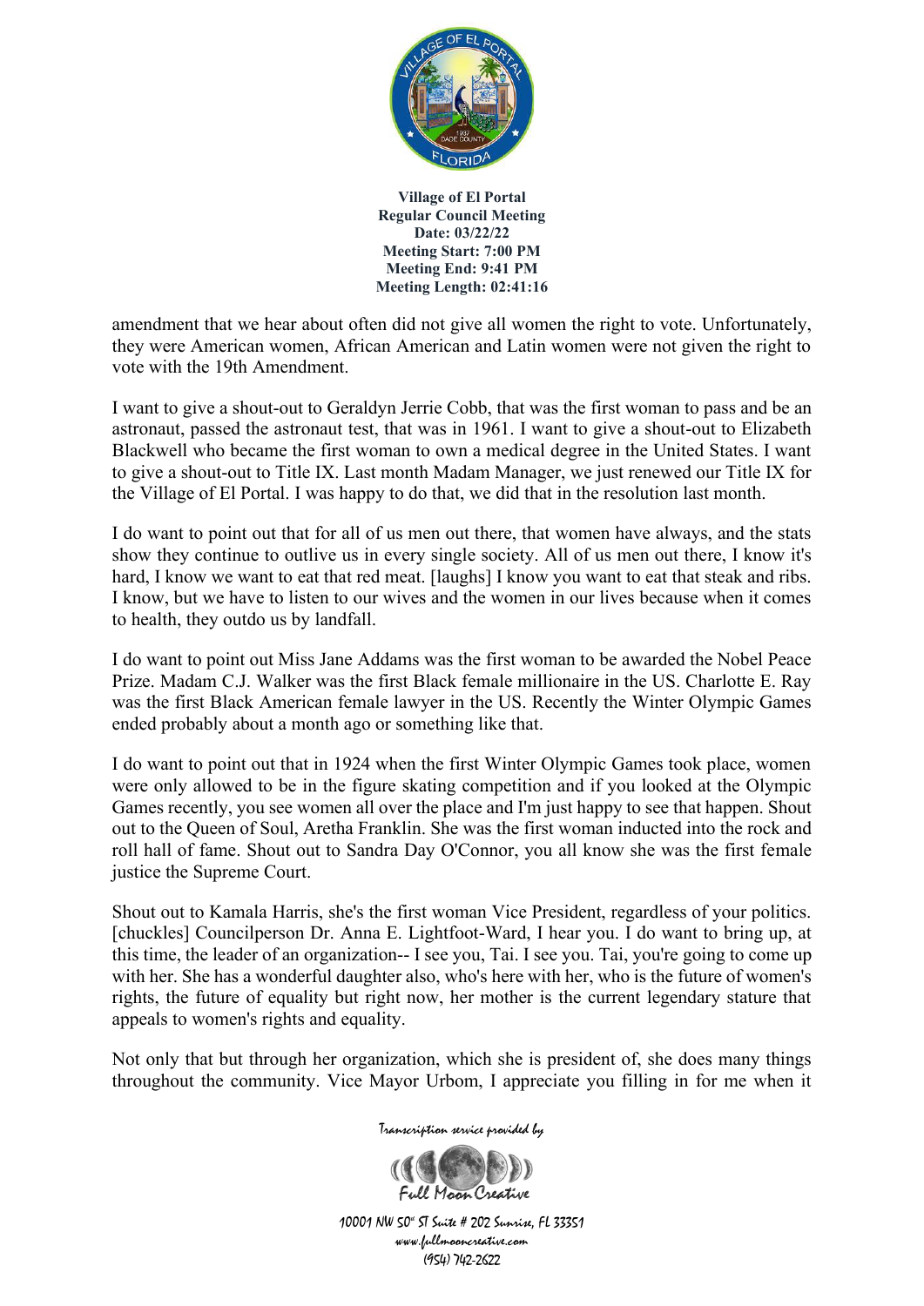amendment that we hear about often did not give all women the right to vote. Unfortunately, they were American women, African American and Latin women were not given the right to vote with the 19th Amendment.

I want to give a shout-out to Geraldyn Jerrie Cobb, that was the first woman to pass and be an astronaut, passed the astronaut test, that was in 1961. I want to give a shout-out to Elizabeth Blackwell who became the first woman to own a medical degree in the United States. I want to give a shout-out to Title IX. Last month Madam Manager, we just renewed our Title IX for the Village of El Portal. I was happy to do that, we did that in the resolution last month.

I do want to point out that for all of us men out there, that women have always, and the stats show they continue to outlive us in every single society. All of us men out there, I know it's hard, I know we want to eat that red meat. [laughs] I know you want to eat that steak and ribs. I know, but we have to listen to our wives and the women in our lives because when it comes to health, they outdo us by landfall.

I do want to point out Miss Jane Addams was the first woman to be awarded the Nobel Peace Prize. Madam C.J. Walker was the first Black female millionaire in the US. Charlotte E. Ray was the first Black American female lawyer in the US. Recently the Winter Olympic Games ended probably about a month ago or something like that.

I do want to point out that in 1924 when the first Winter Olympic Games took place, women were only allowed to be in the figure skating competition and if you looked at the Olympic Games recently, you see women all over the place and I'm just happy to see that happen. Shout out to the Queen of Soul, Aretha Franklin. She was the first woman inducted into the rock and roll hall of fame. Shout out to Sandra Day O'Connor, you all know she was the first female justice the Supreme Court.

Shout out to Kamala Harris, she's the first woman Vice President, regardless of your politics. [chuckles] Councilperson Dr. Anna E. Lightfoot-Ward, I hear you. I do want to bring up, at this time, the leader of an organization-- I see you, Tai. I see you. Tai, you're going to come up with her. She has a wonderful daughter also, who's here with her, who is the future of women's rights, the future of equality but right now, her mother is the current legendary stature that appeals to women's rights and equality.

Not only that but through her organization, which she is president of, she does many things throughout the community. Vice Mayor Urbom, I appreciate you filling in for me when it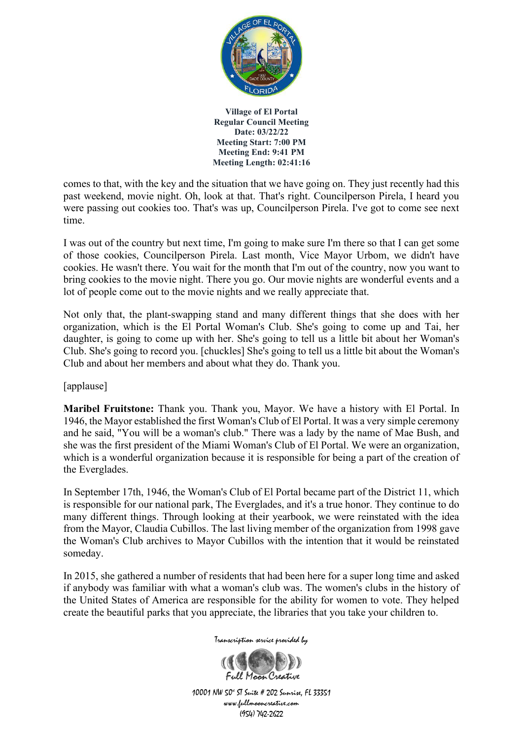comes to that, with the key and the situation that we have going on. They just recently had this past weekend, movie night. Oh, look at that. That's right. Councilperson Pirela, I heard you were passing out cookies too. That's was up, Councilperson Pirela. I've got to come see next time.

I was out of the country but next time, I'm going to make sure I'm there so that I can get some of those cookies, Councilperson Pirela. Last month, Vice Mayor Urbom, we didn't have cookies. He wasn't there. You wait for the month that I'm out of the country, now you want to bring cookies to the movie night. There you go. Our movie nights are wonderful events and a lot of people come out to the movie nights and we really appreciate that.

Not only that, the plant-swapping stand and many different things that she does with her organization, which is the El Portal Woman's Club. She's going to come up and Tai, her daughter, is going to come up with her. She's going to tell us a little bit about her Woman's Club. She's going to record you. [chuckles] She's going to tell us a little bit about the Woman's Club and about her members and about what they do. Thank you.

[applause]

**Maribel Fruitstone:** Thank you. Thank you, Mayor. We have a history with El Portal. In 1946, the Mayor established the first Woman's Club of El Portal. It was a very simple ceremony and he said, "You will be a woman's club." There was a lady by the name of Mae Bush, and she was the first president of the Miami Woman's Club of El Portal. We were an organization, which is a wonderful organization because it is responsible for being a part of the creation of the Everglades.

In September 17th, 1946, the Woman's Club of El Portal became part of the District 11, which is responsible for our national park, The Everglades, and it's a true honor. They continue to do many different things. Through looking at their yearbook, we were reinstated with the idea from the Mayor, Claudia Cubillos. The last living member of the organization from 1998 gave the Woman's Club archives to Mayor Cubillos with the intention that it would be reinstated someday.

In 2015, she gathered a number of residents that had been here for a super long time and asked if anybody was familiar with what a woman's club was. The women's clubs in the history of the United States of America are responsible for the ability for women to vote. They helped create the beautiful parks that you appreciate, the libraries that you take your children to.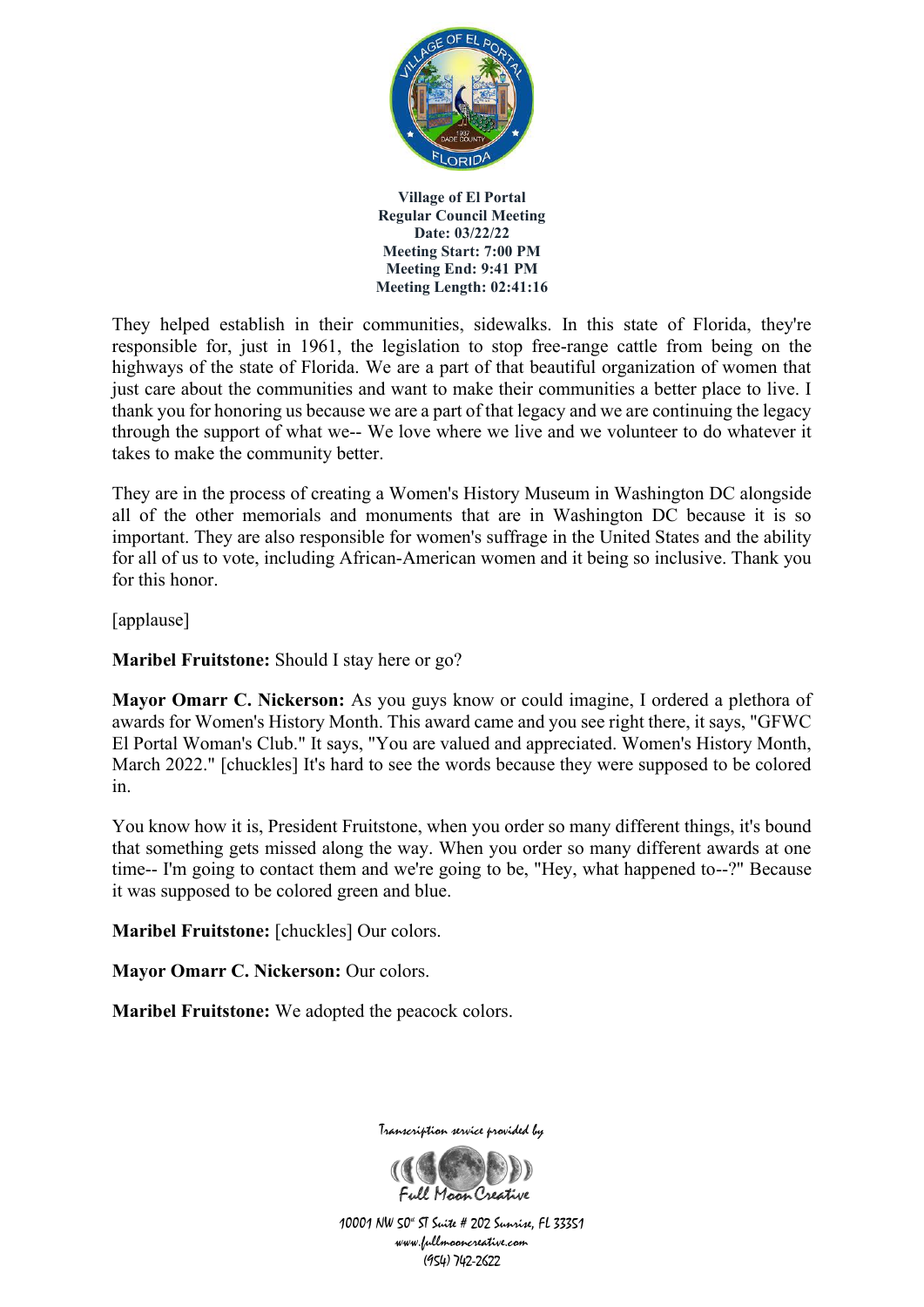They helped establish in their communities, sidewalks. In this state of Florida, they're responsible for, just in 1961, the legislation to stop free-range cattle from being on the highways of the state of Florida. We are a part of that beautiful organization of women that just care about the communities and want to make their communities a better place to live. I thank you for honoring us because we are a part of that legacy and we are continuing the legacy through the support of what we-- We love where we live and we volunteer to do whatever it takes to make the community better.

They are in the process of creating a Women's History Museum in Washington DC alongside all of the other memorials and monuments that are in Washington DC because it is so important. They are also responsible for women's suffrage in the United States and the ability for all of us to vote, including African-American women and it being so inclusive. Thank you for this honor.

[applause]

**Maribel Fruitstone:** Should I stay here or go?

**Mayor Omarr C. Nickerson:** As you guys know or could imagine, I ordered a plethora of awards for Women's History Month. This award came and you see right there, it says, "GFWC El Portal Woman's Club." It says, "You are valued and appreciated. Women's History Month, March 2022." [chuckles] It's hard to see the words because they were supposed to be colored in.

You know how it is, President Fruitstone, when you order so many different things, it's bound that something gets missed along the way. When you order so many different awards at one time-- I'm going to contact them and we're going to be, "Hey, what happened to--?" Because it was supposed to be colored green and blue.

**Maribel Fruitstone:** [chuckles] Our colors.

**Mayor Omarr C. Nickerson:** Our colors.

**Maribel Fruitstone:** We adopted the peacock colors.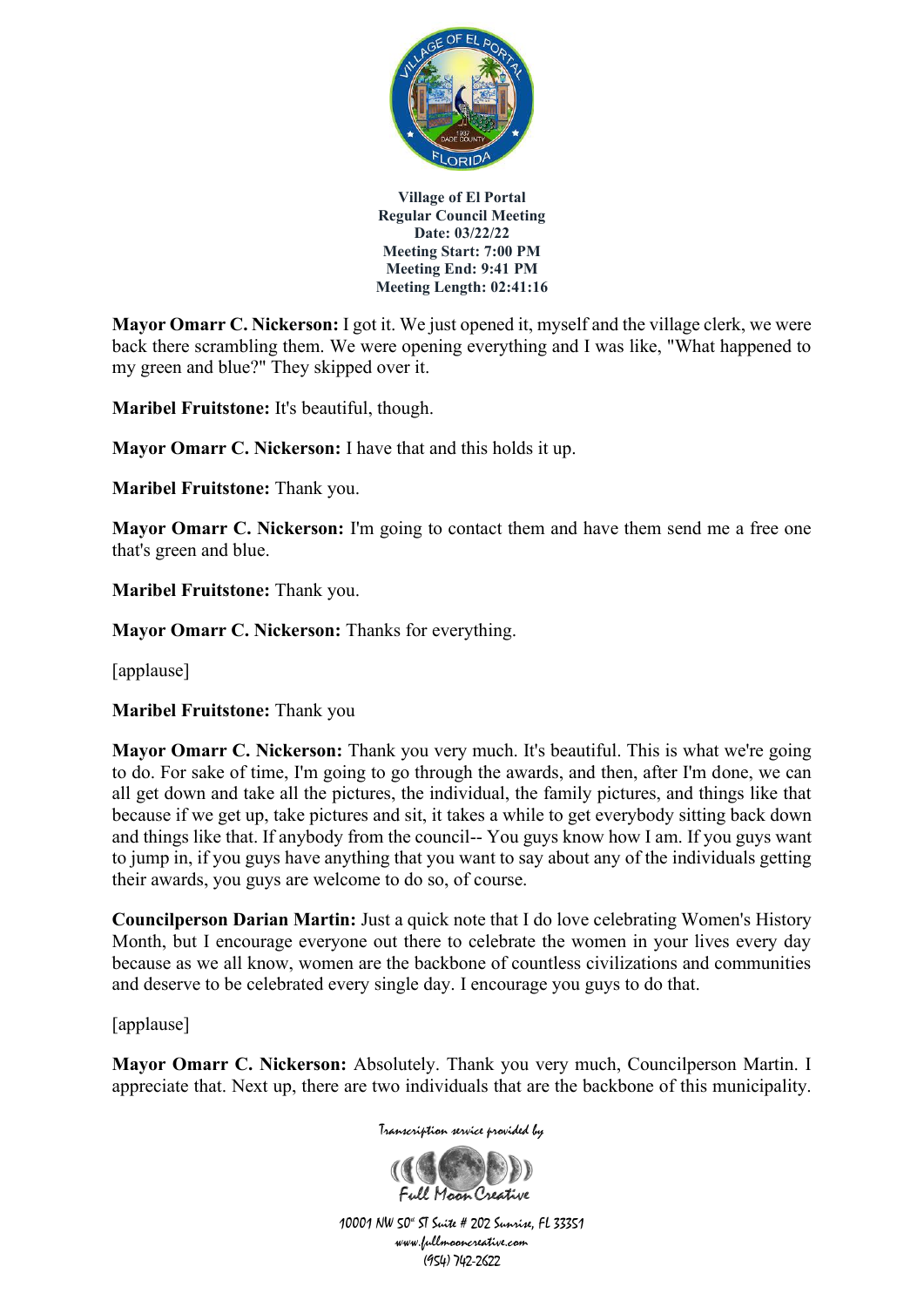**Mayor Omarr C. Nickerson:** I got it. We just opened it, myself and the village clerk, we were back there scrambling them. We were opening everything and I was like, "What happened to my green and blue?" They skipped over it.

**Maribel Fruitstone:** It's beautiful, though.

**Mayor Omarr C. Nickerson:** I have that and this holds it up.

**Maribel Fruitstone:** Thank you.

**Mayor Omarr C. Nickerson:** I'm going to contact them and have them send me a free one that's green and blue.

**Maribel Fruitstone:** Thank you.

**Mayor Omarr C. Nickerson:** Thanks for everything.

[applause]

**Maribel Fruitstone:** Thank you

**Mayor Omarr C. Nickerson:** Thank you very much. It's beautiful. This is what we're going to do. For sake of time, I'm going to go through the awards, and then, after I'm done, we can all get down and take all the pictures, the individual, the family pictures, and things like that because if we get up, take pictures and sit, it takes a while to get everybody sitting back down and things like that. If anybody from the council-- You guys know how I am. If you guys want to jump in, if you guys have anything that you want to say about any of the individuals getting their awards, you guys are welcome to do so, of course.

**Councilperson Darian Martin:** Just a quick note that I do love celebrating Women's History Month, but I encourage everyone out there to celebrate the women in your lives every day because as we all know, women are the backbone of countless civilizations and communities and deserve to be celebrated every single day. I encourage you guys to do that.

[applause]

**Mayor Omarr C. Nickerson:** Absolutely. Thank you very much, Councilperson Martin. I appreciate that. Next up, there are two individuals that are the backbone of this municipality.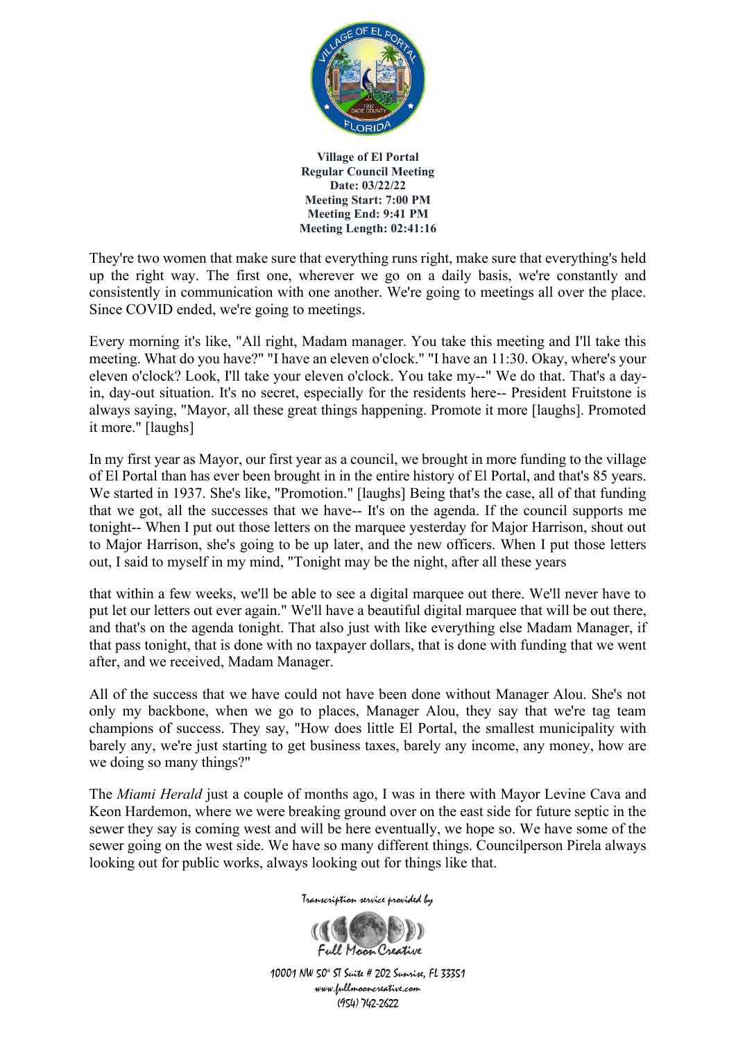They're two women that make sure that everything runs right, make sure that everything's held up the right way. The first one, wherever we go on a daily basis, we're constantly and consistently in communication with one another. We're going to meetings all over the place. Since COVID ended, we're going to meetings.

Every morning it's like, "All right, Madam manager. You take this meeting and I'll take this meeting. What do you have?" "I have an eleven o'clock." "I have an 11:30. Okay, where's your eleven o'clock? Look, I'll take your eleven o'clock. You take my--" We do that. That's a day-in, day-out situation. It's no secret, especially for the residents here-- President Fruitstone is always saying, "Mayor, all these great things happening. Promote it more [laughs]. Promoted it more." [laughs]

In my first year as Mayor, our first year as a council, we brought in more funding to the village of El Portal than has ever been brought in in the entire history of El Portal, and that's 85 years. We started in 1937. She's like, "Promotion." [laughs] Being that's the case, all of that funding that we got, all the successes that we have-- It's on the agenda. If the council supports me tonight-- When I put out those letters on the marquee yesterday for Major Harrison, shout out to Major Harrison, she's going to be up later, and the new officers. When I put those letters out, I said to myself in my mind, "Tonight may be the night, after all these years

that within a few weeks, we'll be able to see a digital marquee out there. We'll never have to put let our letters out ever again." We'll have a beautiful digital marquee that will be out there, and that's on the agenda tonight. That also just with like everything else Madam Manager, if that pass tonight, that is done with no taxpayer dollars, that is done with funding that we went after, and we received, Madam Manager.

All of the success that we have could not have been done without Manager Alou. She's not only my backbone, when we go to places, Manager Alou, they say that we're tag team champions of success. They say, "How does little El Portal, the smallest municipality with barely any, we're just starting to get business taxes, barely any income, any money, how are we doing so many things?"

The *Miami Herald* just a couple of months ago, I was in there with Mayor Levine Cava and Keon Hardemon, where we were breaking ground over on the east side for future septic in the sewer they say is coming west and will be here eventually, we hope so. We have some of the sewer going on the west side. We have so many different things. Councilperson Pirela always looking out for public works, always looking out for things like that.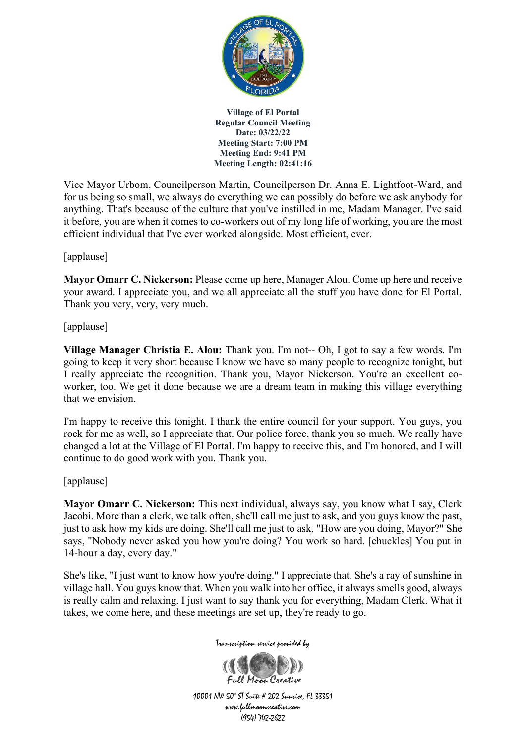Vice Mayor Urbom, Councilperson Martin, Councilperson Dr. Anna E. Lightfoot-Ward, and for us being so small, we always do everything we can possibly do before we ask anybody for anything. That's because of the culture that you've instilled in me, Madam Manager. I've said it before, you are when it comes to co-workers out of my long life of working, you are the most efficient individual that I've ever worked alongside. Most efficient, ever.

[applause]

**Mayor Omarr C. Nickerson:** Please come up here, Manager Alou. Come up here and receive your award. I appreciate you, and we all appreciate all the stuff you have done for El Portal. Thank you very, very, very much.

[applause]

**Village Manager Christia E. Alou:** Thank you. I'm not-- Oh, I got to say a few words. I'm going to keep it very short because I know we have so many people to recognize tonight, but I really appreciate the recognition. Thank you, Mayor Nickerson. You're an excellent co-worker, too. We get it done because we are a dream team in making this village everything that we envision.

I'm happy to receive this tonight. I thank the entire council for your support. You guys, you rock for me as well, so I appreciate that. Our police force, thank you so much. We really have changed a lot at the Village of El Portal. I'm happy to receive this, and I'm honored, and I will continue to do good work with you. Thank you.

[applause]

**Mayor Omarr C. Nickerson:** This next individual, always say, you know what I say, Clerk Jacobi. More than a clerk, we talk often, she'll call me just to ask, and you guys know the past, just to ask how my kids are doing. She'll call me just to ask, "How are you doing, Mayor?" She says, "Nobody never asked you how you're doing? You work so hard. [chuckles] You put in 14-hour a day, every day."

She's like, "I just want to know how you're doing." I appreciate that. She's a ray of sunshine in village hall. You guys know that. When you walk into her office, it always smells good, always is really calm and relaxing. I just want to say thank you for everything, Madam Clerk. What it takes, we come here, and these meetings are set up, they're ready to go.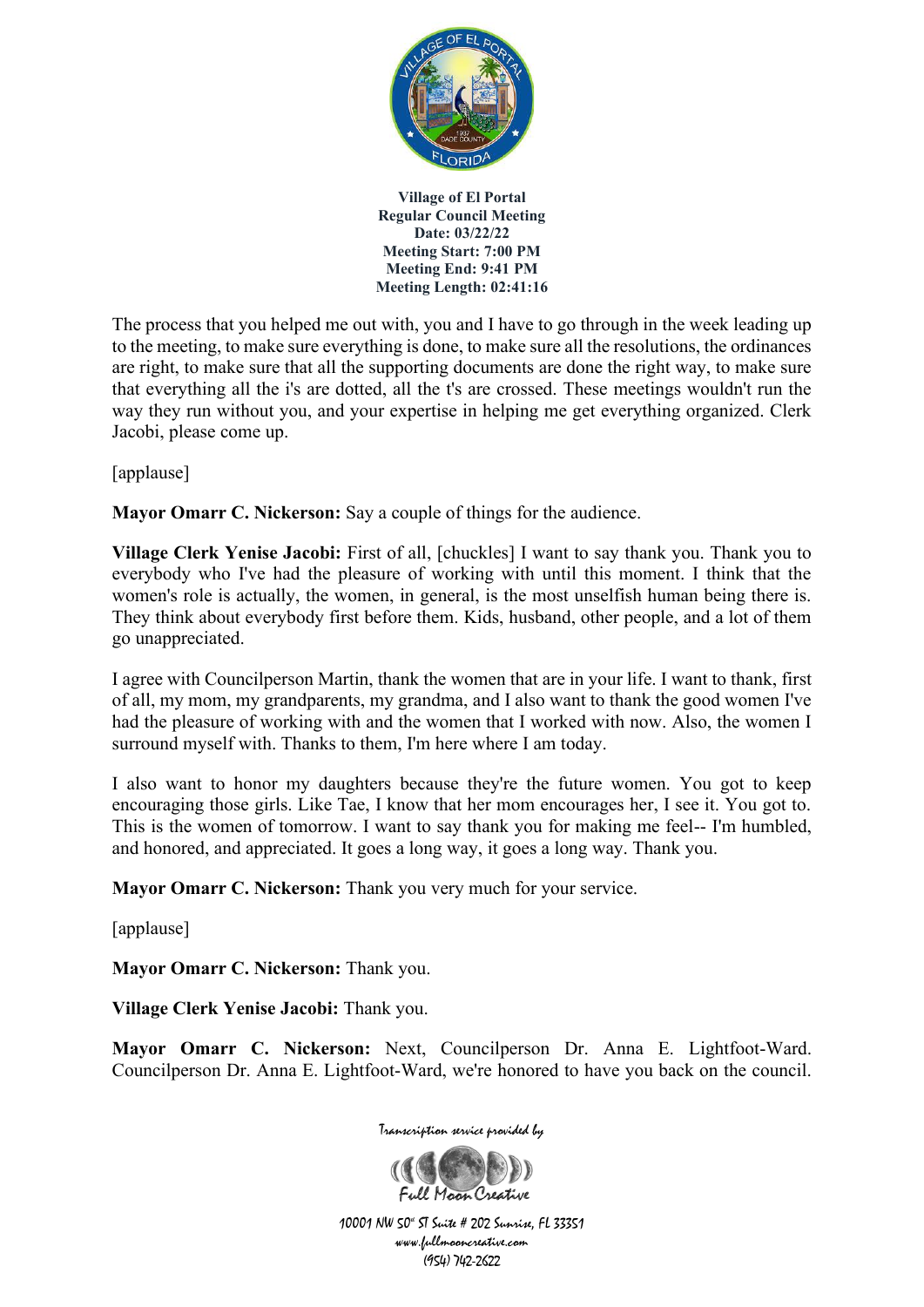The process that you helped me out with, you and I have to go through in the week leading up to the meeting, to make sure everything is done, to make sure all the resolutions, the ordinances are right, to make sure that all the supporting documents are done the right way, to make sure that everything all the i's are dotted, all the t's are crossed. These meetings wouldn't run the way they run without you, and your expertise in helping me get everything organized. Clerk Jacobi, please come up.

[applause]

**Mayor Omarr C. Nickerson:** Say a couple of things for the audience.

**Village Clerk Yenise Jacobi:** First of all, [chuckles] I want to say thank you. Thank you to everybody who I've had the pleasure of working with until this moment. I think that the women's role is actually, the women, in general, is the most unselfish human being there is. They think about everybody first before them. Kids, husband, other people, and a lot of them go unappreciated.

I agree with Councilperson Martin, thank the women that are in your life. I want to thank, first of all, my mom, my grandparents, my grandma, and I also want to thank the good women I've had the pleasure of working with and the women that I worked with now. Also, the women I surround myself with. Thanks to them, I'm here where I am today.

I also want to honor my daughters because they're the future women. You got to keep encouraging those girls. Like Tae, I know that her mom encourages her, I see it. You got to. This is the women of tomorrow. I want to say thank you for making me feel-- I'm humbled, and honored, and appreciated. It goes a long way, it goes a long way. Thank you.

**Mayor Omarr C. Nickerson:** Thank you very much for your service.

[applause]

**Mayor Omarr C. Nickerson:** Thank you.

**Village Clerk Yenise Jacobi:** Thank you.

**Mayor Omarr C. Nickerson:** Next, Councilperson Dr. Anna E. Lightfoot-Ward. Councilperson Dr. Anna E. Lightfoot-Ward, we're honored to have you back on the council.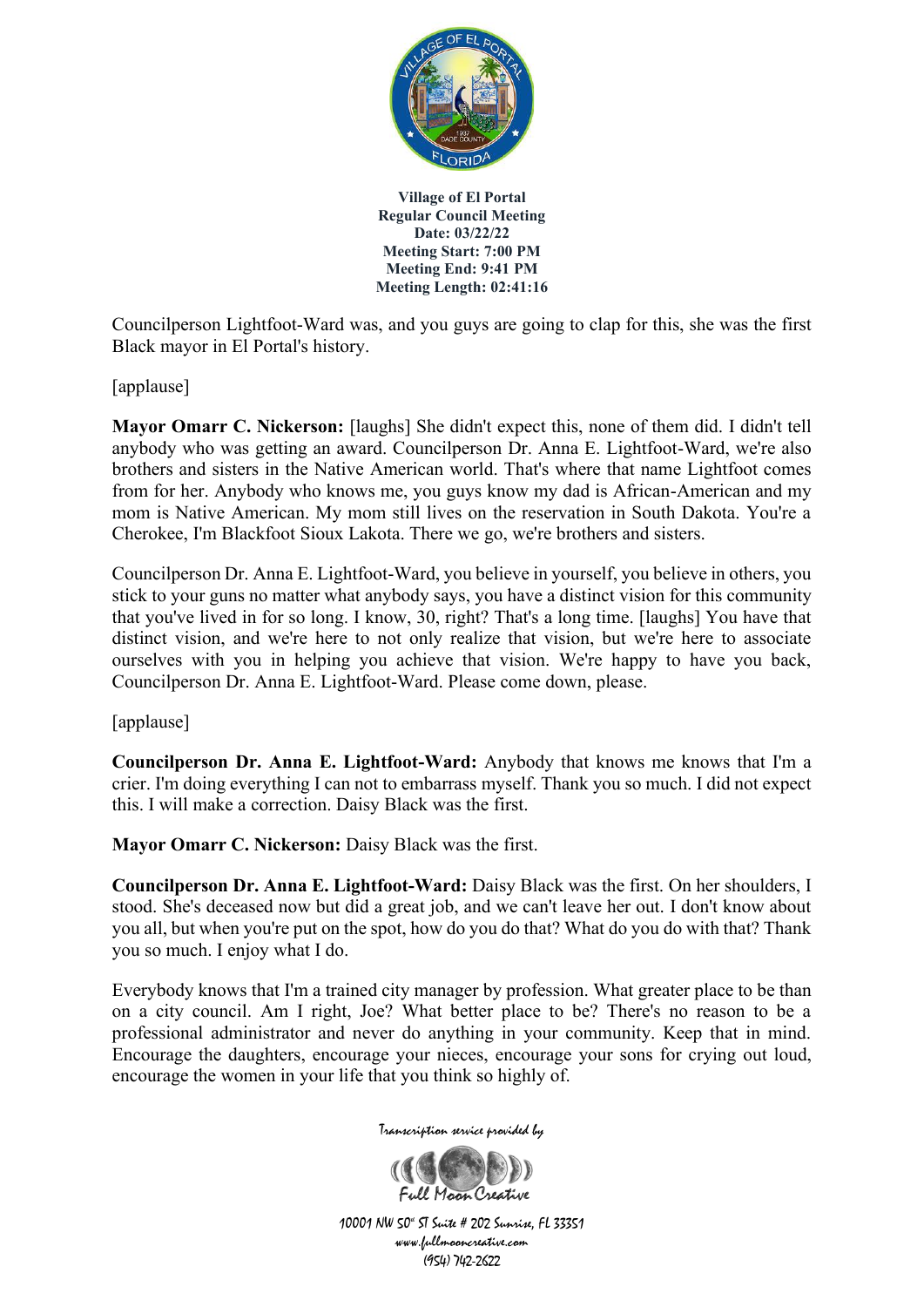Councilperson Lightfoot-Ward was, and you guys are going to clap for this, she was the first Black mayor in El Portal's history.

[applause]

**Mayor Omarr C. Nickerson:** [laughs] She didn't expect this, none of them did. I didn't tell anybody who was getting an award. Councilperson Dr. Anna E. Lightfoot-Ward, we're also brothers and sisters in the Native American world. That's where that name Lightfoot comes from for her. Anybody who knows me, you guys know my dad is African-American and my mom is Native American. My mom still lives on the reservation in South Dakota. You're a Cherokee, I'm Blackfoot Sioux Lakota. There we go, we're brothers and sisters.

Councilperson Dr. Anna E. Lightfoot-Ward, you believe in yourself, you believe in others, you stick to your guns no matter what anybody says, you have a distinct vision for this community that you've lived in for so long. I know, 30, right? That's a long time. [laughs] You have that distinct vision, and we're here to not only realize that vision, but we're here to associate ourselves with you in helping you achieve that vision. We're happy to have you back, Councilperson Dr. Anna E. Lightfoot-Ward. Please come down, please.

[applause]

**Councilperson Dr. Anna E. Lightfoot-Ward:** Anybody that knows me knows that I'm a crier. I'm doing everything I can not to embarrass myself. Thank you so much. I did not expect this. I will make a correction. Daisy Black was the first.

**Mayor Omarr C. Nickerson:** Daisy Black was the first.

**Councilperson Dr. Anna E. Lightfoot-Ward:** Daisy Black was the first. On her shoulders, I stood. She's deceased now but did a great job, and we can't leave her out. I don't know about you all, but when you're put on the spot, how do you do that? What do you do with that? Thank you so much. I enjoy what I do.

Everybody knows that I'm a trained city manager by profession. What greater place to be than on a city council. Am I right, Joe? What better place to be? There's no reason to be a professional administrator and never do anything in your community. Keep that in mind. Encourage the daughters, encourage your nieces, encourage your sons for crying out loud, encourage the women in your life that you think so highly of.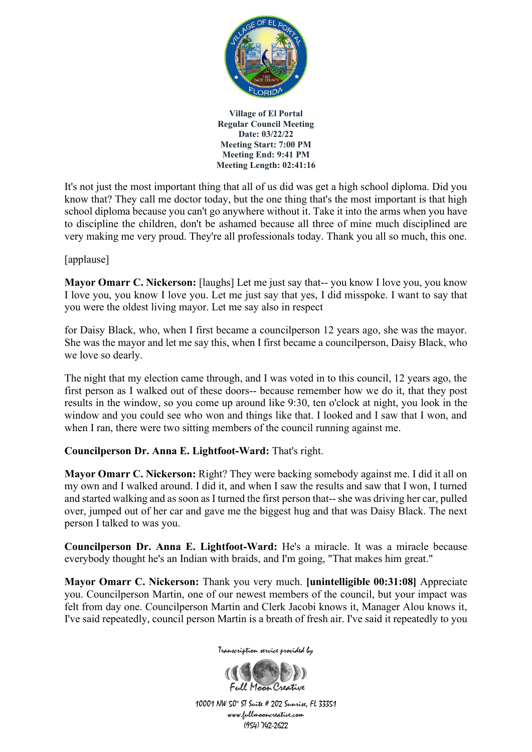It's not just the most important thing that all of us did was get a high school diploma. Did you know that? They call me doctor today, but the one thing that's the most important is that high school diploma because you can't go anywhere without it. Take it into the arms when you have to discipline the children, don't be ashamed because all three of mine much disciplined are very making me very proud. They're all professionals today. Thank you all so much, this one.

[applause]

**Mayor Omarr C. Nickerson:** [laughs] Let me just say that-- you know I love you, you know I love you, you know I love you. Let me just say that yes, I did misspoke. I want to say that you were the oldest living mayor. Let me say also in respect

for Daisy Black, who, when I first became a councilperson 12 years ago, she was the mayor. She was the mayor and let me say this, when I first became a councilperson, Daisy Black, who we love so dearly.

The night that my election came through, and I was voted in to this council, 12 years ago, the first person as I walked out of these doors-- because remember how we do it, that they post results in the window, so you come up around like 9:30, ten o'clock at night, you look in the window and you could see who won and things like that. I looked and I saw that I won, and when I ran, there were two sitting members of the council running against me.

**Councilperson Dr. Anna E. Lightfoot-Ward:** That's right.

**Mayor Omarr C. Nickerson:** Right? They were backing somebody against me. I did it all on my own and I walked around. I did it, and when I saw the results and saw that I won, I turned and started walking and as soon as I turned the first person that-- she was driving her car, pulled over, jumped out of her car and gave me the biggest hug and that was Daisy Black. The next person I talked to was you.

**Councilperson Dr. Anna E. Lightfoot-Ward:** He's a miracle. It was a miracle because everybody thought he's an Indian with braids, and I'm going, "That makes him great."

**Mayor Omarr C. Nickerson:** Thank you very much. **[unintelligible 00:31:08]** Appreciate you. Councilperson Martin, one of our newest members of the council, but your impact was felt from day one. Councilperson Martin and Clerk Jacobi knows it, Manager Alou knows it, I've said repeatedly, council person Martin is a breath of fresh air. I've said it repeatedly to you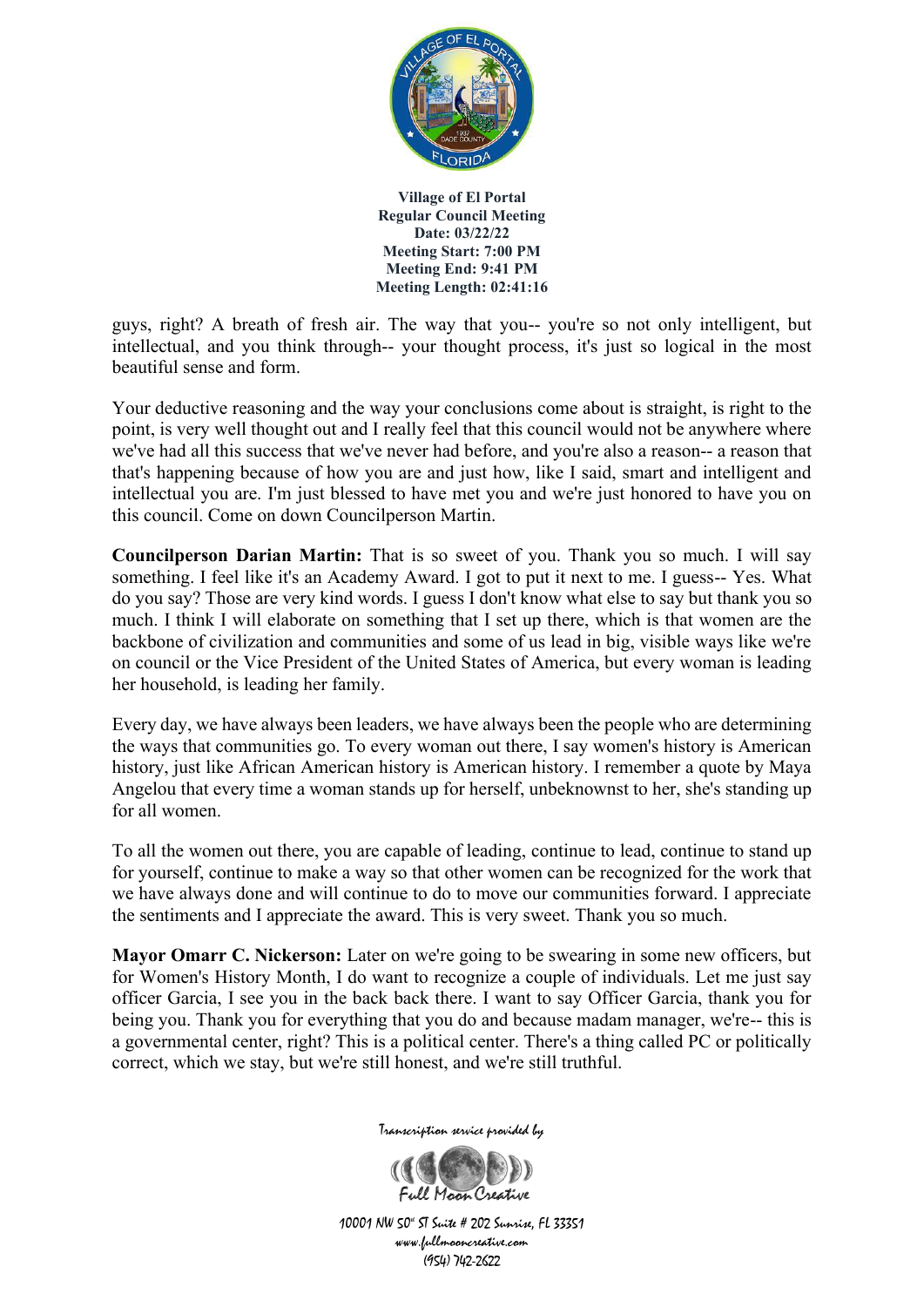guys, right? A breath of fresh air. The way that you-- you're so not only intelligent, but intellectual, and you think through-- your thought process, it's just so logical in the most beautiful sense and form.

Your deductive reasoning and the way your conclusions come about is straight, is right to the point, is very well thought out and I really feel that this council would not be anywhere where we've had all this success that we've never had before, and you're also a reason-- a reason that that's happening because of how you are and just how, like I said, smart and intelligent and intellectual you are. I'm just blessed to have met you and we're just honored to have you on this council. Come on down Councilperson Martin.

**Councilperson Darian Martin:** That is so sweet of you. Thank you so much. I will say something. I feel like it's an Academy Award. I got to put it next to me. I guess-- Yes. What do you say? Those are very kind words. I guess I don't know what else to say but thank you so much. I think I will elaborate on something that I set up there, which is that women are the backbone of civilization and communities and some of us lead in big, visible ways like we're on council or the Vice President of the United States of America, but every woman is leading her household, is leading her family.

Every day, we have always been leaders, we have always been the people who are determining the ways that communities go. To every woman out there, I say women's history is American history, just like African American history is American history. I remember a quote by Maya Angelou that every time a woman stands up for herself, unbeknownst to her, she's standing up for all women.

To all the women out there, you are capable of leading, continue to lead, continue to stand up for yourself, continue to make a way so that other women can be recognized for the work that we have always done and will continue to do to move our communities forward. I appreciate the sentiments and I appreciate the award. This is very sweet. Thank you so much.

**Mayor Omarr C. Nickerson:** Later on we're going to be swearing in some new officers, but for Women's History Month, I do want to recognize a couple of individuals. Let me just say officer Garcia, I see you in the back back there. I want to say Officer Garcia, thank you for being you. Thank you for everything that you do and because madam manager, we're-- this is a governmental center, right? This is a political center. There's a thing called PC or politically correct, which we stay, but we're still honest, and we're still truthful.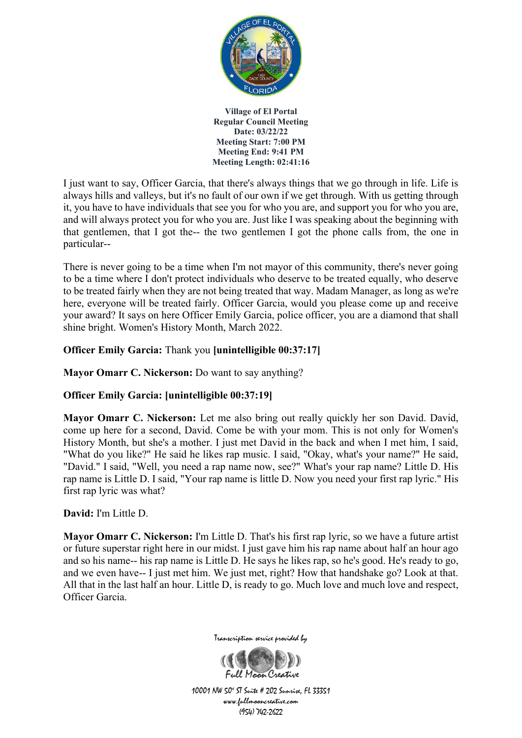I just want to say, Officer Garcia, that there's always things that we go through in life. Life is always hills and valleys, but it's no fault of our own if we get through. With us getting through it, you have to have individuals that see you for who you are, and support you for who you are, and will always protect you for who you are. Just like I was speaking about the beginning with that gentlemen, that I got the-- the two gentlemen I got the phone calls from, the one in particular--

There is never going to be a time when I'm not mayor of this community, there's never going to be a time where I don't protect individuals who deserve to be treated equally, who deserve to be treated fairly when they are not being treated that way. Madam Manager, as long as we're here, everyone will be treated fairly. Officer Garcia, would you please come up and receive your award? It says on here Officer Emily Garcia, police officer, you are a diamond that shall shine bright. Women's History Month, March 2022.

**Officer Emily Garcia:** Thank you **[unintelligible 00:37:17]**

**Mayor Omarr C. Nickerson:** Do want to say anything?

**Officer Emily Garcia: [unintelligible 00:37:19]**

**Mayor Omarr C. Nickerson:** Let me also bring out really quickly her son David. David, come up here for a second, David. Come be with your mom. This is not only for Women's History Month, but she's a mother. I just met David in the back and when I met him, I said, "What do you like?" He said he likes rap music. I said, "Okay, what's your name?" He said, "David." I said, "Well, you need a rap name now, see?" What's your rap name? Little D. His rap name is Little D. I said, "Your rap name is little D. Now you need your first rap lyric." His first rap lyric was what?

**David:** I'm Little D.

**Mayor Omarr C. Nickerson:** I'm Little D. That's his first rap lyric, so we have a future artist or future superstar right here in our midst. I just gave him his rap name about half an hour ago and so his name-- his rap name is Little D. He says he likes rap, so he's good. He's ready to go, and we even have-- I just met him. We just met, right? How that handshake go? Look at that. All that in the last half an hour. Little D, is ready to go. Much love and much love and respect, Officer Garcia.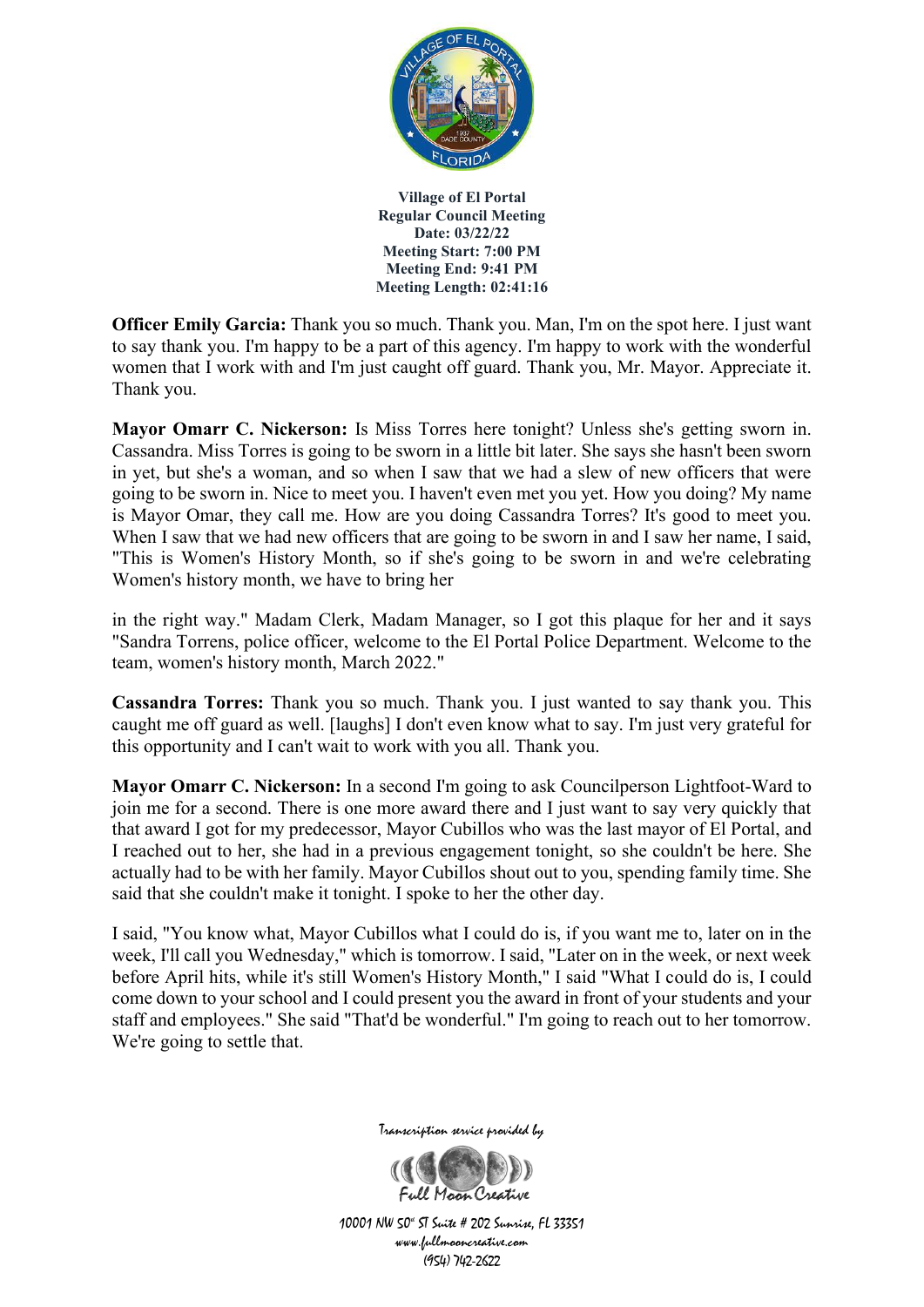**Village of El Portal**
**Regular Council Meeting**
**Date: 03/22/22**
**Meeting Start: 7:00 PM**
**Meeting End: 9:41 PM**
**Meeting Length: 02:41:16**

**Officer Emily Garcia:** Thank you so much. Thank you. Man, I'm on the spot here. I just want to say thank you. I'm happy to be a part of this agency. I'm happy to work with the wonderful women that I work with and I'm just caught off guard. Thank you, Mr. Mayor. Appreciate it. Thank you.

**Mayor Omarr C. Nickerson:** Is Miss Torres here tonight? Unless she's getting sworn in. Cassandra. Miss Torres is going to be sworn in a little bit later. She says she hasn't been sworn in yet, but she's a woman, and so when I saw that we had a slew of new officers that were going to be sworn in. Nice to meet you. I haven't even met you yet. How you doing? My name is Mayor Omar, they call me. How are you doing Cassandra Torres? It's good to meet you. When I saw that we had new officers that are going to be sworn in and I saw her name, I said, "This is Women's History Month, so if she's going to be sworn in and we're celebrating Women's history month, we have to bring her

in the right way." Madam Clerk, Madam Manager, so I got this plaque for her and it says "Sandra Torrens, police officer, welcome to the El Portal Police Department. Welcome to the team, women's history month, March 2022."

**Cassandra Torres:** Thank you so much. Thank you. I just wanted to say thank you. This caught me off guard as well. [laughs] I don't even know what to say. I'm just very grateful for this opportunity and I can't wait to work with you all. Thank you.

**Mayor Omarr C. Nickerson:** In a second I'm going to ask Councilperson Lightfoot-Ward to join me for a second. There is one more award there and I just want to say very quickly that that award I got for my predecessor, Mayor Cubillos who was the last mayor of El Portal, and I reached out to her, she had in a previous engagement tonight, so she couldn't be here. She actually had to be with her family. Mayor Cubillos shout out to you, spending family time. She said that she couldn't make it tonight. I spoke to her the other day.

I said, "You know what, Mayor Cubillos what I could do is, if you want me to, later on in the week, I'll call you Wednesday," which is tomorrow. I said, "Later on in the week, or next week before April hits, while it's still Women's History Month," I said "What I could do is, I could come down to your school and I could present you the award in front of your students and your staff and employees." She said "That'd be wonderful." I'm going to reach out to her tomorrow. We're going to settle that.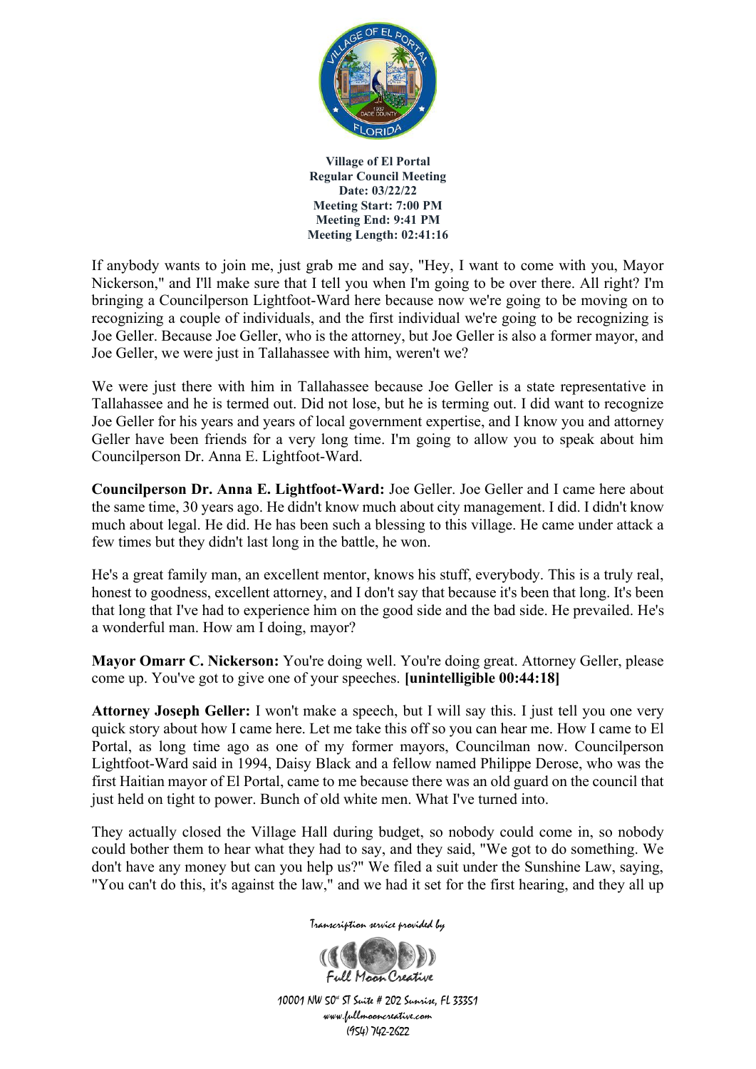If anybody wants to join me, just grab me and say, "Hey, I want to come with you, Mayor Nickerson," and I'll make sure that I tell you when I'm going to be over there. All right? I'm bringing a Councilperson Lightfoot-Ward here because now we're going to be moving on to recognizing a couple of individuals, and the first individual we're going to be recognizing is Joe Geller. Because Joe Geller, who is the attorney, but Joe Geller is also a former mayor, and Joe Geller, we were just in Tallahassee with him, weren't we?

We were just there with him in Tallahassee because Joe Geller is a state representative in Tallahassee and he is termed out. Did not lose, but he is terming out. I did want to recognize Joe Geller for his years and years of local government expertise, and I know you and attorney Geller have been friends for a very long time. I'm going to allow you to speak about him Councilperson Dr. Anna E. Lightfoot-Ward.

**Councilperson Dr. Anna E. Lightfoot-Ward:** Joe Geller. Joe Geller and I came here about the same time, 30 years ago. He didn't know much about city management. I did. I didn't know much about legal. He did. He has been such a blessing to this village. He came under attack a few times but they didn't last long in the battle, he won.

He's a great family man, an excellent mentor, knows his stuff, everybody. This is a truly real, honest to goodness, excellent attorney, and I don't say that because it's been that long. It's been that long that I've had to experience him on the good side and the bad side. He prevailed. He's a wonderful man. How am I doing, mayor?

**Mayor Omarr C. Nickerson:** You're doing well. You're doing great. Attorney Geller, please come up. You've got to give one of your speeches. **[unintelligible 00:44:18]**

**Attorney Joseph Geller:** I won't make a speech, but I will say this. I just tell you one very quick story about how I came here. Let me take this off so you can hear me. How I came to El Portal, as long time ago as one of my former mayors, Councilman now. Councilperson Lightfoot-Ward said in 1994, Daisy Black and a fellow named Philippe Derose, who was the first Haitian mayor of El Portal, came to me because there was an old guard on the council that just held on tight to power. Bunch of old white men. What I've turned into.

They actually closed the Village Hall during budget, so nobody could come in, so nobody could bother them to hear what they had to say, and they said, "We got to do something. We don't have any money but can you help us?" We filed a suit under the Sunshine Law, saying, "You can't do this, it's against the law," and we had it set for the first hearing, and they all up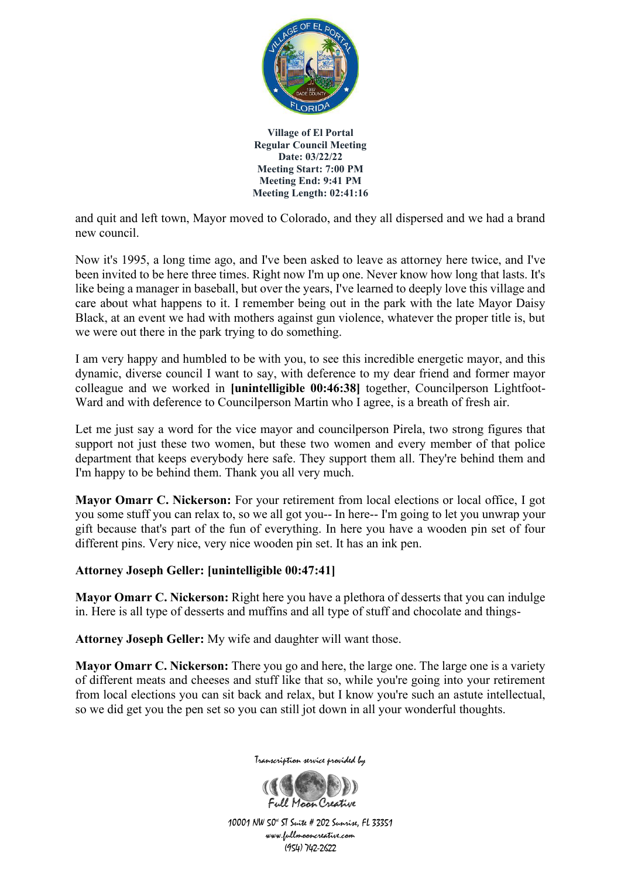and quit and left town, Mayor moved to Colorado, and they all dispersed and we had a brand new council.

Now it's 1995, a long time ago, and I've been asked to leave as attorney here twice, and I've been invited to be here three times. Right now I'm up one. Never know how long that lasts. It's like being a manager in baseball, but over the years, I've learned to deeply love this village and care about what happens to it. I remember being out in the park with the late Mayor Daisy Black, at an event we had with mothers against gun violence, whatever the proper title is, but we were out there in the park trying to do something.

I am very happy and humbled to be with you, to see this incredible energetic mayor, and this dynamic, diverse council I want to say, with deference to my dear friend and former mayor colleague and we worked in **[unintelligible 00:46:38]** together, Councilperson Lightfoot-Ward and with deference to Councilperson Martin who I agree, is a breath of fresh air.

Let me just say a word for the vice mayor and councilperson Pirela, two strong figures that support not just these two women, but these two women and every member of that police department that keeps everybody here safe. They support them all. They're behind them and I'm happy to be behind them. Thank you all very much.

**Mayor Omarr C. Nickerson:** For your retirement from local elections or local office, I got you some stuff you can relax to, so we all got you-- In here-- I'm going to let you unwrap your gift because that's part of the fun of everything. In here you have a wooden pin set of four different pins. Very nice, very nice wooden pin set. It has an ink pen.

**Attorney Joseph Geller: [unintelligible 00:47:41]**

**Mayor Omarr C. Nickerson:** Right here you have a plethora of desserts that you can indulge in. Here is all type of desserts and muffins and all type of stuff and chocolate and things-

**Attorney Joseph Geller:** My wife and daughter will want those.

**Mayor Omarr C. Nickerson:** There you go and here, the large one. The large one is a variety of different meats and cheeses and stuff like that so, while you're going into your retirement from local elections you can sit back and relax, but I know you're such an astute intellectual, so we did get you the pen set so you can still jot down in all your wonderful thoughts.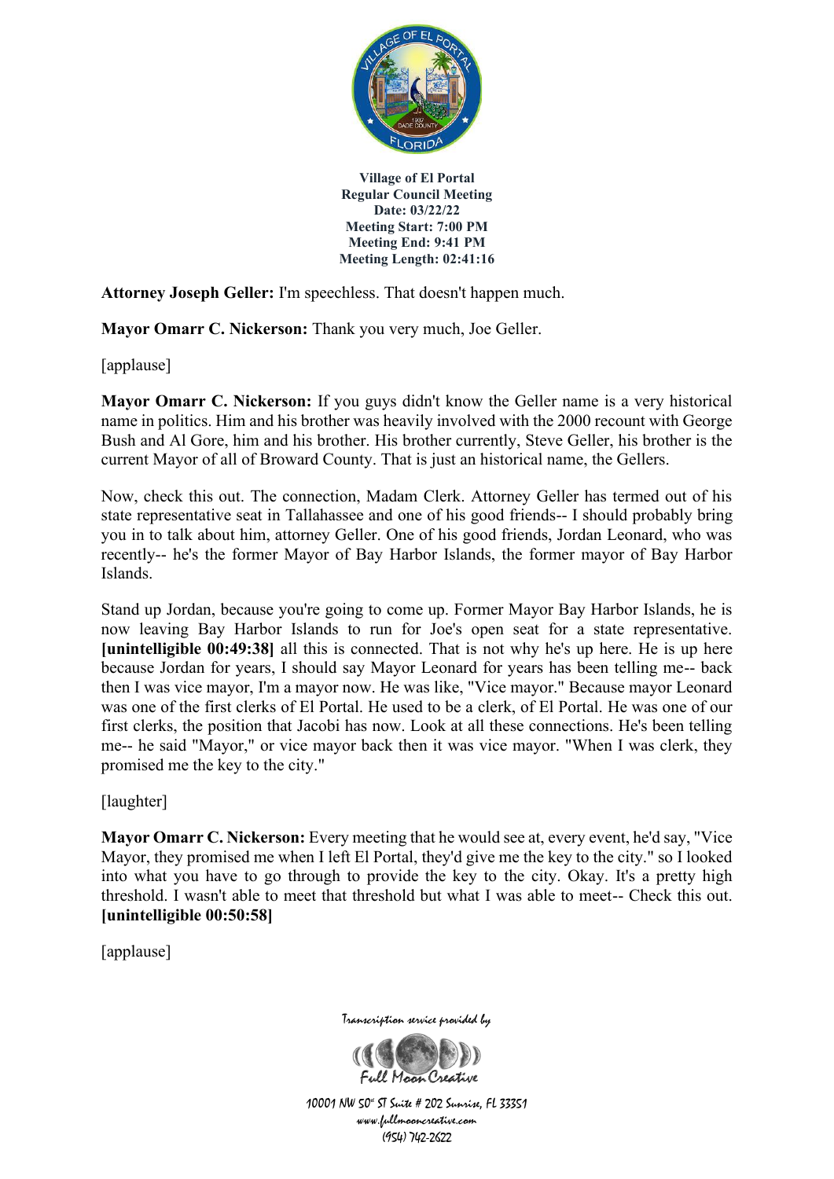**Attorney Joseph Geller:** I'm speechless. That doesn't happen much.

**Mayor Omarr C. Nickerson:** Thank you very much, Joe Geller.

[applause]

**Mayor Omarr C. Nickerson:** If you guys didn't know the Geller name is a very historical name in politics. Him and his brother was heavily involved with the 2000 recount with George Bush and Al Gore, him and his brother. His brother currently, Steve Geller, his brother is the current Mayor of all of Broward County. That is just an historical name, the Gellers.

Now, check this out. The connection, Madam Clerk. Attorney Geller has termed out of his state representative seat in Tallahassee and one of his good friends-- I should probably bring you in to talk about him, attorney Geller. One of his good friends, Jordan Leonard, who was recently-- he's the former Mayor of Bay Harbor Islands, the former mayor of Bay Harbor Islands.

Stand up Jordan, because you're going to come up. Former Mayor Bay Harbor Islands, he is now leaving Bay Harbor Islands to run for Joe's open seat for a state representative. **[unintelligible 00:49:38]** all this is connected. That is not why he's up here. He is up here because Jordan for years, I should say Mayor Leonard for years has been telling me-- back then I was vice mayor, I'm a mayor now. He was like, "Vice mayor." Because mayor Leonard was one of the first clerks of El Portal. He used to be a clerk, of El Portal. He was one of our first clerks, the position that Jacobi has now. Look at all these connections. He's been telling me-- he said "Mayor," or vice mayor back then it was vice mayor. "When I was clerk, they promised me the key to the city."

[laughter]

**Mayor Omarr C. Nickerson:** Every meeting that he would see at, every event, he'd say, "Vice Mayor, they promised me when I left El Portal, they'd give me the key to the city." so I looked into what you have to go through to provide the key to the city. Okay. It's a pretty high threshold. I wasn't able to meet that threshold but what I was able to meet-- Check this out. **[unintelligible 00:50:58]**

[applause]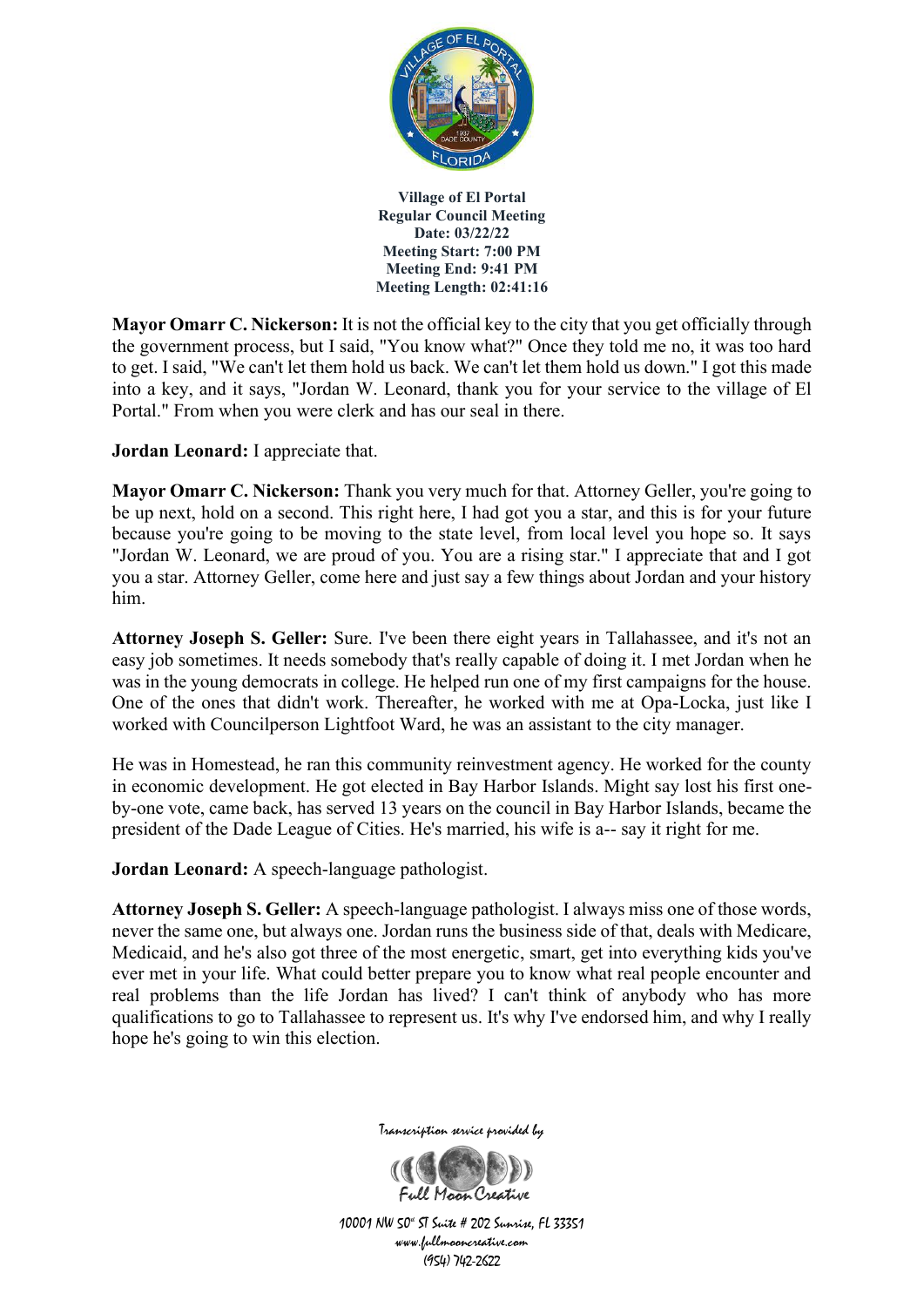**Village of El Portal**
**Regular Council Meeting**
**Date: 03/22/22**
**Meeting Start: 7:00 PM**
**Meeting End: 9:41 PM**
**Meeting Length: 02:41:16**

**Mayor Omarr C. Nickerson:** It is not the official key to the city that you get officially through the government process, but I said, "You know what?" Once they told me no, it was too hard to get. I said, "We can't let them hold us back. We can't let them hold us down." I got this made into a key, and it says, "Jordan W. Leonard, thank you for your service to the village of El Portal." From when you were clerk and has our seal in there.

**Jordan Leonard:** I appreciate that.

**Mayor Omarr C. Nickerson:** Thank you very much for that. Attorney Geller, you're going to be up next, hold on a second. This right here, I had got you a star, and this is for your future because you're going to be moving to the state level, from local level you hope so. It says "Jordan W. Leonard, we are proud of you. You are a rising star." I appreciate that and I got you a star. Attorney Geller, come here and just say a few things about Jordan and your history him.

**Attorney Joseph S. Geller:** Sure. I've been there eight years in Tallahassee, and it's not an easy job sometimes. It needs somebody that's really capable of doing it. I met Jordan when he was in the young democrats in college. He helped run one of my first campaigns for the house. One of the ones that didn't work. Thereafter, he worked with me at Opa-Locka, just like I worked with Councilperson Lightfoot Ward, he was an assistant to the city manager.

He was in Homestead, he ran this community reinvestment agency. He worked for the county in economic development. He got elected in Bay Harbor Islands. Might say lost his first one-by-one vote, came back, has served 13 years on the council in Bay Harbor Islands, became the president of the Dade League of Cities. He's married, his wife is a-- say it right for me.

**Jordan Leonard:** A speech-language pathologist.

**Attorney Joseph S. Geller:** A speech-language pathologist. I always miss one of those words, never the same one, but always one. Jordan runs the business side of that, deals with Medicare, Medicaid, and he's also got three of the most energetic, smart, get into everything kids you've ever met in your life. What could better prepare you to know what real people encounter and real problems than the life Jordan has lived? I can't think of anybody who has more qualifications to go to Tallahassee to represent us. It's why I've endorsed him, and why I really hope he's going to win this election.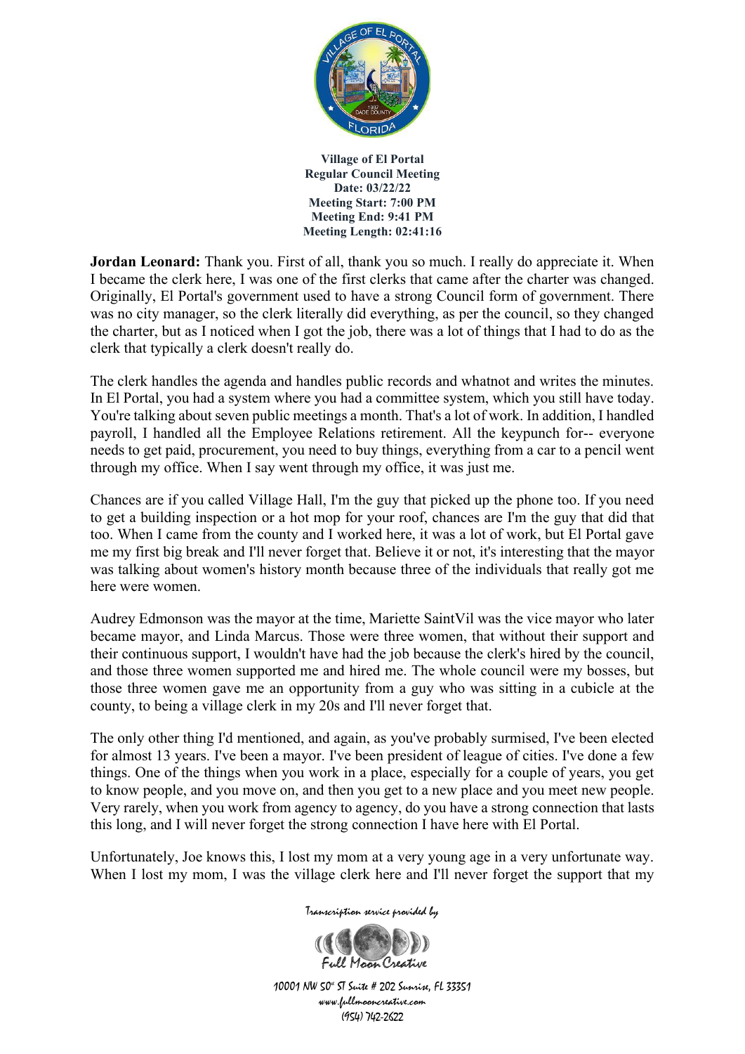**Village of El Portal**
**Regular Council Meeting**
**Date: 03/22/22**
**Meeting Start: 7:00 PM**
**Meeting End: 9:41 PM**
**Meeting Length: 02:41:16**

**Jordan Leonard:** Thank you. First of all, thank you so much. I really do appreciate it. When I became the clerk here, I was one of the first clerks that came after the charter was changed. Originally, El Portal's government used to have a strong Council form of government. There was no city manager, so the clerk literally did everything, as per the council, so they changed the charter, but as I noticed when I got the job, there was a lot of things that I had to do as the clerk that typically a clerk doesn't really do.

The clerk handles the agenda and handles public records and whatnot and writes the minutes. In El Portal, you had a system where you had a committee system, which you still have today. You're talking about seven public meetings a month. That's a lot of work. In addition, I handled payroll, I handled all the Employee Relations retirement. All the keypunch for-- everyone needs to get paid, procurement, you need to buy things, everything from a car to a pencil went through my office. When I say went through my office, it was just me.

Chances are if you called Village Hall, I'm the guy that picked up the phone too. If you need to get a building inspection or a hot mop for your roof, chances are I'm the guy that did that too. When I came from the county and I worked here, it was a lot of work, but El Portal gave me my first big break and I'll never forget that. Believe it or not, it's interesting that the mayor was talking about women's history month because three of the individuals that really got me here were women.

Audrey Edmonson was the mayor at the time, Mariette SaintVil was the vice mayor who later became mayor, and Linda Marcus. Those were three women, that without their support and their continuous support, I wouldn't have had the job because the clerk's hired by the council, and those three women supported me and hired me. The whole council were my bosses, but those three women gave me an opportunity from a guy who was sitting in a cubicle at the county, to being a village clerk in my 20s and I'll never forget that.

The only other thing I'd mentioned, and again, as you've probably surmised, I've been elected for almost 13 years. I've been a mayor. I've been president of league of cities. I've done a few things. One of the things when you work in a place, especially for a couple of years, you get to know people, and you move on, and then you get to a new place and you meet new people. Very rarely, when you work from agency to agency, do you have a strong connection that lasts this long, and I will never forget the strong connection I have here with El Portal.

Unfortunately, Joe knows this, I lost my mom at a very young age in a very unfortunate way. When I lost my mom, I was the village clerk here and I'll never forget the support that my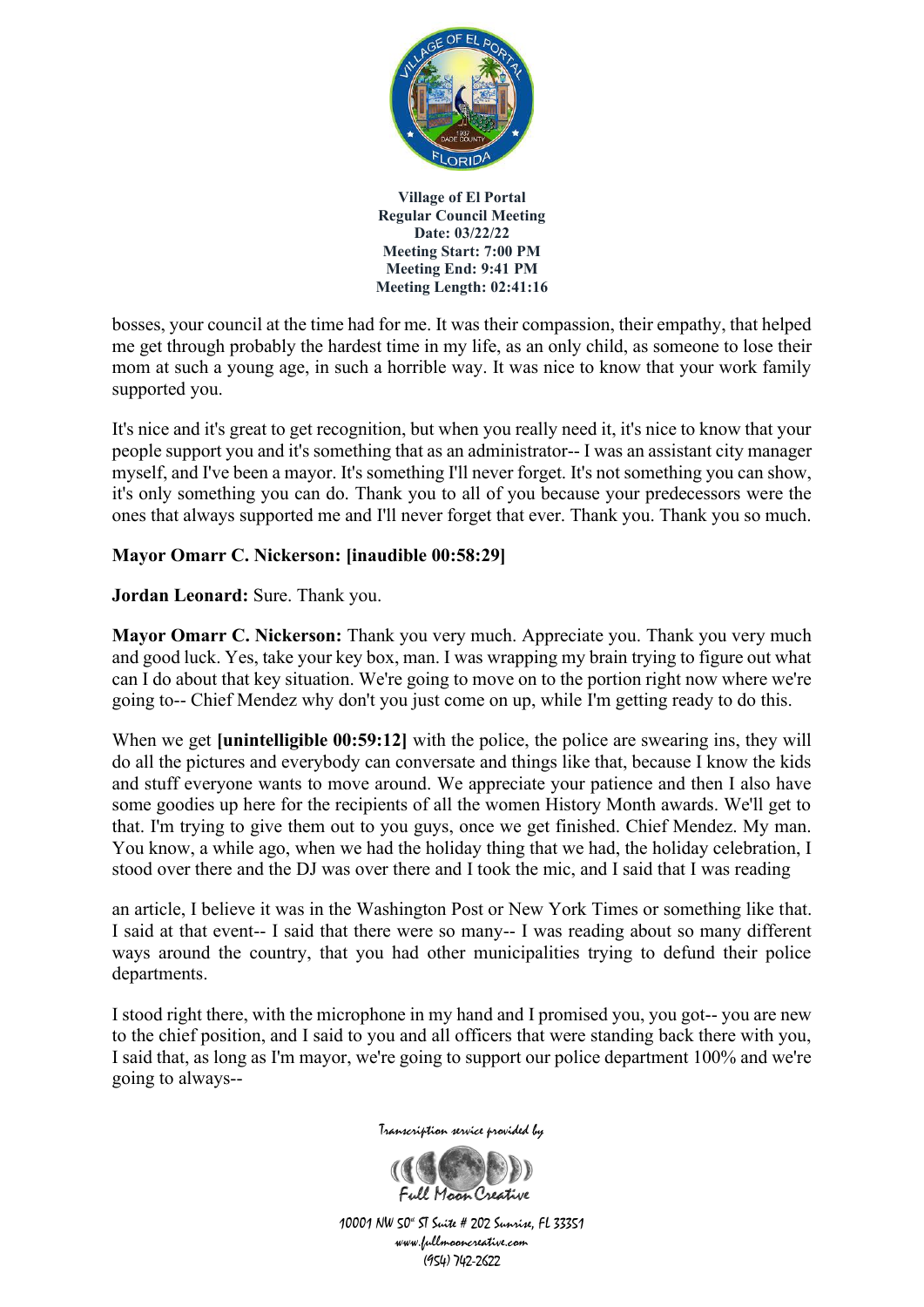bosses, your council at the time had for me. It was their compassion, their empathy, that helped me get through probably the hardest time in my life, as an only child, as someone to lose their mom at such a young age, in such a horrible way. It was nice to know that your work family supported you.

It's nice and it's great to get recognition, but when you really need it, it's nice to know that your people support you and it's something that as an administrator-- I was an assistant city manager myself, and I've been a mayor. It's something I'll never forget. It's not something you can show, it's only something you can do. Thank you to all of you because your predecessors were the ones that always supported me and I'll never forget that ever. Thank you. Thank you so much.

**Mayor Omarr C. Nickerson: [inaudible 00:58:29]**

**Jordan Leonard:** Sure. Thank you.

**Mayor Omarr C. Nickerson:** Thank you very much. Appreciate you. Thank you very much and good luck. Yes, take your key box, man. I was wrapping my brain trying to figure out what can I do about that key situation. We're going to move on to the portion right now where we're going to-- Chief Mendez why don't you just come on up, while I'm getting ready to do this.

When we get **[unintelligible 00:59:12]** with the police, the police are swearing ins, they will do all the pictures and everybody can conversate and things like that, because I know the kids and stuff everyone wants to move around. We appreciate your patience and then I also have some goodies up here for the recipients of all the women History Month awards. We'll get to that. I'm trying to give them out to you guys, once we get finished. Chief Mendez. My man. You know, a while ago, when we had the holiday thing that we had, the holiday celebration, I stood over there and the DJ was over there and I took the mic, and I said that I was reading an article, I believe it was in the Washington Post or New York Times or something like that. I said at that event-- I said that there were so many-- I was reading about so many different ways around the country, that you had other municipalities trying to defund their police departments.

I stood right there, with the microphone in my hand and I promised you, you got-- you are new to the chief position, and I said to you and all officers that were standing back there with you, I said that, as long as I'm mayor, we're going to support our police department 100% and we're going to always--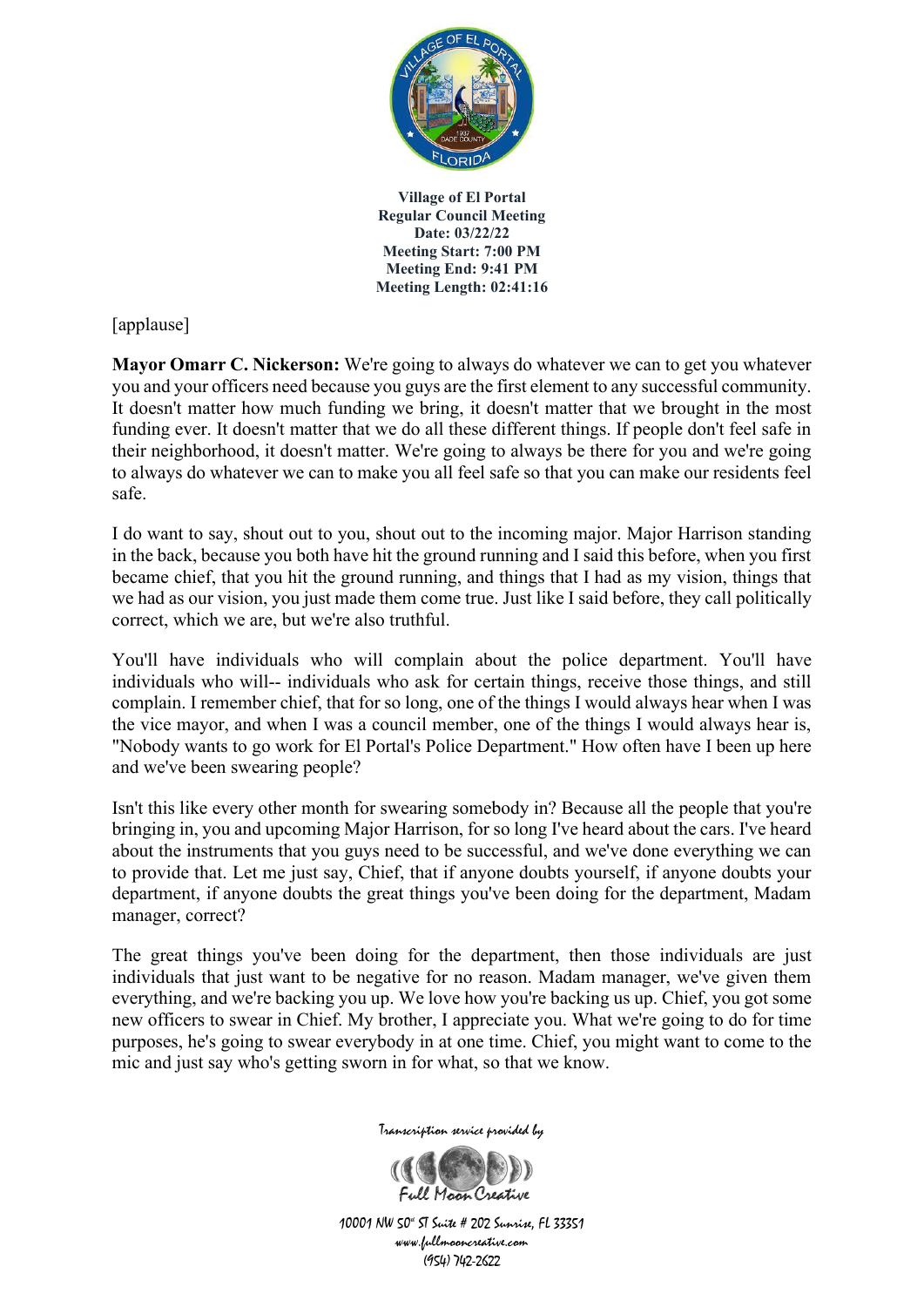[applause]

**Mayor Omarr C. Nickerson:** We're going to always do whatever we can to get you whatever you and your officers need because you guys are the first element to any successful community. It doesn't matter how much funding we bring, it doesn't matter that we brought in the most funding ever. It doesn't matter that we do all these different things. If people don't feel safe in their neighborhood, it doesn't matter. We're going to always be there for you and we're going to always do whatever we can to make you all feel safe so that you can make our residents feel safe.

I do want to say, shout out to you, shout out to the incoming major. Major Harrison standing in the back, because you both have hit the ground running and I said this before, when you first became chief, that you hit the ground running, and things that I had as my vision, things that we had as our vision, you just made them come true. Just like I said before, they call politically correct, which we are, but we're also truthful.

You'll have individuals who will complain about the police department. You'll have individuals who will-- individuals who ask for certain things, receive those things, and still complain. I remember chief, that for so long, one of the things I would always hear when I was the vice mayor, and when I was a council member, one of the things I would always hear is, "Nobody wants to go work for El Portal's Police Department." How often have I been up here and we've been swearing people?

Isn't this like every other month for swearing somebody in? Because all the people that you're bringing in, you and upcoming Major Harrison, for so long I've heard about the cars. I've heard about the instruments that you guys need to be successful, and we've done everything we can to provide that. Let me just say, Chief, that if anyone doubts yourself, if anyone doubts your department, if anyone doubts the great things you've been doing for the department, Madam manager, correct?

The great things you've been doing for the department, then those individuals are just individuals that just want to be negative for no reason. Madam manager, we've given them everything, and we're backing you up. We love how you're backing us up. Chief, you got some new officers to swear in Chief. My brother, I appreciate you. What we're going to do for time purposes, he's going to swear everybody in at one time. Chief, you might want to come to the mic and just say who's getting sworn in for what, so that we know.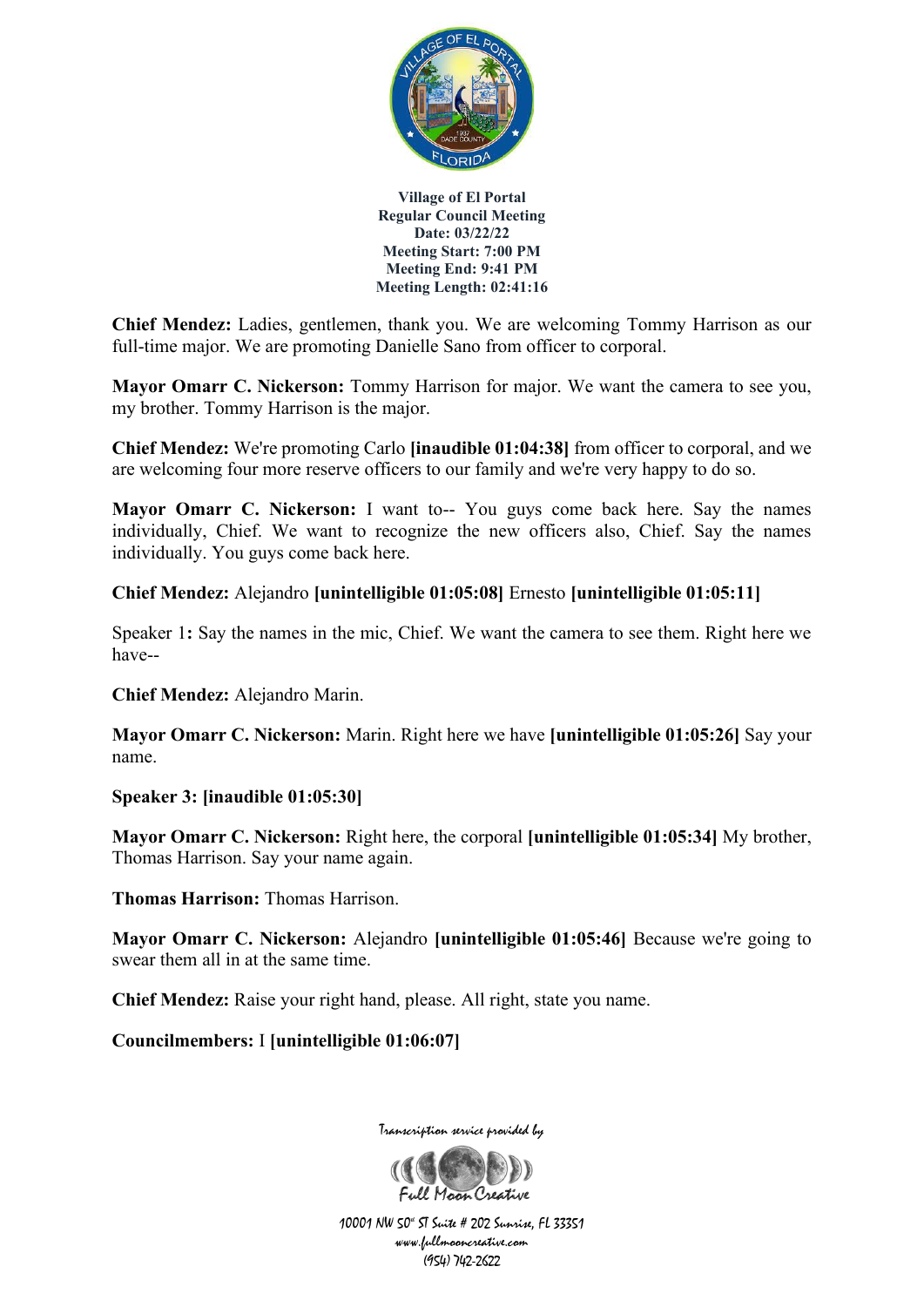Village of El Portal
Regular Council Meeting
Date: 03/22/22
Meeting Start: 7:00 PM
Meeting End: 9:41 PM
Meeting Length: 02:41:16

**Chief Mendez:** Ladies, gentlemen, thank you. We are welcoming Tommy Harrison as our full-time major. We are promoting Danielle Sano from officer to corporal.

**Mayor Omarr C. Nickerson:** Tommy Harrison for major. We want the camera to see you, my brother. Tommy Harrison is the major.

**Chief Mendez:** We're promoting Carlo **[inaudible 01:04:38]** from officer to corporal, and we are welcoming four more reserve officers to our family and we're very happy to do so.

**Mayor Omarr C. Nickerson:** I want to-- You guys come back here. Say the names individually, Chief. We want to recognize the new officers also, Chief. Say the names individually. You guys come back here.

**Chief Mendez:** Alejandro **[unintelligible 01:05:08]** Ernesto **[unintelligible 01:05:11]**

Speaker 1**:** Say the names in the mic, Chief. We want the camera to see them. Right here we have--

**Chief Mendez:** Alejandro Marin.

**Mayor Omarr C. Nickerson:** Marin. Right here we have **[unintelligible 01:05:26]** Say your name.

**Speaker 3: [inaudible 01:05:30]**

**Mayor Omarr C. Nickerson:** Right here, the corporal **[unintelligible 01:05:34]** My brother, Thomas Harrison. Say your name again.

**Thomas Harrison:** Thomas Harrison.

**Mayor Omarr C. Nickerson:** Alejandro **[unintelligible 01:05:46]** Because we're going to swear them all in at the same time.

**Chief Mendez:** Raise your right hand, please. All right, state you name.

**Councilmembers:** I **[unintelligible 01:06:07]**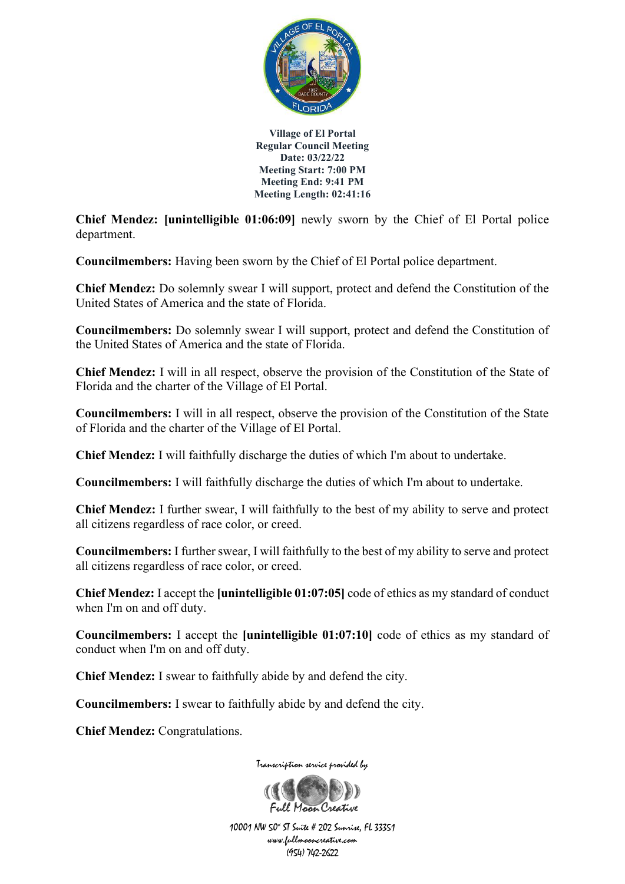**Village of El Portal**
**Regular Council Meeting**
**Date: 03/22/22**
**Meeting Start: 7:00 PM**
**Meeting End: 9:41 PM**
**Meeting Length: 02:41:16**

**Chief Mendez: [unintelligible 01:06:09]** newly sworn by the Chief of El Portal police department.

**Councilmembers:** Having been sworn by the Chief of El Portal police department.

**Chief Mendez:** Do solemnly swear I will support, protect and defend the Constitution of the United States of America and the state of Florida.

**Councilmembers:** Do solemnly swear I will support, protect and defend the Constitution of the United States of America and the state of Florida.

**Chief Mendez:** I will in all respect, observe the provision of the Constitution of the State of Florida and the charter of the Village of El Portal.

**Councilmembers:** I will in all respect, observe the provision of the Constitution of the State of Florida and the charter of the Village of El Portal.

**Chief Mendez:** I will faithfully discharge the duties of which I'm about to undertake.

**Councilmembers:** I will faithfully discharge the duties of which I'm about to undertake.

**Chief Mendez:** I further swear, I will faithfully to the best of my ability to serve and protect all citizens regardless of race color, or creed.

**Councilmembers:** I further swear, I will faithfully to the best of my ability to serve and protect all citizens regardless of race color, or creed.

**Chief Mendez:** I accept the **[unintelligible 01:07:05]** code of ethics as my standard of conduct when I'm on and off duty.

**Councilmembers:** I accept the **[unintelligible 01:07:10]** code of ethics as my standard of conduct when I'm on and off duty.

**Chief Mendez:** I swear to faithfully abide by and defend the city.

**Councilmembers:** I swear to faithfully abide by and defend the city.

**Chief Mendez:** Congratulations.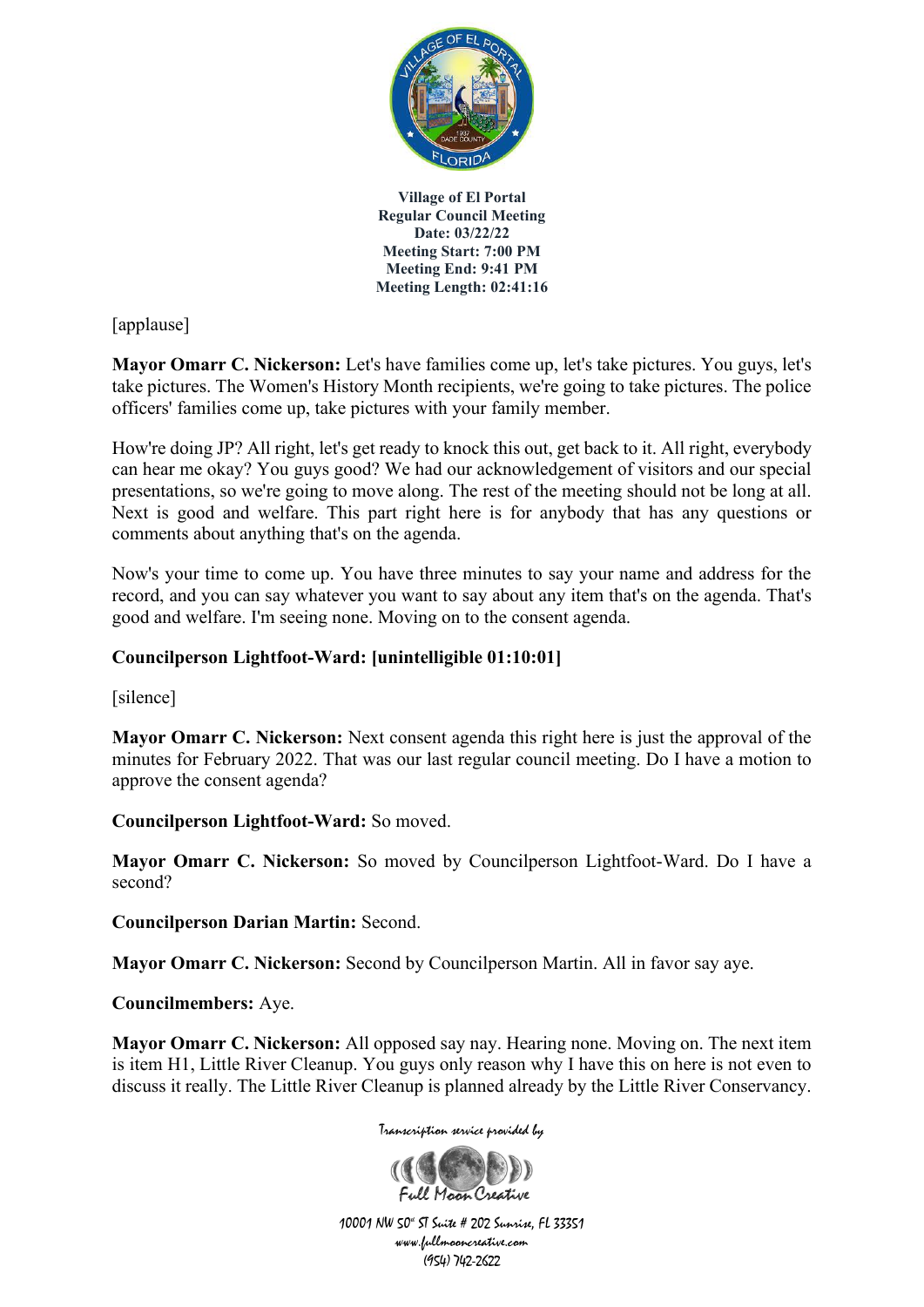**Village of El Portal**
**Regular Council Meeting**
**Date: 03/22/22**
**Meeting Start: 7:00 PM**
**Meeting End: 9:41 PM**
**Meeting Length: 02:41:16**

[applause]

**Mayor Omarr C. Nickerson:** Let's have families come up, let's take pictures. You guys, let's take pictures. The Women's History Month recipients, we're going to take pictures. The police officers' families come up, take pictures with your family member.

How're doing JP? All right, let's get ready to knock this out, get back to it. All right, everybody can hear me okay? You guys good? We had our acknowledgement of visitors and our special presentations, so we're going to move along. The rest of the meeting should not be long at all. Next is good and welfare. This part right here is for anybody that has any questions or comments about anything that's on the agenda.

Now's your time to come up. You have three minutes to say your name and address for the record, and you can say whatever you want to say about any item that's on the agenda. That's good and welfare. I'm seeing none. Moving on to the consent agenda.

**Councilperson Lightfoot-Ward: [unintelligible 01:10:01]**

[silence]

**Mayor Omarr C. Nickerson:** Next consent agenda this right here is just the approval of the minutes for February 2022. That was our last regular council meeting. Do I have a motion to approve the consent agenda?

**Councilperson Lightfoot-Ward:** So moved.

**Mayor Omarr C. Nickerson:** So moved by Councilperson Lightfoot-Ward. Do I have a second?

**Councilperson Darian Martin:** Second.

**Mayor Omarr C. Nickerson:** Second by Councilperson Martin. All in favor say aye.

**Councilmembers:** Aye.

**Mayor Omarr C. Nickerson:** All opposed say nay. Hearing none. Moving on. The next item is item H1, Little River Cleanup. You guys only reason why I have this on here is not even to discuss it really. The Little River Cleanup is planned already by the Little River Conservancy.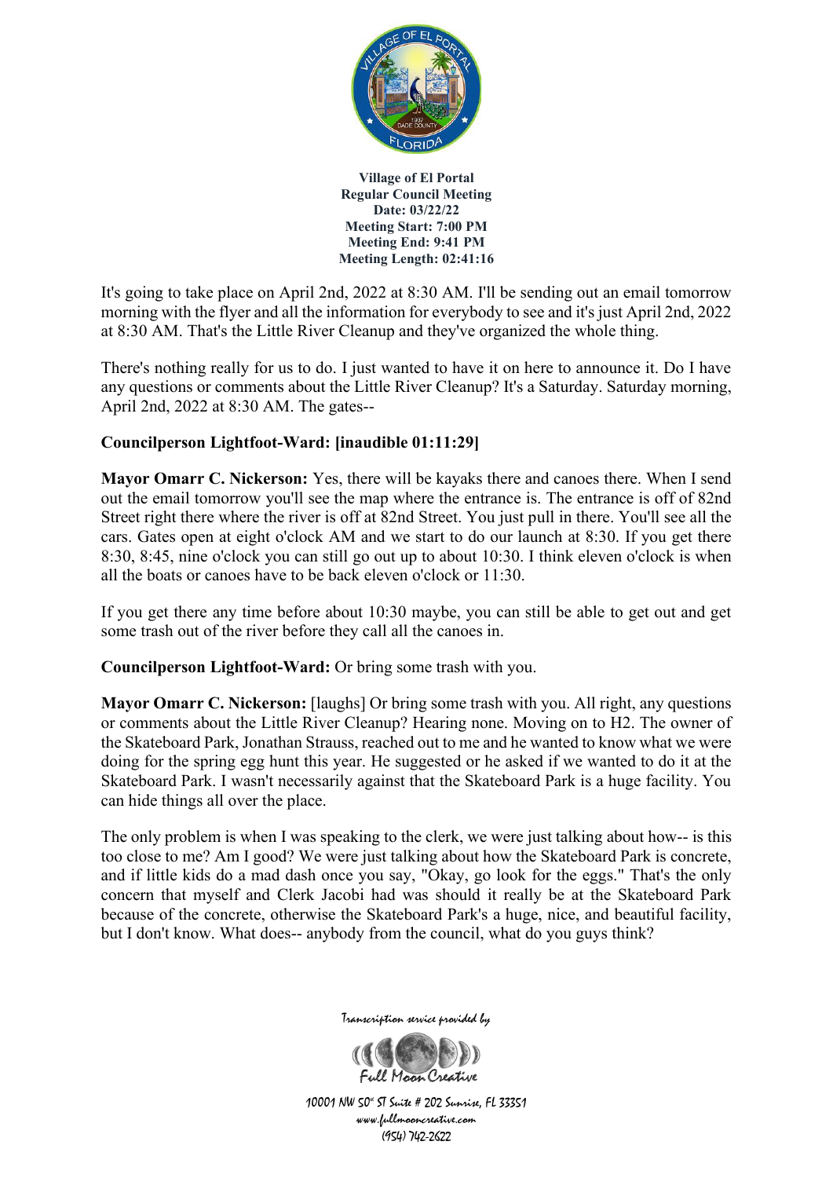It's going to take place on April 2nd, 2022 at 8:30 AM. I'll be sending out an email tomorrow morning with the flyer and all the information for everybody to see and it's just April 2nd, 2022 at 8:30 AM. That's the Little River Cleanup and they've organized the whole thing.

There's nothing really for us to do. I just wanted to have it on here to announce it. Do I have any questions or comments about the Little River Cleanup? It's a Saturday. Saturday morning, April 2nd, 2022 at 8:30 AM. The gates--

**Councilperson Lightfoot-Ward: [inaudible 01:11:29]**

**Mayor Omarr C. Nickerson:** Yes, there will be kayaks there and canoes there. When I send out the email tomorrow you'll see the map where the entrance is. The entrance is off of 82nd Street right there where the river is off at 82nd Street. You just pull in there. You'll see all the cars. Gates open at eight o'clock AM and we start to do our launch at 8:30. If you get there 8:30, 8:45, nine o'clock you can still go out up to about 10:30. I think eleven o'clock is when all the boats or canoes have to be back eleven o'clock or 11:30.

If you get there any time before about 10:30 maybe, you can still be able to get out and get some trash out of the river before they call all the canoes in.

**Councilperson Lightfoot-Ward:** Or bring some trash with you.

**Mayor Omarr C. Nickerson:** [laughs] Or bring some trash with you. All right, any questions or comments about the Little River Cleanup? Hearing none. Moving on to H2. The owner of the Skateboard Park, Jonathan Strauss, reached out to me and he wanted to know what we were doing for the spring egg hunt this year. He suggested or he asked if we wanted to do it at the Skateboard Park. I wasn't necessarily against that the Skateboard Park is a huge facility. You can hide things all over the place.

The only problem is when I was speaking to the clerk, we were just talking about how-- is this too close to me? Am I good? We were just talking about how the Skateboard Park is concrete, and if little kids do a mad dash once you say, "Okay, go look for the eggs." That's the only concern that myself and Clerk Jacobi had was should it really be at the Skateboard Park because of the concrete, otherwise the Skateboard Park's a huge, nice, and beautiful facility, but I don't know. What does-- anybody from the council, what do you guys think?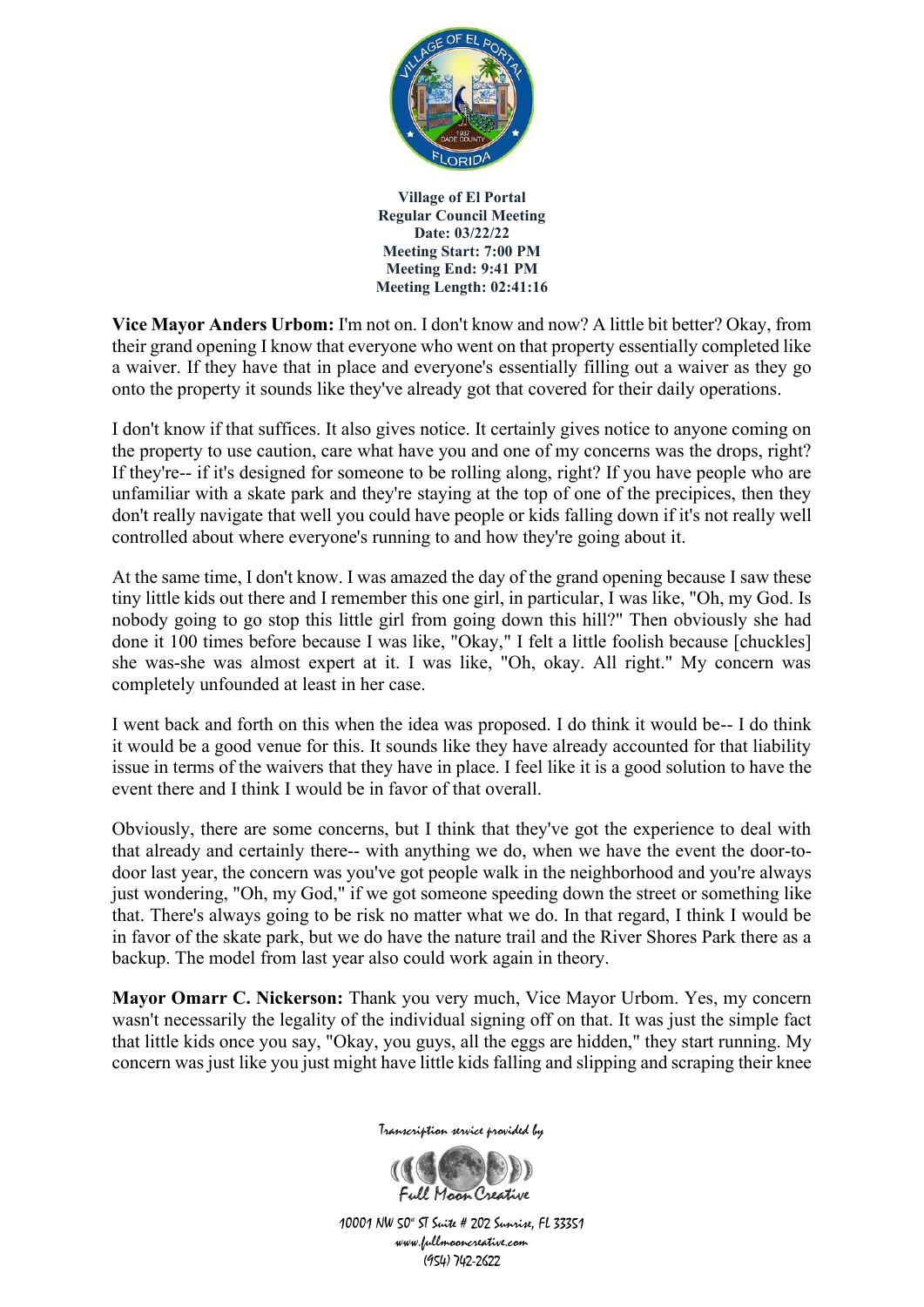**Village of El Portal**
**Regular Council Meeting**
**Date: 03/22/22**
**Meeting Start: 7:00 PM**
**Meeting End: 9:41 PM**
**Meeting Length: 02:41:16**

**Vice Mayor Anders Urbom:** I'm not on. I don't know and now? A little bit better? Okay, from their grand opening I know that everyone who went on that property essentially completed like a waiver. If they have that in place and everyone's essentially filling out a waiver as they go onto the property it sounds like they've already got that covered for their daily operations.

I don't know if that suffices. It also gives notice. It certainly gives notice to anyone coming on the property to use caution, care what have you and one of my concerns was the drops, right? If they're-- if it's designed for someone to be rolling along, right? If you have people who are unfamiliar with a skate park and they're staying at the top of one of the precipices, then they don't really navigate that well you could have people or kids falling down if it's not really well controlled about where everyone's running to and how they're going about it.

At the same time, I don't know. I was amazed the day of the grand opening because I saw these tiny little kids out there and I remember this one girl, in particular, I was like, "Oh, my God. Is nobody going to go stop this little girl from going down this hill?" Then obviously she had done it 100 times before because I was like, "Okay," I felt a little foolish because [chuckles] she was-she was almost expert at it. I was like, "Oh, okay. All right." My concern was completely unfounded at least in her case.

I went back and forth on this when the idea was proposed. I do think it would be-- I do think it would be a good venue for this. It sounds like they have already accounted for that liability issue in terms of the waivers that they have in place. I feel like it is a good solution to have the event there and I think I would be in favor of that overall.

Obviously, there are some concerns, but I think that they've got the experience to deal with that already and certainly there-- with anything we do, when we have the event the door-to-door last year, the concern was you've got people walk in the neighborhood and you're always just wondering, "Oh, my God," if we got someone speeding down the street or something like that. There's always going to be risk no matter what we do. In that regard, I think I would be in favor of the skate park, but we do have the nature trail and the River Shores Park there as a backup. The model from last year also could work again in theory.

**Mayor Omarr C. Nickerson:** Thank you very much, Vice Mayor Urbom. Yes, my concern wasn't necessarily the legality of the individual signing off on that. It was just the simple fact that little kids once you say, "Okay, you guys, all the eggs are hidden," they start running. My concern was just like you just might have little kids falling and slipping and scraping their knee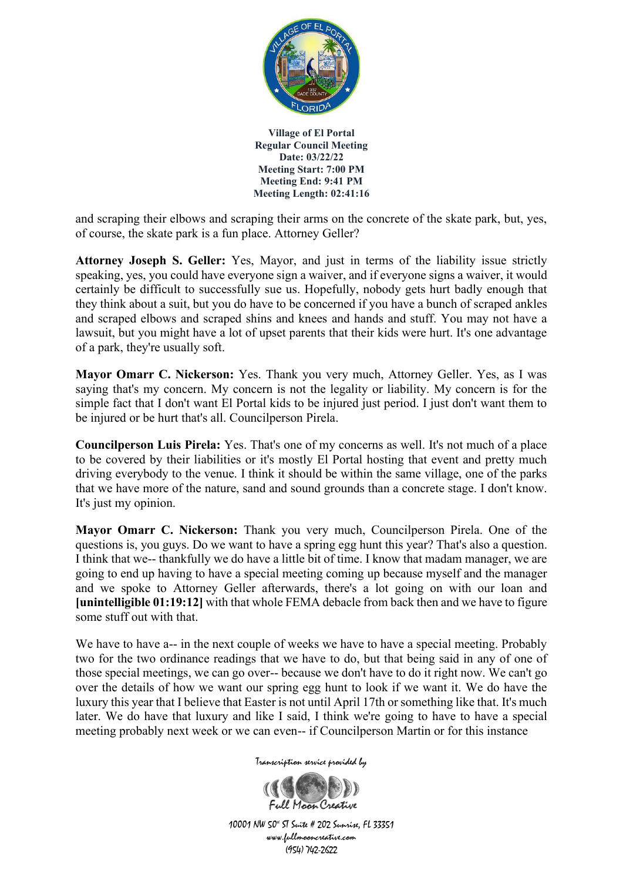and scraping their elbows and scraping their arms on the concrete of the skate park, but, yes, of course, the skate park is a fun place. Attorney Geller?

**Attorney Joseph S. Geller:** Yes, Mayor, and just in terms of the liability issue strictly speaking, yes, you could have everyone sign a waiver, and if everyone signs a waiver, it would certainly be difficult to successfully sue us. Hopefully, nobody gets hurt badly enough that they think about a suit, but you do have to be concerned if you have a bunch of scraped ankles and scraped elbows and scraped shins and knees and hands and stuff. You may not have a lawsuit, but you might have a lot of upset parents that their kids were hurt. It's one advantage of a park, they're usually soft.

**Mayor Omarr C. Nickerson:** Yes. Thank you very much, Attorney Geller. Yes, as I was saying that's my concern. My concern is not the legality or liability. My concern is for the simple fact that I don't want El Portal kids to be injured just period. I just don't want them to be injured or be hurt that's all. Councilperson Pirela.

**Councilperson Luis Pirela:** Yes. That's one of my concerns as well. It's not much of a place to be covered by their liabilities or it's mostly El Portal hosting that event and pretty much driving everybody to the venue. I think it should be within the same village, one of the parks that we have more of the nature, sand and sound grounds than a concrete stage. I don't know. It's just my opinion.

**Mayor Omarr C. Nickerson:** Thank you very much, Councilperson Pirela. One of the questions is, you guys. Do we want to have a spring egg hunt this year? That's also a question. I think that we-- thankfully we do have a little bit of time. I know that madam manager, we are going to end up having to have a special meeting coming up because myself and the manager and we spoke to Attorney Geller afterwards, there's a lot going on with our loan and **[unintelligible 01:19:12]** with that whole FEMA debacle from back then and we have to figure some stuff out with that.

We have to have a-- in the next couple of weeks we have to have a special meeting. Probably two for the two ordinance readings that we have to do, but that being said in any of one of those special meetings, we can go over-- because we don't have to do it right now. We can't go over the details of how we want our spring egg hunt to look if we want it. We do have the luxury this year that I believe that Easter is not until April 17th or something like that. It's much later. We do have that luxury and like I said, I think we're going to have to have a special meeting probably next week or we can even-- if Councilperson Martin or for this instance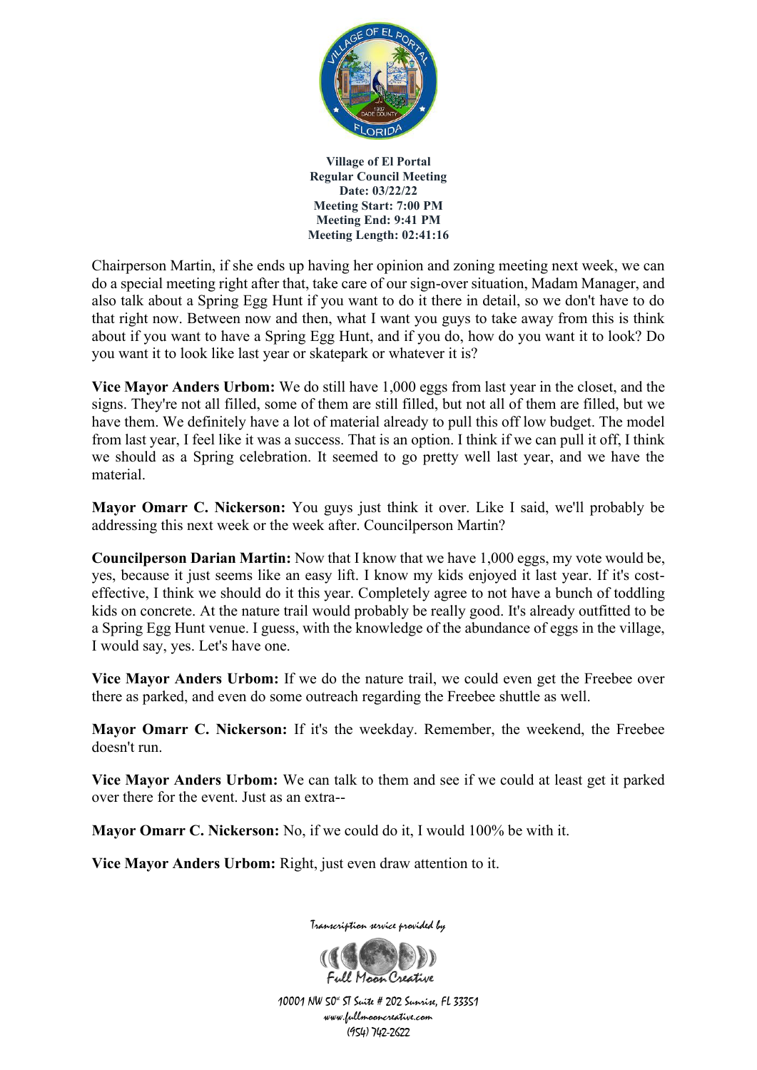Chairperson Martin, if she ends up having her opinion and zoning meeting next week, we can do a special meeting right after that, take care of our sign-over situation, Madam Manager, and also talk about a Spring Egg Hunt if you want to do it there in detail, so we don't have to do that right now. Between now and then, what I want you guys to take away from this is think about if you want to have a Spring Egg Hunt, and if you do, how do you want it to look? Do you want it to look like last year or skatepark or whatever it is?

**Vice Mayor Anders Urbom:** We do still have 1,000 eggs from last year in the closet, and the signs. They're not all filled, some of them are still filled, but not all of them are filled, but we have them. We definitely have a lot of material already to pull this off low budget. The model from last year, I feel like it was a success. That is an option. I think if we can pull it off, I think we should as a Spring celebration. It seemed to go pretty well last year, and we have the material.

**Mayor Omarr C. Nickerson:** You guys just think it over. Like I said, we'll probably be addressing this next week or the week after. Councilperson Martin?

**Councilperson Darian Martin:** Now that I know that we have 1,000 eggs, my vote would be, yes, because it just seems like an easy lift. I know my kids enjoyed it last year. If it's cost-effective, I think we should do it this year. Completely agree to not have a bunch of toddling kids on concrete. At the nature trail would probably be really good. It's already outfitted to be a Spring Egg Hunt venue. I guess, with the knowledge of the abundance of eggs in the village, I would say, yes. Let's have one.

**Vice Mayor Anders Urbom:** If we do the nature trail, we could even get the Freebee over there as parked, and even do some outreach regarding the Freebee shuttle as well.

**Mayor Omarr C. Nickerson:** If it's the weekday. Remember, the weekend, the Freebee doesn't run.

**Vice Mayor Anders Urbom:** We can talk to them and see if we could at least get it parked over there for the event. Just as an extra--

**Mayor Omarr C. Nickerson:** No, if we could do it, I would 100% be with it.

**Vice Mayor Anders Urbom:** Right, just even draw attention to it.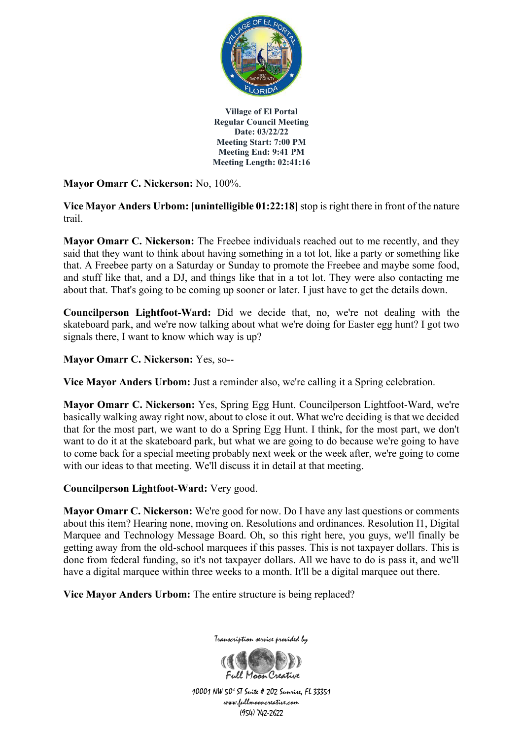**Village of El Portal**
**Regular Council Meeting**
**Date: 03/22/22**
**Meeting Start: 7:00 PM**
**Meeting End: 9:41 PM**
**Meeting Length: 02:41:16**

**Mayor Omarr C. Nickerson:** No, 100%.

**Vice Mayor Anders Urbom: [unintelligible 01:22:18]** stop is right there in front of the nature trail.

**Mayor Omarr C. Nickerson:** The Freebee individuals reached out to me recently, and they said that they want to think about having something in a tot lot, like a party or something like that. A Freebee party on a Saturday or Sunday to promote the Freebee and maybe some food, and stuff like that, and a DJ, and things like that in a tot lot. They were also contacting me about that. That's going to be coming up sooner or later. I just have to get the details down.

**Councilperson Lightfoot-Ward:** Did we decide that, no, we're not dealing with the skateboard park, and we're now talking about what we're doing for Easter egg hunt? I got two signals there, I want to know which way is up?

**Mayor Omarr C. Nickerson:** Yes, so--

**Vice Mayor Anders Urbom:** Just a reminder also, we're calling it a Spring celebration.

**Mayor Omarr C. Nickerson:** Yes, Spring Egg Hunt. Councilperson Lightfoot-Ward, we're basically walking away right now, about to close it out. What we're deciding is that we decided that for the most part, we want to do a Spring Egg Hunt. I think, for the most part, we don't want to do it at the skateboard park, but what we are going to do because we're going to have to come back for a special meeting probably next week or the week after, we're going to come with our ideas to that meeting. We'll discuss it in detail at that meeting.

**Councilperson Lightfoot-Ward:** Very good.

**Mayor Omarr C. Nickerson:** We're good for now. Do I have any last questions or comments about this item? Hearing none, moving on. Resolutions and ordinances. Resolution I1, Digital Marquee and Technology Message Board. Oh, so this right here, you guys, we'll finally be getting away from the old-school marquees if this passes. This is not taxpayer dollars. This is done from federal funding, so it's not taxpayer dollars. All we have to do is pass it, and we'll have a digital marquee within three weeks to a month. It'll be a digital marquee out there.

**Vice Mayor Anders Urbom:** The entire structure is being replaced?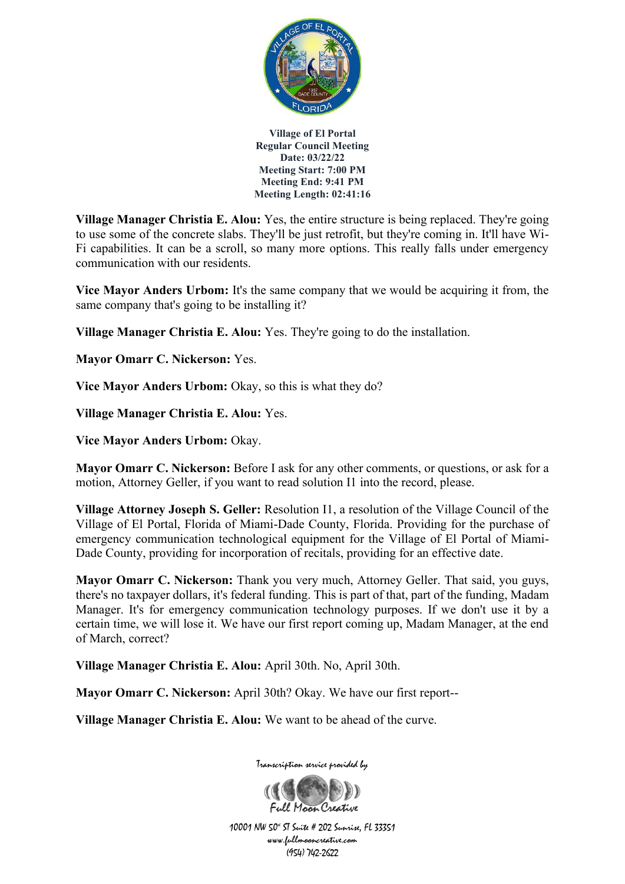Village of El Portal
Regular Council Meeting
Date: 03/22/22
Meeting Start: 7:00 PM
Meeting End: 9:41 PM
Meeting Length: 02:41:16

**Village Manager Christia E. Alou:** Yes, the entire structure is being replaced. They're going to use some of the concrete slabs. They'll be just retrofit, but they're coming in. It'll have Wi-Fi capabilities. It can be a scroll, so many more options. This really falls under emergency communication with our residents.

**Vice Mayor Anders Urbom:** It's the same company that we would be acquiring it from, the same company that's going to be installing it?

**Village Manager Christia E. Alou:** Yes. They're going to do the installation.

**Mayor Omarr C. Nickerson:** Yes.

**Vice Mayor Anders Urbom:** Okay, so this is what they do?

**Village Manager Christia E. Alou:** Yes.

**Vice Mayor Anders Urbom:** Okay.

**Mayor Omarr C. Nickerson:** Before I ask for any other comments, or questions, or ask for a motion, Attorney Geller, if you want to read solution I1 into the record, please.

**Village Attorney Joseph S. Geller:** Resolution I1, a resolution of the Village Council of the Village of El Portal, Florida of Miami-Dade County, Florida. Providing for the purchase of emergency communication technological equipment for the Village of El Portal of Miami-Dade County, providing for incorporation of recitals, providing for an effective date.

**Mayor Omarr C. Nickerson:** Thank you very much, Attorney Geller. That said, you guys, there's no taxpayer dollars, it's federal funding. This is part of that, part of the funding, Madam Manager. It's for emergency communication technology purposes. If we don't use it by a certain time, we will lose it. We have our first report coming up, Madam Manager, at the end of March, correct?

**Village Manager Christia E. Alou:** April 30th. No, April 30th.

**Mayor Omarr C. Nickerson:** April 30th? Okay. We have our first report--

**Village Manager Christia E. Alou:** We want to be ahead of the curve.

Transcription service provided by Full Moon Creative
10001 NW 50th ST Suite # 202 Sunrise, FL 33351
www.fullmooncreative.com
(954) 742-2622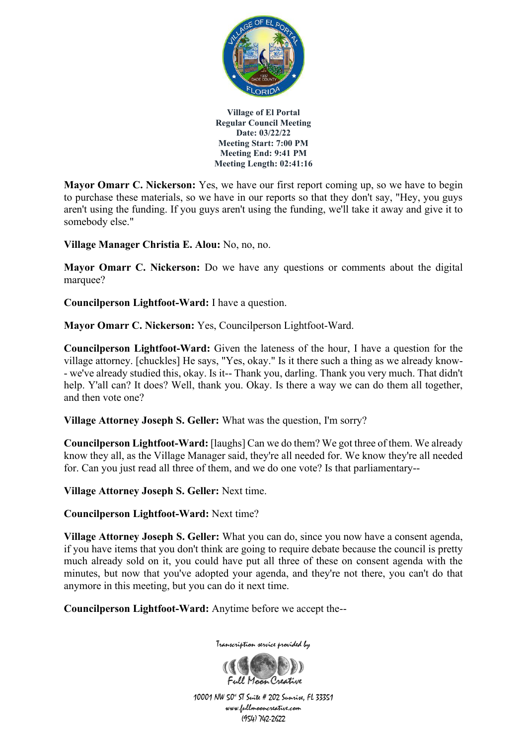**Village of El Portal**
**Regular Council Meeting**
**Date: 03/22/22**
**Meeting Start: 7:00 PM**
**Meeting End: 9:41 PM**
**Meeting Length: 02:41:16**

**Mayor Omarr C. Nickerson:** Yes, we have our first report coming up, so we have to begin to purchase these materials, so we have in our reports so that they don't say, "Hey, you guys aren't using the funding. If you guys aren't using the funding, we'll take it away and give it to somebody else."

**Village Manager Christia E. Alou:** No, no, no.

**Mayor Omarr C. Nickerson:** Do we have any questions or comments about the digital marquee?

**Councilperson Lightfoot-Ward:** I have a question.

**Mayor Omarr C. Nickerson:** Yes, Councilperson Lightfoot-Ward.

**Councilperson Lightfoot-Ward:** Given the lateness of the hour, I have a question for the village attorney. [chuckles] He says, "Yes, okay." Is it there such a thing as we already know-- we've already studied this, okay. Is it-- Thank you, darling. Thank you very much. That didn't help. Y'all can? It does? Well, thank you. Okay. Is there a way we can do them all together, and then vote one?

**Village Attorney Joseph S. Geller:** What was the question, I'm sorry?

**Councilperson Lightfoot-Ward:** [laughs] Can we do them? We got three of them. We already know they all, as the Village Manager said, they're all needed for. We know they're all needed for. Can you just read all three of them, and we do one vote? Is that parliamentary--

**Village Attorney Joseph S. Geller:** Next time.

**Councilperson Lightfoot-Ward:** Next time?

**Village Attorney Joseph S. Geller:** What you can do, since you now have a consent agenda, if you have items that you don't think are going to require debate because the council is pretty much already sold on it, you could have put all three of these on consent agenda with the minutes, but now that you've adopted your agenda, and they're not there, you can't do that anymore in this meeting, but you can do it next time.

**Councilperson Lightfoot-Ward:** Anytime before we accept the--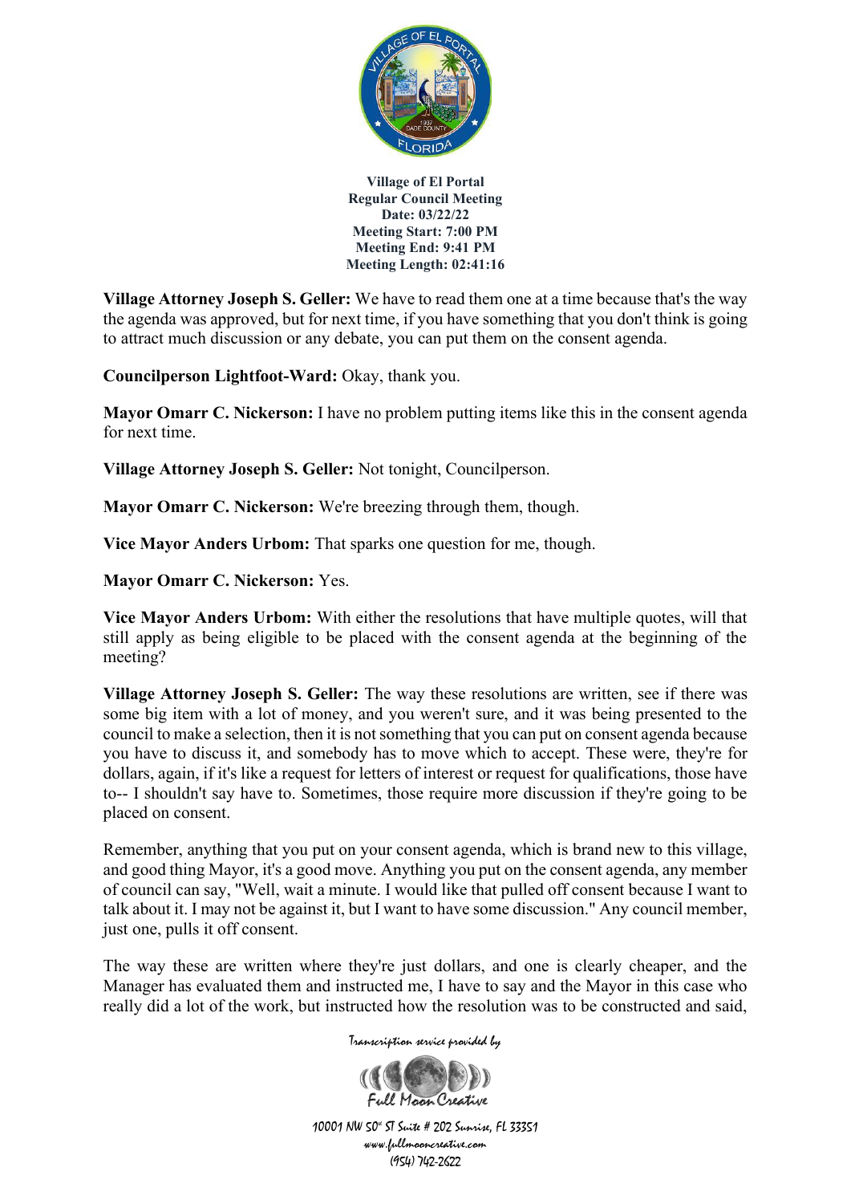**Village Attorney Joseph S. Geller:** We have to read them one at a time because that's the way the agenda was approved, but for next time, if you have something that you don't think is going to attract much discussion or any debate, you can put them on the consent agenda.

**Councilperson Lightfoot-Ward:** Okay, thank you.

**Mayor Omarr C. Nickerson:** I have no problem putting items like this in the consent agenda for next time.

**Village Attorney Joseph S. Geller:** Not tonight, Councilperson.

**Mayor Omarr C. Nickerson:** We're breezing through them, though.

**Vice Mayor Anders Urbom:** That sparks one question for me, though.

**Mayor Omarr C. Nickerson:** Yes.

**Vice Mayor Anders Urbom:** With either the resolutions that have multiple quotes, will that still apply as being eligible to be placed with the consent agenda at the beginning of the meeting?

**Village Attorney Joseph S. Geller:** The way these resolutions are written, see if there was some big item with a lot of money, and you weren't sure, and it was being presented to the council to make a selection, then it is not something that you can put on consent agenda because you have to discuss it, and somebody has to move which to accept. These were, they're for dollars, again, if it's like a request for letters of interest or request for qualifications, those have to-- I shouldn't say have to. Sometimes, those require more discussion if they're going to be placed on consent.

Remember, anything that you put on your consent agenda, which is brand new to this village, and good thing Mayor, it's a good move. Anything you put on the consent agenda, any member of council can say, "Well, wait a minute. I would like that pulled off consent because I want to talk about it. I may not be against it, but I want to have some discussion." Any council member, just one, pulls it off consent.

The way these are written where they're just dollars, and one is clearly cheaper, and the Manager has evaluated them and instructed me, I have to say and the Mayor in this case who really did a lot of the work, but instructed how the resolution was to be constructed and said,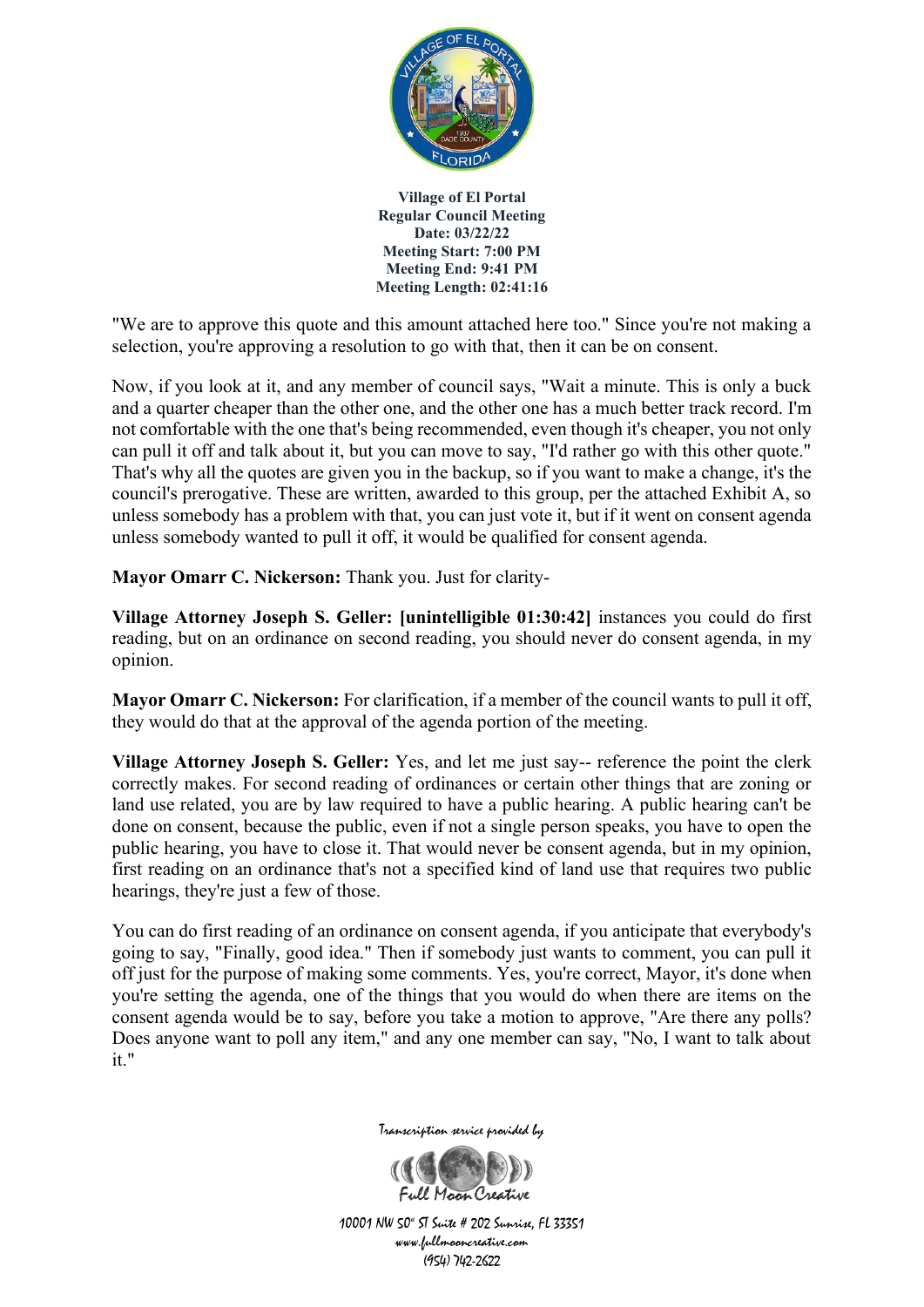"We are to approve this quote and this amount attached here too." Since you're not making a selection, you're approving a resolution to go with that, then it can be on consent.

Now, if you look at it, and any member of council says, "Wait a minute. This is only a buck and a quarter cheaper than the other one, and the other one has a much better track record. I'm not comfortable with the one that's being recommended, even though it's cheaper, you not only can pull it off and talk about it, but you can move to say, "I'd rather go with this other quote." That's why all the quotes are given you in the backup, so if you want to make a change, it's the council's prerogative. These are written, awarded to this group, per the attached Exhibit A, so unless somebody has a problem with that, you can just vote it, but if it went on consent agenda unless somebody wanted to pull it off, it would be qualified for consent agenda.

**Mayor Omarr C. Nickerson:** Thank you. Just for clarity-

**Village Attorney Joseph S. Geller: [unintelligible 01:30:42]** instances you could do first reading, but on an ordinance on second reading, you should never do consent agenda, in my opinion.

**Mayor Omarr C. Nickerson:** For clarification, if a member of the council wants to pull it off, they would do that at the approval of the agenda portion of the meeting.

**Village Attorney Joseph S. Geller:** Yes, and let me just say-- reference the point the clerk correctly makes. For second reading of ordinances or certain other things that are zoning or land use related, you are by law required to have a public hearing. A public hearing can't be done on consent, because the public, even if not a single person speaks, you have to open the public hearing, you have to close it. That would never be consent agenda, but in my opinion, first reading on an ordinance that's not a specified kind of land use that requires two public hearings, they're just a few of those.

You can do first reading of an ordinance on consent agenda, if you anticipate that everybody's going to say, "Finally, good idea." Then if somebody just wants to comment, you can pull it off just for the purpose of making some comments. Yes, you're correct, Mayor, it's done when you're setting the agenda, one of the things that you would do when there are items on the consent agenda would be to say, before you take a motion to approve, "Are there any polls? Does anyone want to poll any item," and any one member can say, "No, I want to talk about it."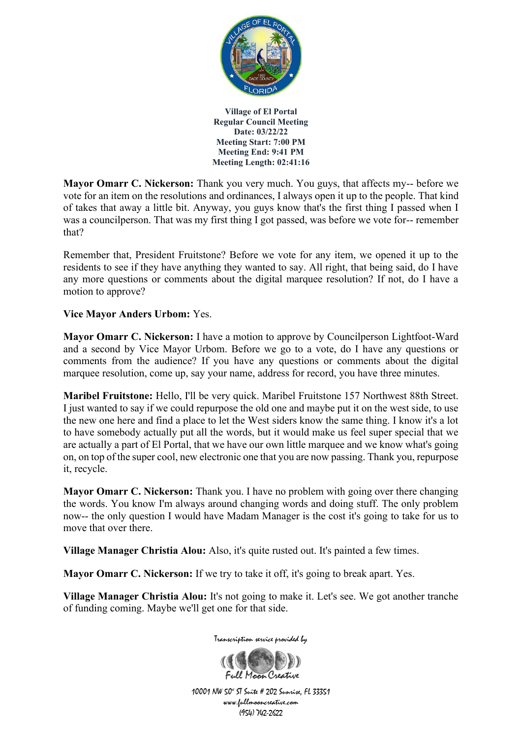**Village of El Portal**
**Regular Council Meeting**
**Date: 03/22/22**
**Meeting Start: 7:00 PM**
**Meeting End: 9:41 PM**
**Meeting Length: 02:41:16**

**Mayor Omarr C. Nickerson:** Thank you very much. You guys, that affects my-- before we vote for an item on the resolutions and ordinances, I always open it up to the people. That kind of takes that away a little bit. Anyway, you guys know that's the first thing I passed when I was a councilperson. That was my first thing I got passed, was before we vote for-- remember that?

Remember that, President Fruitstone? Before we vote for any item, we opened it up to the residents to see if they have anything they wanted to say. All right, that being said, do I have any more questions or comments about the digital marquee resolution? If not, do I have a motion to approve?

**Vice Mayor Anders Urbom:** Yes.

**Mayor Omarr C. Nickerson:** I have a motion to approve by Councilperson Lightfoot-Ward and a second by Vice Mayor Urbom. Before we go to a vote, do I have any questions or comments from the audience? If you have any questions or comments about the digital marquee resolution, come up, say your name, address for record, you have three minutes.

**Maribel Fruitstone:** Hello, I'll be very quick. Maribel Fruitstone 157 Northwest 88th Street. I just wanted to say if we could repurpose the old one and maybe put it on the west side, to use the new one here and find a place to let the West siders know the same thing. I know it's a lot to have somebody actually put all the words, but it would make us feel super special that we are actually a part of El Portal, that we have our own little marquee and we know what's going on, on top of the super cool, new electronic one that you are now passing. Thank you, repurpose it, recycle.

**Mayor Omarr C. Nickerson:** Thank you. I have no problem with going over there changing the words. You know I'm always around changing words and doing stuff. The only problem now-- the only question I would have Madam Manager is the cost it's going to take for us to move that over there.

**Village Manager Christia Alou:** Also, it's quite rusted out. It's painted a few times.

**Mayor Omarr C. Nickerson:** If we try to take it off, it's going to break apart. Yes.

**Village Manager Christia Alou:** It's not going to make it. Let's see. We got another tranche of funding coming. Maybe we'll get one for that side.

Transcription service provided by
Full Moon Creative
10001 NW 50th ST Suite # 202 Sunrise, FL 33351
www.fullmooncreative.com
(954) 742-2622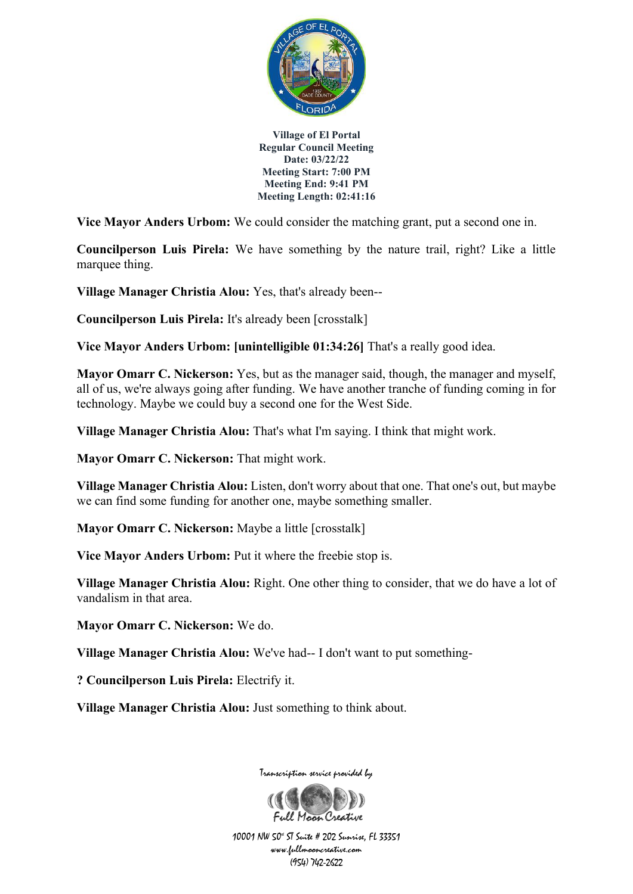**Village of El Portal**
**Regular Council Meeting**
**Date: 03/22/22**
**Meeting Start: 7:00 PM**
**Meeting End: 9:41 PM**
**Meeting Length: 02:41:16**

**Vice Mayor Anders Urbom:** We could consider the matching grant, put a second one in.

**Councilperson Luis Pirela:** We have something by the nature trail, right? Like a little marquee thing.

**Village Manager Christia Alou:** Yes, that's already been--

**Councilperson Luis Pirela:** It's already been [crosstalk]

**Vice Mayor Anders Urbom: [unintelligible 01:34:26]** That's a really good idea.

**Mayor Omarr C. Nickerson:** Yes, but as the manager said, though, the manager and myself, all of us, we're always going after funding. We have another tranche of funding coming in for technology. Maybe we could buy a second one for the West Side.

**Village Manager Christia Alou:** That's what I'm saying. I think that might work.

**Mayor Omarr C. Nickerson:** That might work.

**Village Manager Christia Alou:** Listen, don't worry about that one. That one's out, but maybe we can find some funding for another one, maybe something smaller.

**Mayor Omarr C. Nickerson:** Maybe a little [crosstalk]

**Vice Mayor Anders Urbom:** Put it where the freebie stop is.

**Village Manager Christia Alou:** Right. One other thing to consider, that we do have a lot of vandalism in that area.

**Mayor Omarr C. Nickerson:** We do.

**Village Manager Christia Alou:** We've had-- I don't want to put something-

**? Councilperson Luis Pirela:** Electrify it.

**Village Manager Christia Alou:** Just something to think about.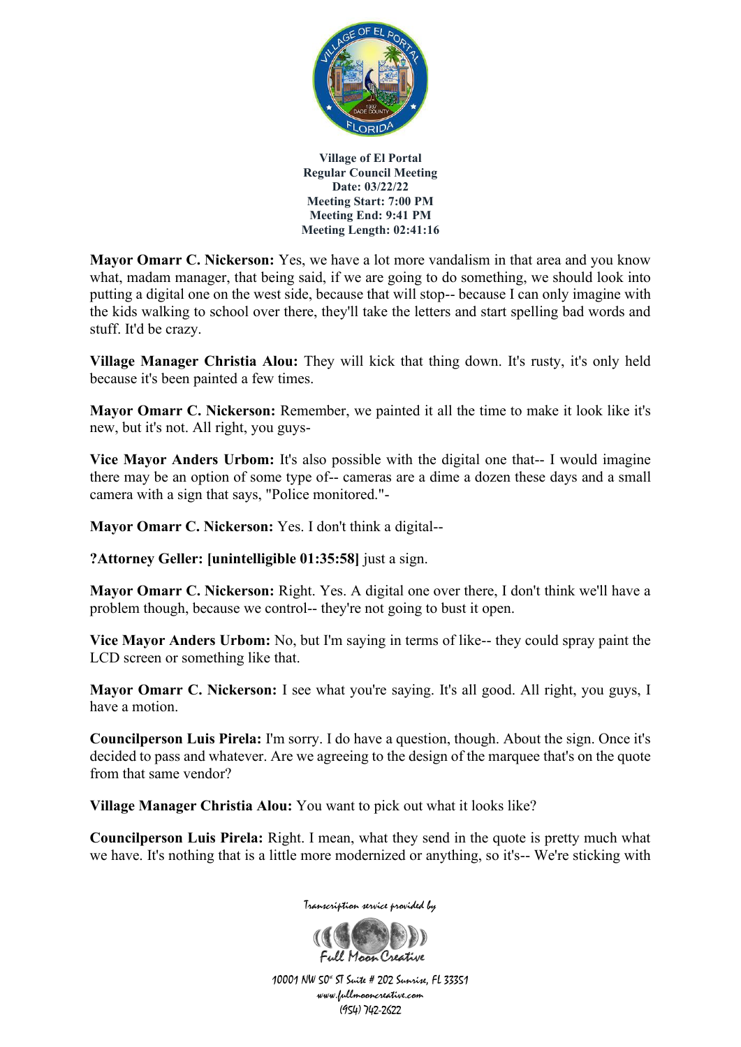**Mayor Omarr C. Nickerson:** Yes, we have a lot more vandalism in that area and you know what, madam manager, that being said, if we are going to do something, we should look into putting a digital one on the west side, because that will stop-- because I can only imagine with the kids walking to school over there, they'll take the letters and start spelling bad words and stuff. It'd be crazy.

**Village Manager Christia Alou:** They will kick that thing down. It's rusty, it's only held because it's been painted a few times.

**Mayor Omarr C. Nickerson:** Remember, we painted it all the time to make it look like it's new, but it's not. All right, you guys-

**Vice Mayor Anders Urbom:** It's also possible with the digital one that-- I would imagine there may be an option of some type of-- cameras are a dime a dozen these days and a small camera with a sign that says, "Police monitored."-

**Mayor Omarr C. Nickerson:** Yes. I don't think a digital--

**?Attorney Geller: [unintelligible 01:35:58]** just a sign.

**Mayor Omarr C. Nickerson:** Right. Yes. A digital one over there, I don't think we'll have a problem though, because we control-- they're not going to bust it open.

**Vice Mayor Anders Urbom:** No, but I'm saying in terms of like-- they could spray paint the LCD screen or something like that.

**Mayor Omarr C. Nickerson:** I see what you're saying. It's all good. All right, you guys, I have a motion.

**Councilperson Luis Pirela:** I'm sorry. I do have a question, though. About the sign. Once it's decided to pass and whatever. Are we agreeing to the design of the marquee that's on the quote from that same vendor?

**Village Manager Christia Alou:** You want to pick out what it looks like?

**Councilperson Luis Pirela:** Right. I mean, what they send in the quote is pretty much what we have. It's nothing that is a little more modernized or anything, so it's-- We're sticking with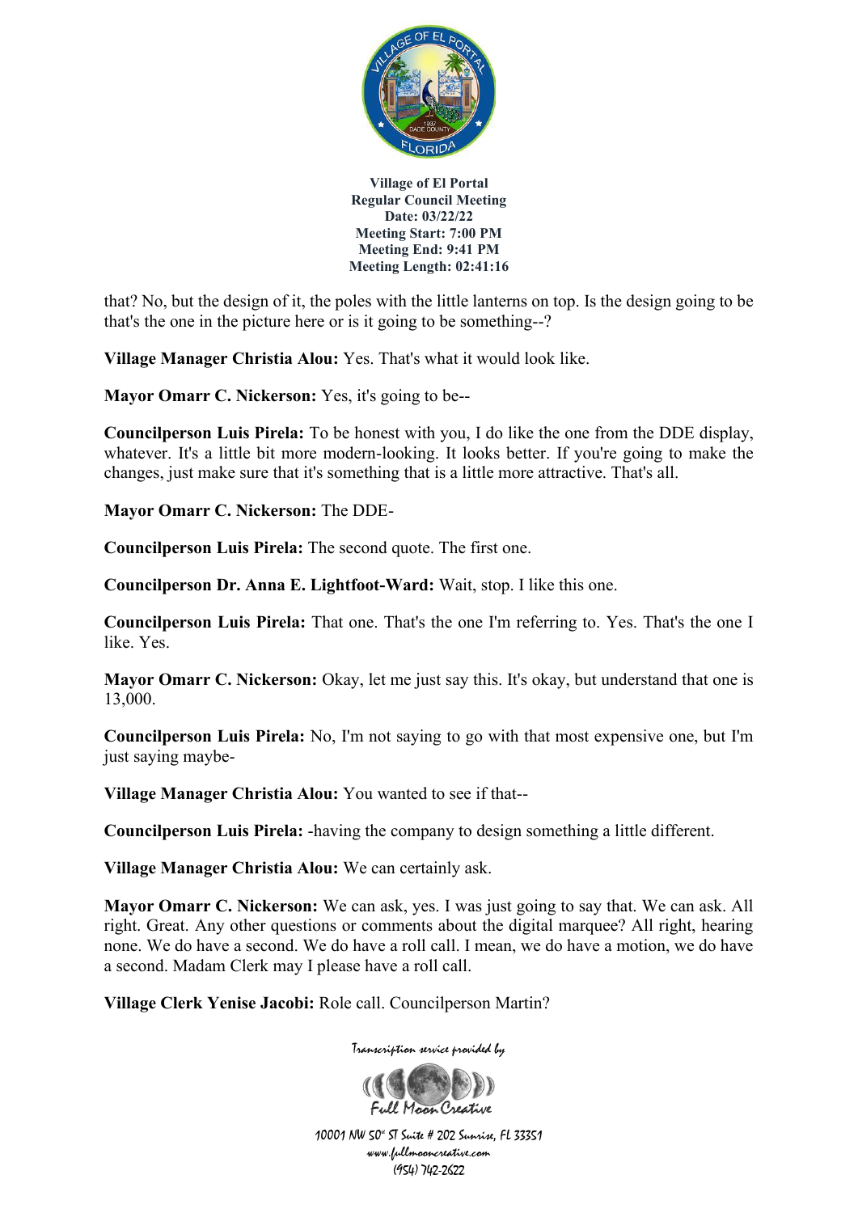that? No, but the design of it, the poles with the little lanterns on top. Is the design going to be that's the one in the picture here or is it going to be something--?

**Village Manager Christia Alou:** Yes. That's what it would look like.

**Mayor Omarr C. Nickerson:** Yes, it's going to be--

**Councilperson Luis Pirela:** To be honest with you, I do like the one from the DDE display, whatever. It's a little bit more modern-looking. It looks better. If you're going to make the changes, just make sure that it's something that is a little more attractive. That's all.

**Mayor Omarr C. Nickerson:** The DDE-

**Councilperson Luis Pirela:** The second quote. The first one.

**Councilperson Dr. Anna E. Lightfoot-Ward:** Wait, stop. I like this one.

**Councilperson Luis Pirela:** That one. That's the one I'm referring to. Yes. That's the one I like. Yes.

**Mayor Omarr C. Nickerson:** Okay, let me just say this. It's okay, but understand that one is 13,000.

**Councilperson Luis Pirela:** No, I'm not saying to go with that most expensive one, but I'm just saying maybe-

**Village Manager Christia Alou:** You wanted to see if that--

**Councilperson Luis Pirela:** -having the company to design something a little different.

**Village Manager Christia Alou:** We can certainly ask.

**Mayor Omarr C. Nickerson:** We can ask, yes. I was just going to say that. We can ask. All right. Great. Any other questions or comments about the digital marquee? All right, hearing none. We do have a second. We do have a roll call. I mean, we do have a motion, we do have a second. Madam Clerk may I please have a roll call.

**Village Clerk Yenise Jacobi:** Role call. Councilperson Martin?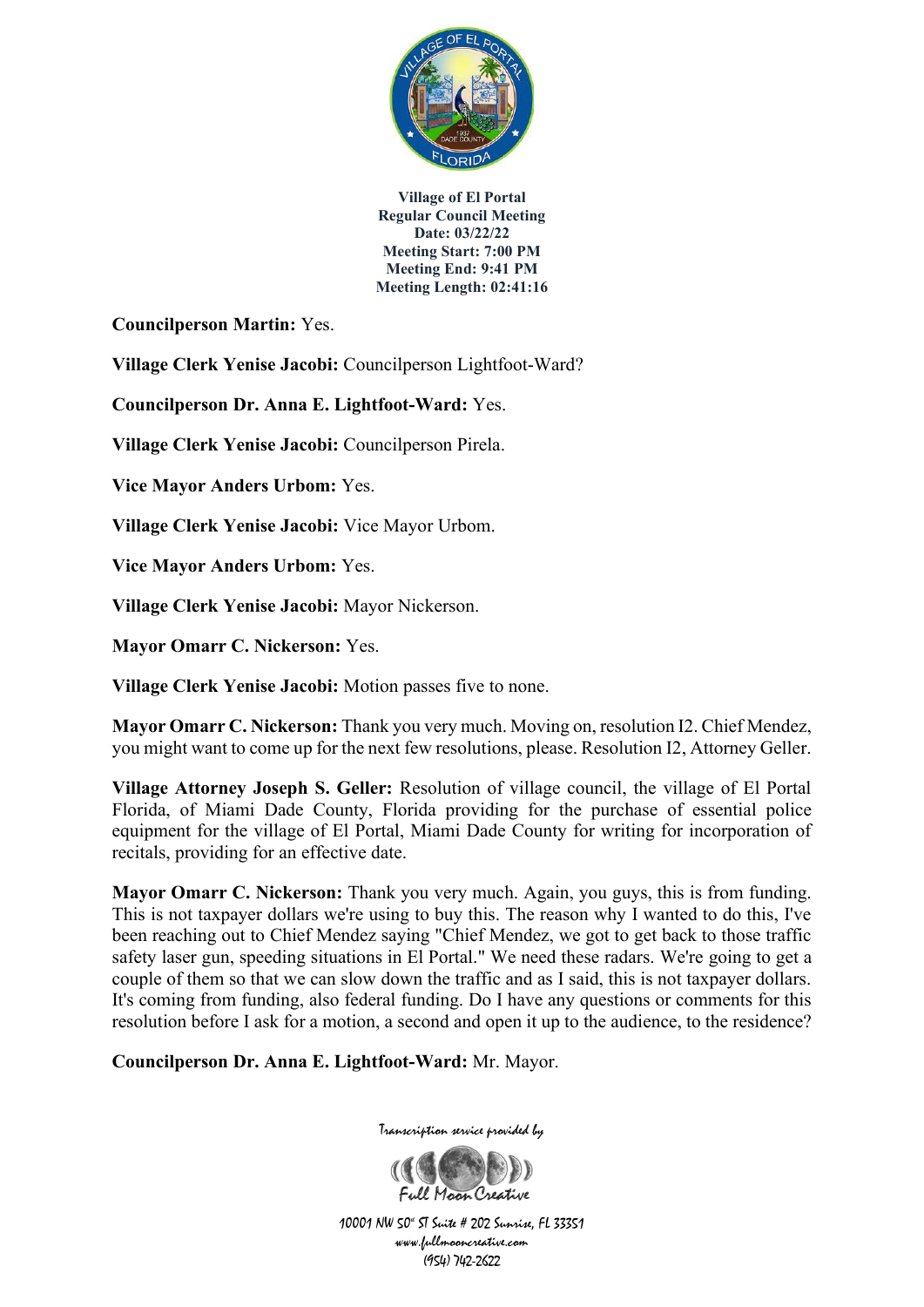**Councilperson Martin:** Yes.

**Village Clerk Yenise Jacobi:** Councilperson Lightfoot-Ward?

**Councilperson Dr. Anna E. Lightfoot-Ward:** Yes.

**Village Clerk Yenise Jacobi:** Councilperson Pirela.

**Vice Mayor Anders Urbom:** Yes.

**Village Clerk Yenise Jacobi:** Vice Mayor Urbom.

**Vice Mayor Anders Urbom:** Yes.

**Village Clerk Yenise Jacobi:** Mayor Nickerson.

**Mayor Omarr C. Nickerson:** Yes.

**Village Clerk Yenise Jacobi:** Motion passes five to none.

**Mayor Omarr C. Nickerson:** Thank you very much. Moving on, resolution I2. Chief Mendez, you might want to come up for the next few resolutions, please. Resolution I2, Attorney Geller.

**Village Attorney Joseph S. Geller:** Resolution of village council, the village of El Portal Florida, of Miami Dade County, Florida providing for the purchase of essential police equipment for the village of El Portal, Miami Dade County for writing for incorporation of recitals, providing for an effective date.

**Mayor Omarr C. Nickerson:** Thank you very much. Again, you guys, this is from funding. This is not taxpayer dollars we're using to buy this. The reason why I wanted to do this, I've been reaching out to Chief Mendez saying "Chief Mendez, we got to get back to those traffic safety laser gun, speeding situations in El Portal." We need these radars. We're going to get a couple of them so that we can slow down the traffic and as I said, this is not taxpayer dollars. It's coming from funding, also federal funding. Do I have any questions or comments for this resolution before I ask for a motion, a second and open it up to the audience, to the residence?

**Councilperson Dr. Anna E. Lightfoot-Ward:** Mr. Mayor.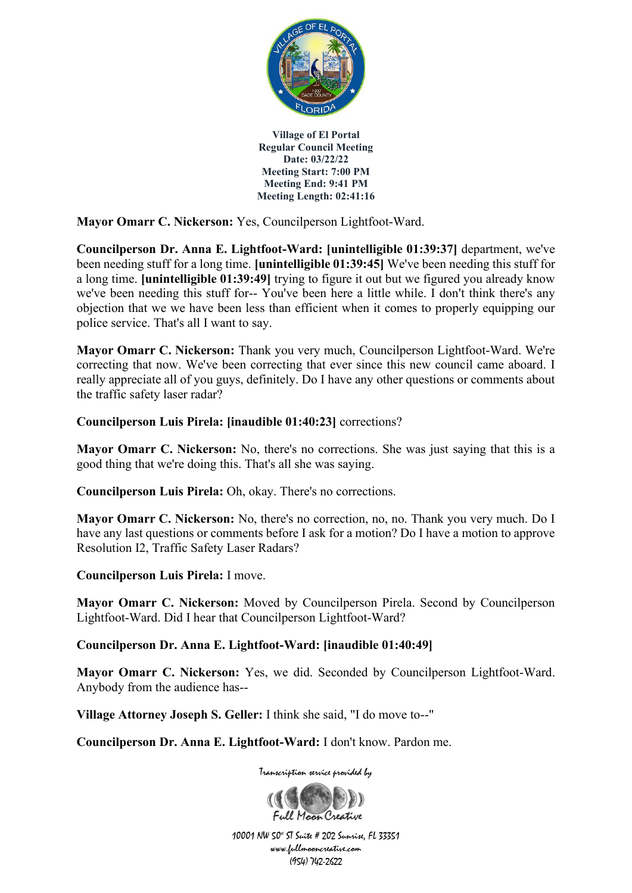**Mayor Omarr C. Nickerson:** Yes, Councilperson Lightfoot-Ward.

**Councilperson Dr. Anna E. Lightfoot-Ward: [unintelligible 01:39:37]** department, we've been needing stuff for a long time. **[unintelligible 01:39:45]** We've been needing this stuff for a long time. **[unintelligible 01:39:49]** trying to figure it out but we figured you already know we've been needing this stuff for-- You've been here a little while. I don't think there's any objection that we we have been less than efficient when it comes to properly equipping our police service. That's all I want to say.

**Mayor Omarr C. Nickerson:** Thank you very much, Councilperson Lightfoot-Ward. We're correcting that now. We've been correcting that ever since this new council came aboard. I really appreciate all of you guys, definitely. Do I have any other questions or comments about the traffic safety laser radar?

**Councilperson Luis Pirela: [inaudible 01:40:23]** corrections?

**Mayor Omarr C. Nickerson:** No, there's no corrections. She was just saying that this is a good thing that we're doing this. That's all she was saying.

**Councilperson Luis Pirela:** Oh, okay. There's no corrections.

**Mayor Omarr C. Nickerson:** No, there's no correction, no, no. Thank you very much. Do I have any last questions or comments before I ask for a motion? Do I have a motion to approve Resolution I2, Traffic Safety Laser Radars?

**Councilperson Luis Pirela:** I move.

**Mayor Omarr C. Nickerson:** Moved by Councilperson Pirela. Second by Councilperson Lightfoot-Ward. Did I hear that Councilperson Lightfoot-Ward?

**Councilperson Dr. Anna E. Lightfoot-Ward: [inaudible 01:40:49]**

**Mayor Omarr C. Nickerson:** Yes, we did. Seconded by Councilperson Lightfoot-Ward. Anybody from the audience has--

**Village Attorney Joseph S. Geller:** I think she said, "I do move to--"

**Councilperson Dr. Anna E. Lightfoot-Ward:** I don't know. Pardon me.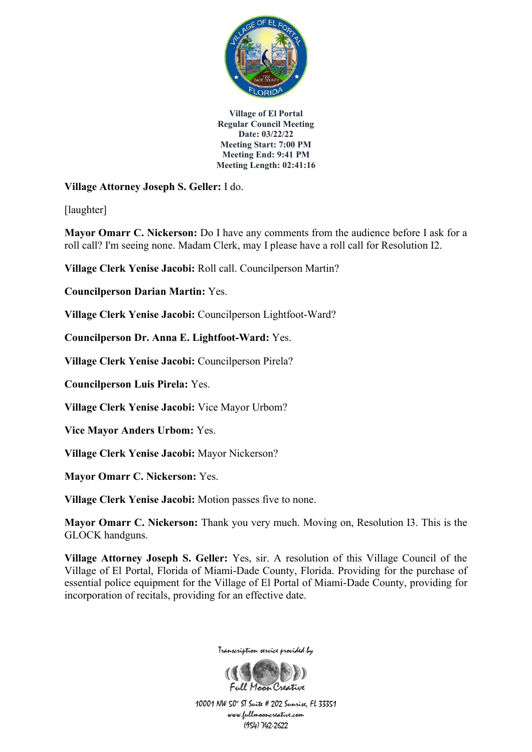**Village Attorney Joseph S. Geller:** I do.

[laughter]

**Mayor Omarr C. Nickerson:** Do I have any comments from the audience before I ask for a roll call? I'm seeing none. Madam Clerk, may I please have a roll call for Resolution I2.

**Village Clerk Yenise Jacobi:** Roll call. Councilperson Martin?

**Councilperson Darian Martin:** Yes.

**Village Clerk Yenise Jacobi:** Councilperson Lightfoot-Ward?

**Councilperson Dr. Anna E. Lightfoot-Ward:** Yes.

**Village Clerk Yenise Jacobi:** Councilperson Pirela?

**Councilperson Luis Pirela:** Yes.

**Village Clerk Yenise Jacobi:** Vice Mayor Urbom?

**Vice Mayor Anders Urbom:** Yes.

**Village Clerk Yenise Jacobi:** Mayor Nickerson?

**Mayor Omarr C. Nickerson:** Yes.

**Village Clerk Yenise Jacobi:** Motion passes five to none.

**Mayor Omarr C. Nickerson:** Thank you very much. Moving on, Resolution I3. This is the GLOCK handguns.

**Village Attorney Joseph S. Geller:** Yes, sir. A resolution of this Village Council of the Village of El Portal, Florida of Miami-Dade County, Florida. Providing for the purchase of essential police equipment for the Village of El Portal of Miami-Dade County, providing for incorporation of recitals, providing for an effective date.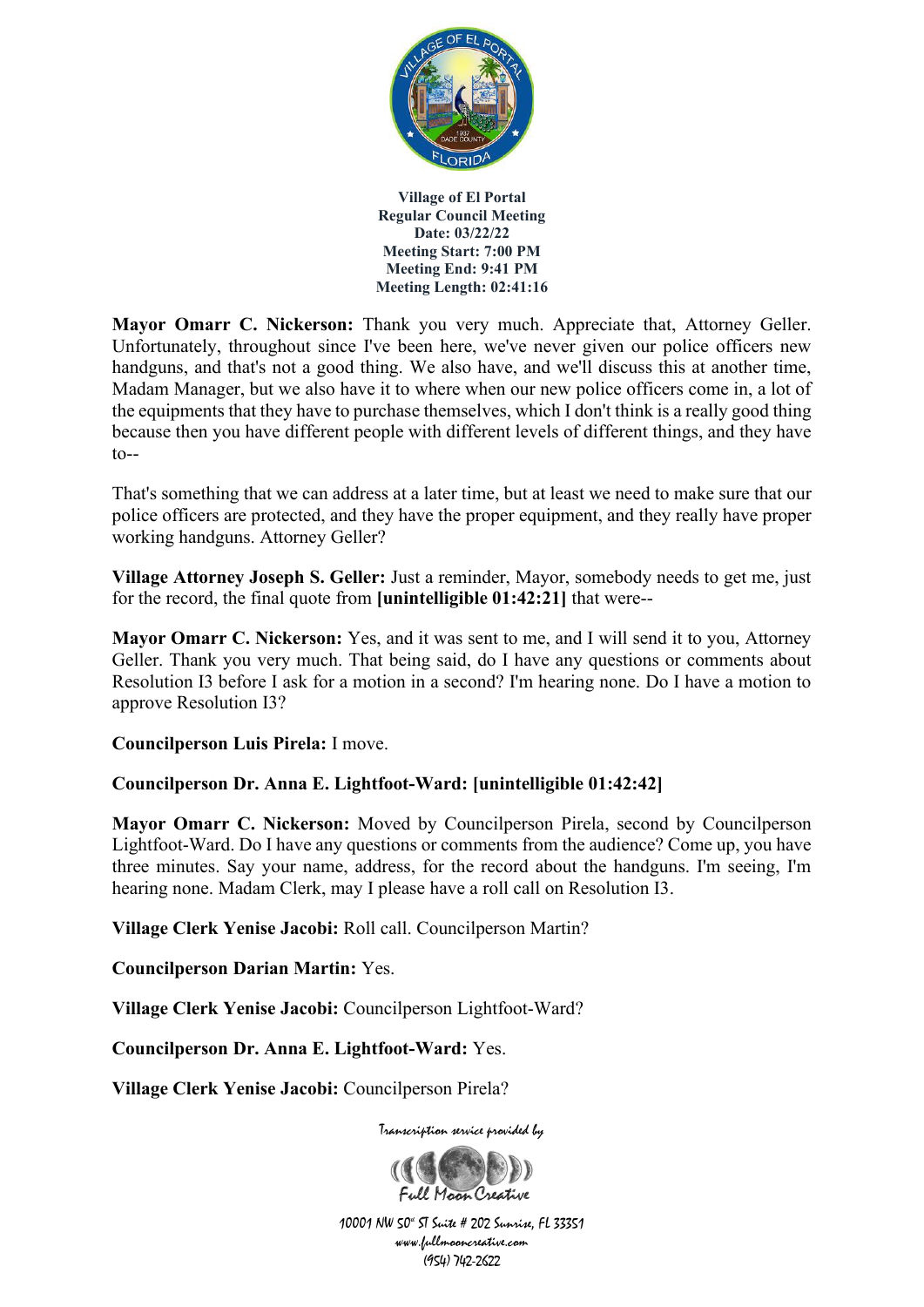**Village of El Portal**
**Regular Council Meeting**
**Date: 03/22/22**
**Meeting Start: 7:00 PM**
**Meeting End: 9:41 PM**
**Meeting Length: 02:41:16**

**Mayor Omarr C. Nickerson:** Thank you very much. Appreciate that, Attorney Geller. Unfortunately, throughout since I've been here, we've never given our police officers new handguns, and that's not a good thing. We also have, and we'll discuss this at another time, Madam Manager, but we also have it to where when our new police officers come in, a lot of the equipments that they have to purchase themselves, which I don't think is a really good thing because then you have different people with different levels of different things, and they have to--

That's something that we can address at a later time, but at least we need to make sure that our police officers are protected, and they have the proper equipment, and they really have proper working handguns. Attorney Geller?

**Village Attorney Joseph S. Geller:** Just a reminder, Mayor, somebody needs to get me, just for the record, the final quote from **[unintelligible 01:42:21]** that were--

**Mayor Omarr C. Nickerson:** Yes, and it was sent to me, and I will send it to you, Attorney Geller. Thank you very much. That being said, do I have any questions or comments about Resolution I3 before I ask for a motion in a second? I'm hearing none. Do I have a motion to approve Resolution I3?

**Councilperson Luis Pirela:** I move.

**Councilperson Dr. Anna E. Lightfoot-Ward: [unintelligible 01:42:42]**

**Mayor Omarr C. Nickerson:** Moved by Councilperson Pirela, second by Councilperson Lightfoot-Ward. Do I have any questions or comments from the audience? Come up, you have three minutes. Say your name, address, for the record about the handguns. I'm seeing, I'm hearing none. Madam Clerk, may I please have a roll call on Resolution I3.

**Village Clerk Yenise Jacobi:** Roll call. Councilperson Martin?

**Councilperson Darian Martin:** Yes.

**Village Clerk Yenise Jacobi:** Councilperson Lightfoot-Ward?

**Councilperson Dr. Anna E. Lightfoot-Ward:** Yes.

**Village Clerk Yenise Jacobi:** Councilperson Pirela?

Transcription service provided by Full Moon Creative
10001 NW 50th ST Suite # 202 Sunrise, FL 33351
www.fullmooncreative.com
(954) 742-2622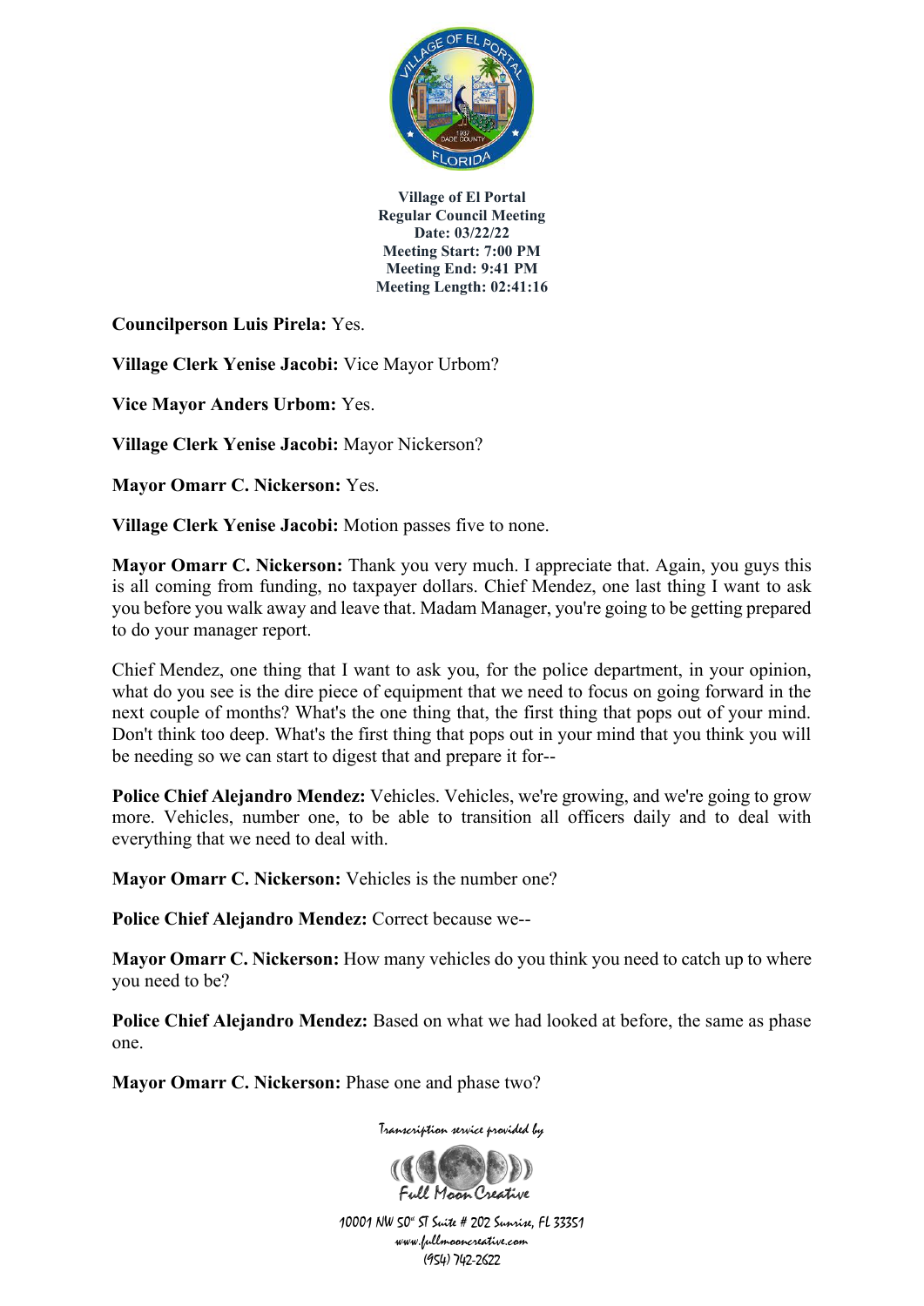**Councilperson Luis Pirela:** Yes.

**Village Clerk Yenise Jacobi:** Vice Mayor Urbom?

**Vice Mayor Anders Urbom:** Yes.

**Village Clerk Yenise Jacobi:** Mayor Nickerson?

**Mayor Omarr C. Nickerson:** Yes.

**Village Clerk Yenise Jacobi:** Motion passes five to none.

**Mayor Omarr C. Nickerson:** Thank you very much. I appreciate that. Again, you guys this is all coming from funding, no taxpayer dollars. Chief Mendez, one last thing I want to ask you before you walk away and leave that. Madam Manager, you're going to be getting prepared to do your manager report.

Chief Mendez, one thing that I want to ask you, for the police department, in your opinion, what do you see is the dire piece of equipment that we need to focus on going forward in the next couple of months? What's the one thing that, the first thing that pops out of your mind. Don't think too deep. What's the first thing that pops out in your mind that you think you will be needing so we can start to digest that and prepare it for--

**Police Chief Alejandro Mendez:** Vehicles. Vehicles, we're growing, and we're going to grow more. Vehicles, number one, to be able to transition all officers daily and to deal with everything that we need to deal with.

**Mayor Omarr C. Nickerson:** Vehicles is the number one?

**Police Chief Alejandro Mendez:** Correct because we--

**Mayor Omarr C. Nickerson:** How many vehicles do you think you need to catch up to where you need to be?

**Police Chief Alejandro Mendez:** Based on what we had looked at before, the same as phase one.

**Mayor Omarr C. Nickerson:** Phase one and phase two?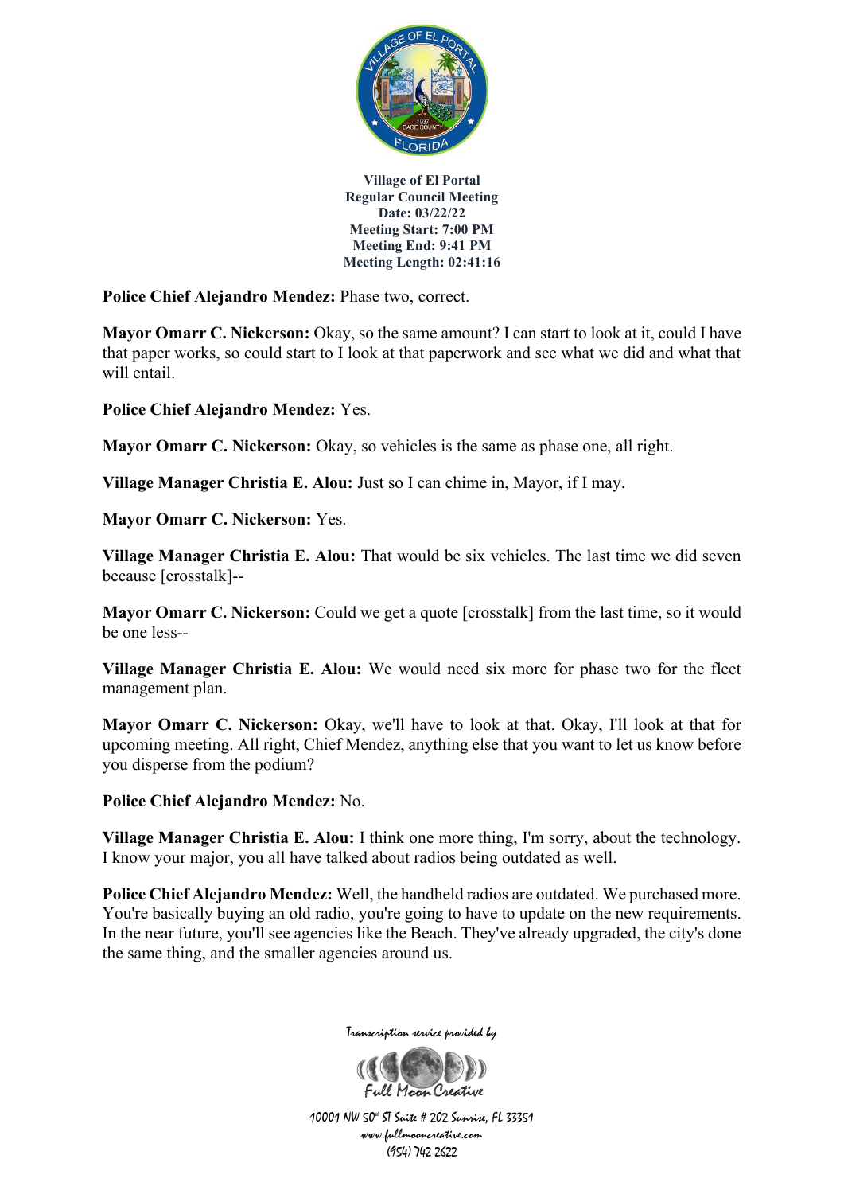**Village of El Portal**
**Regular Council Meeting**
**Date: 03/22/22**
**Meeting Start: 7:00 PM**
**Meeting End: 9:41 PM**
**Meeting Length: 02:41:16**

**Police Chief Alejandro Mendez:** Phase two, correct.

**Mayor Omarr C. Nickerson:** Okay, so the same amount? I can start to look at it, could I have that paper works, so could start to I look at that paperwork and see what we did and what that will entail.

**Police Chief Alejandro Mendez:** Yes.

**Mayor Omarr C. Nickerson:** Okay, so vehicles is the same as phase one, all right.

**Village Manager Christia E. Alou:** Just so I can chime in, Mayor, if I may.

**Mayor Omarr C. Nickerson:** Yes.

**Village Manager Christia E. Alou:** That would be six vehicles. The last time we did seven because [crosstalk]--

**Mayor Omarr C. Nickerson:** Could we get a quote [crosstalk] from the last time, so it would be one less--

**Village Manager Christia E. Alou:** We would need six more for phase two for the fleet management plan.

**Mayor Omarr C. Nickerson:** Okay, we'll have to look at that. Okay, I'll look at that for upcoming meeting. All right, Chief Mendez, anything else that you want to let us know before you disperse from the podium?

**Police Chief Alejandro Mendez:** No.

**Village Manager Christia E. Alou:** I think one more thing, I'm sorry, about the technology. I know your major, you all have talked about radios being outdated as well.

**Police Chief Alejandro Mendez:** Well, the handheld radios are outdated. We purchased more. You're basically buying an old radio, you're going to have to update on the new requirements. In the near future, you'll see agencies like the Beach. They've already upgraded, the city's done the same thing, and the smaller agencies around us.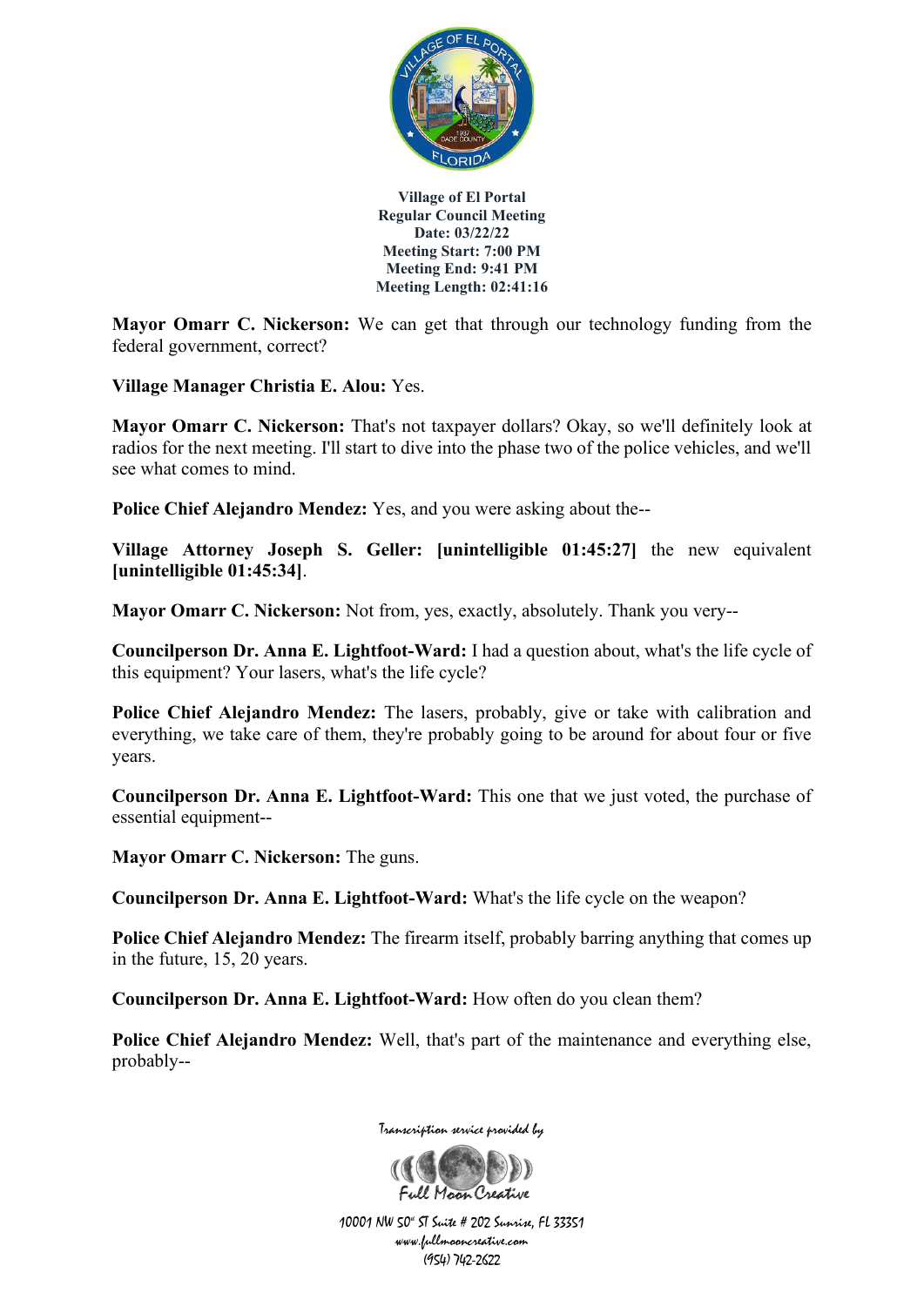**Village of El Portal**
**Regular Council Meeting**
**Date: 03/22/22**
**Meeting Start: 7:00 PM**
**Meeting End: 9:41 PM**
**Meeting Length: 02:41:16**

**Mayor Omarr C. Nickerson:** We can get that through our technology funding from the federal government, correct?

**Village Manager Christia E. Alou:** Yes.

**Mayor Omarr C. Nickerson:** That's not taxpayer dollars? Okay, so we'll definitely look at radios for the next meeting. I'll start to dive into the phase two of the police vehicles, and we'll see what comes to mind.

**Police Chief Alejandro Mendez:** Yes, and you were asking about the--

**Village Attorney Joseph S. Geller: [unintelligible 01:45:27]** the new equivalent **[unintelligible 01:45:34]**.

**Mayor Omarr C. Nickerson:** Not from, yes, exactly, absolutely. Thank you very--

**Councilperson Dr. Anna E. Lightfoot-Ward:** I had a question about, what's the life cycle of this equipment? Your lasers, what's the life cycle?

**Police Chief Alejandro Mendez:** The lasers, probably, give or take with calibration and everything, we take care of them, they're probably going to be around for about four or five years.

**Councilperson Dr. Anna E. Lightfoot-Ward:** This one that we just voted, the purchase of essential equipment--

**Mayor Omarr C. Nickerson:** The guns.

**Councilperson Dr. Anna E. Lightfoot-Ward:** What's the life cycle on the weapon?

**Police Chief Alejandro Mendez:** The firearm itself, probably barring anything that comes up in the future, 15, 20 years.

**Councilperson Dr. Anna E. Lightfoot-Ward:** How often do you clean them?

**Police Chief Alejandro Mendez:** Well, that's part of the maintenance and everything else, probably--

Transcription service provided by
Full Moon Creative
10001 NW 50th ST Suite # 202 Sunrise, FL 33351
www.fullmooncreative.com
(954) 742-2622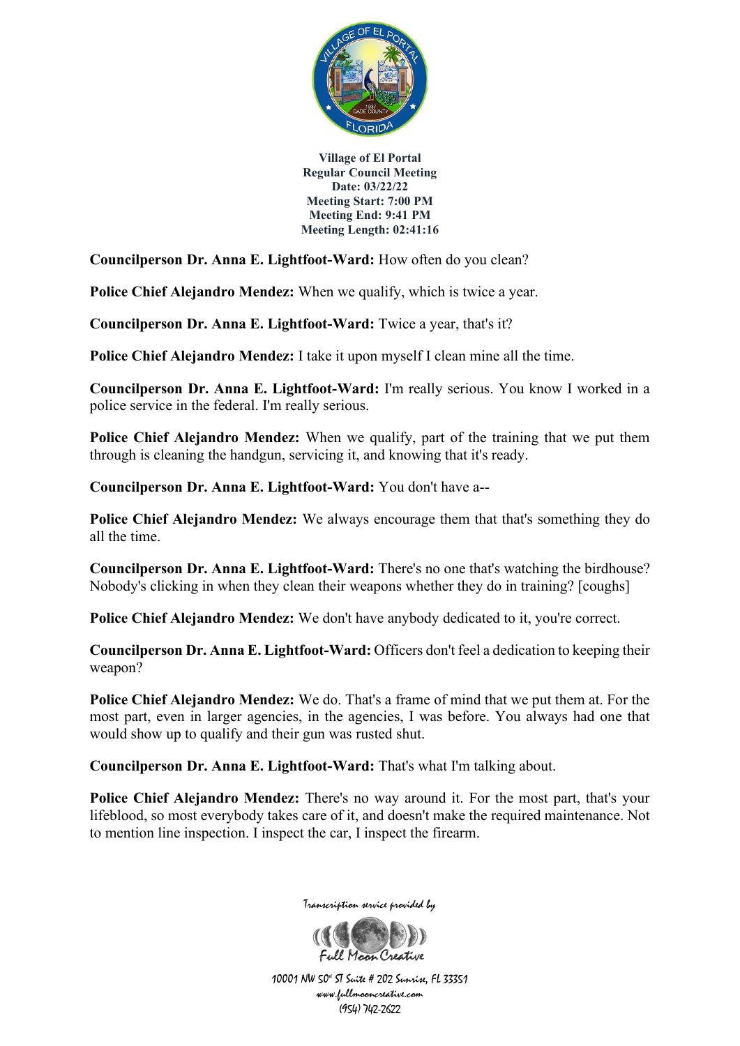**Village of El Portal**
**Regular Council Meeting**
**Date: 03/22/22**
**Meeting Start: 7:00 PM**
**Meeting End: 9:41 PM**
**Meeting Length: 02:41:16**

**Councilperson Dr. Anna E. Lightfoot-Ward:** How often do you clean?

**Police Chief Alejandro Mendez:** When we qualify, which is twice a year.

**Councilperson Dr. Anna E. Lightfoot-Ward:** Twice a year, that's it?

**Police Chief Alejandro Mendez:** I take it upon myself I clean mine all the time.

**Councilperson Dr. Anna E. Lightfoot-Ward:** I'm really serious. You know I worked in a police service in the federal. I'm really serious.

**Police Chief Alejandro Mendez:** When we qualify, part of the training that we put them through is cleaning the handgun, servicing it, and knowing that it's ready.

**Councilperson Dr. Anna E. Lightfoot-Ward:** You don't have a--

**Police Chief Alejandro Mendez:** We always encourage them that that's something they do all the time.

**Councilperson Dr. Anna E. Lightfoot-Ward:** There's no one that's watching the birdhouse? Nobody's clicking in when they clean their weapons whether they do in training? [coughs]

**Police Chief Alejandro Mendez:** We don't have anybody dedicated to it, you're correct.

**Councilperson Dr. Anna E. Lightfoot-Ward:** Officers don't feel a dedication to keeping their weapon?

**Police Chief Alejandro Mendez:** We do. That's a frame of mind that we put them at. For the most part, even in larger agencies, in the agencies, I was before. You always had one that would show up to qualify and their gun was rusted shut.

**Councilperson Dr. Anna E. Lightfoot-Ward:** That's what I'm talking about.

**Police Chief Alejandro Mendez:** There's no way around it. For the most part, that's your lifeblood, so most everybody takes care of it, and doesn't make the required maintenance. Not to mention line inspection. I inspect the car, I inspect the firearm.

Transcription service provided by
Full Moon Creative
10001 NW 50th ST Suite # 202 Sunrise, FL 33351
www.fullmooncreative.com
(954) 742-2622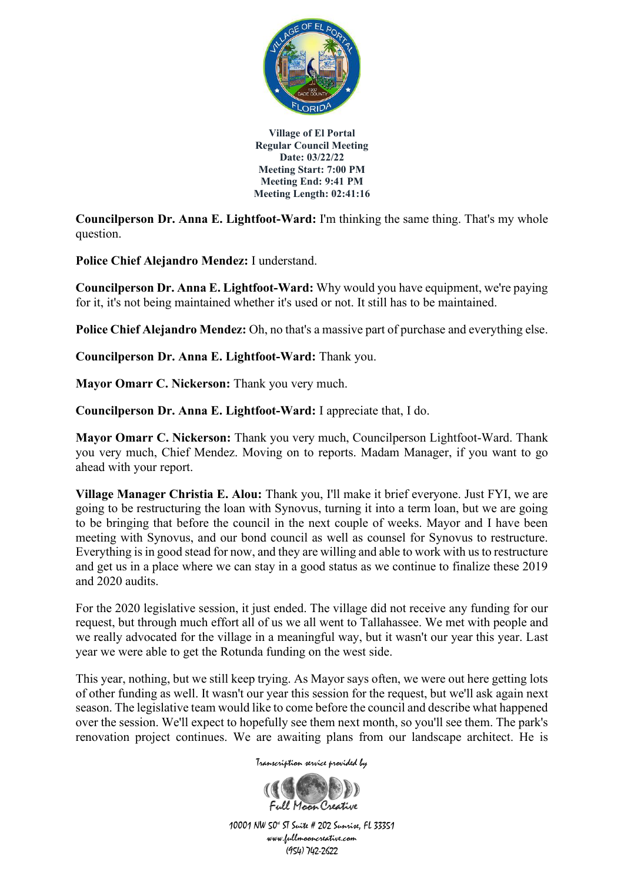**Village of El Portal**
**Regular Council Meeting**
**Date: 03/22/22**
**Meeting Start: 7:00 PM**
**Meeting End: 9:41 PM**
**Meeting Length: 02:41:16**

**Councilperson Dr. Anna E. Lightfoot-Ward:** I'm thinking the same thing. That's my whole question.

**Police Chief Alejandro Mendez:** I understand.

**Councilperson Dr. Anna E. Lightfoot-Ward:** Why would you have equipment, we're paying for it, it's not being maintained whether it's used or not. It still has to be maintained.

**Police Chief Alejandro Mendez:** Oh, no that's a massive part of purchase and everything else.

**Councilperson Dr. Anna E. Lightfoot-Ward:** Thank you.

**Mayor Omarr C. Nickerson:** Thank you very much.

**Councilperson Dr. Anna E. Lightfoot-Ward:** I appreciate that, I do.

**Mayor Omarr C. Nickerson:** Thank you very much, Councilperson Lightfoot-Ward. Thank you very much, Chief Mendez. Moving on to reports. Madam Manager, if you want to go ahead with your report.

**Village Manager Christia E. Alou:** Thank you, I'll make it brief everyone. Just FYI, we are going to be restructuring the loan with Synovus, turning it into a term loan, but we are going to be bringing that before the council in the next couple of weeks. Mayor and I have been meeting with Synovus, and our bond council as well as counsel for Synovus to restructure. Everything is in good stead for now, and they are willing and able to work with us to restructure and get us in a place where we can stay in a good status as we continue to finalize these 2019 and 2020 audits.

For the 2020 legislative session, it just ended. The village did not receive any funding for our request, but through much effort all of us we all went to Tallahassee. We met with people and we really advocated for the village in a meaningful way, but it wasn't our year this year. Last year we were able to get the Rotunda funding on the west side.

This year, nothing, but we still keep trying. As Mayor says often, we were out here getting lots of other funding as well. It wasn't our year this session for the request, but we'll ask again next season. The legislative team would like to come before the council and describe what happened over the session. We'll expect to hopefully see them next month, so you'll see them. The park's renovation project continues. We are awaiting plans from our landscape architect. He is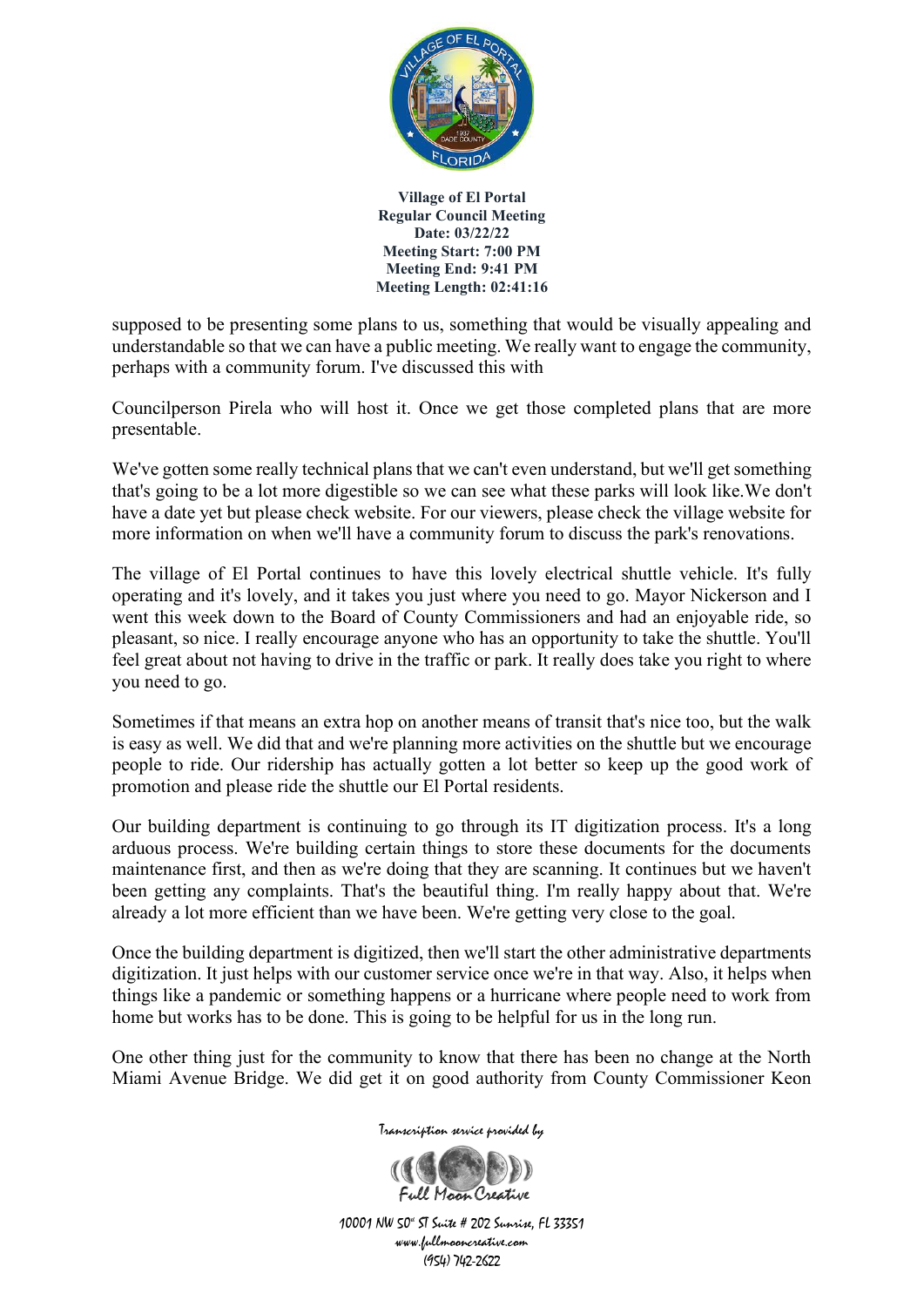supposed to be presenting some plans to us, something that would be visually appealing and understandable so that we can have a public meeting. We really want to engage the community, perhaps with a community forum. I've discussed this with

Councilperson Pirela who will host it. Once we get those completed plans that are more presentable.

We've gotten some really technical plans that we can't even understand, but we'll get something that's going to be a lot more digestible so we can see what these parks will look like.We don't have a date yet but please check website. For our viewers, please check the village website for more information on when we'll have a community forum to discuss the park's renovations.

The village of El Portal continues to have this lovely electrical shuttle vehicle. It's fully operating and it's lovely, and it takes you just where you need to go. Mayor Nickerson and I went this week down to the Board of County Commissioners and had an enjoyable ride, so pleasant, so nice. I really encourage anyone who has an opportunity to take the shuttle. You'll feel great about not having to drive in the traffic or park. It really does take you right to where you need to go.

Sometimes if that means an extra hop on another means of transit that's nice too, but the walk is easy as well. We did that and we're planning more activities on the shuttle but we encourage people to ride. Our ridership has actually gotten a lot better so keep up the good work of promotion and please ride the shuttle our El Portal residents.

Our building department is continuing to go through its IT digitization process. It's a long arduous process. We're building certain things to store these documents for the documents maintenance first, and then as we're doing that they are scanning. It continues but we haven't been getting any complaints. That's the beautiful thing. I'm really happy about that. We're already a lot more efficient than we have been. We're getting very close to the goal.

Once the building department is digitized, then we'll start the other administrative departments digitization. It just helps with our customer service once we're in that way. Also, it helps when things like a pandemic or something happens or a hurricane where people need to work from home but works has to be done. This is going to be helpful for us in the long run.

One other thing just for the community to know that there has been no change at the North Miami Avenue Bridge. We did get it on good authority from County Commissioner Keon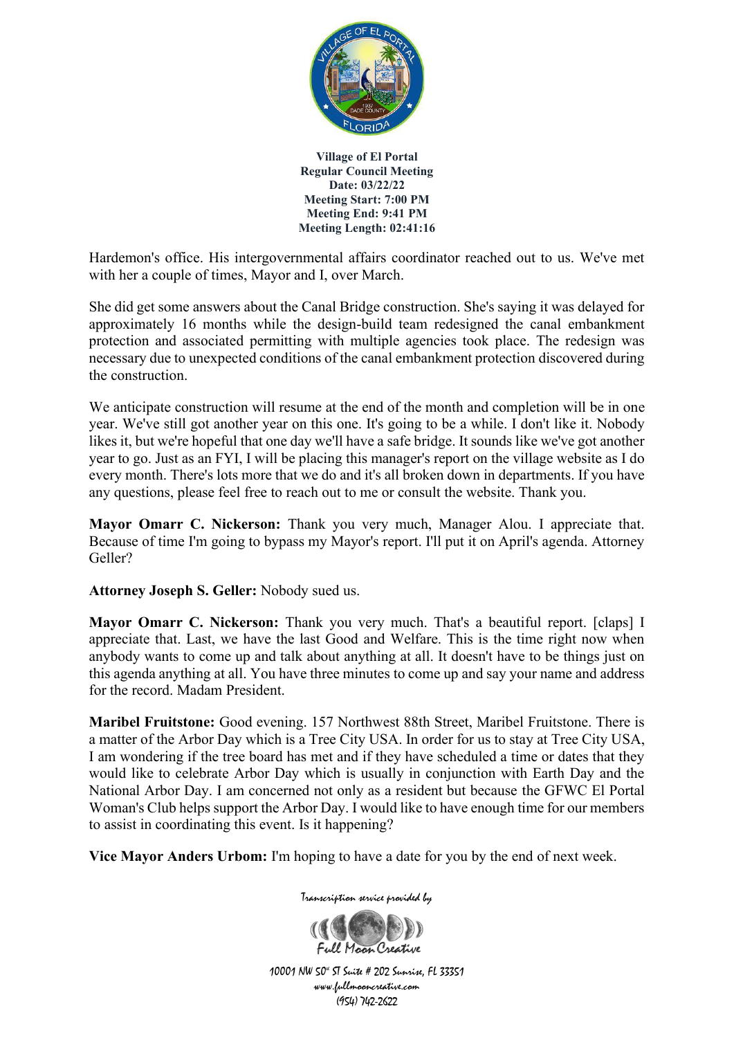Hardemon's office. His intergovernmental affairs coordinator reached out to us. We've met with her a couple of times, Mayor and I, over March.

She did get some answers about the Canal Bridge construction. She's saying it was delayed for approximately 16 months while the design-build team redesigned the canal embankment protection and associated permitting with multiple agencies took place. The redesign was necessary due to unexpected conditions of the canal embankment protection discovered during the construction.

We anticipate construction will resume at the end of the month and completion will be in one year. We've still got another year on this one. It's going to be a while. I don't like it. Nobody likes it, but we're hopeful that one day we'll have a safe bridge. It sounds like we've got another year to go. Just as an FYI, I will be placing this manager's report on the village website as I do every month. There's lots more that we do and it's all broken down in departments. If you have any questions, please feel free to reach out to me or consult the website. Thank you.

**Mayor Omarr C. Nickerson:** Thank you very much, Manager Alou. I appreciate that. Because of time I'm going to bypass my Mayor's report. I'll put it on April's agenda. Attorney Geller?

**Attorney Joseph S. Geller:** Nobody sued us.

**Mayor Omarr C. Nickerson:** Thank you very much. That's a beautiful report. [claps] I appreciate that. Last, we have the last Good and Welfare. This is the time right now when anybody wants to come up and talk about anything at all. It doesn't have to be things just on this agenda anything at all. You have three minutes to come up and say your name and address for the record. Madam President.

**Maribel Fruitstone:** Good evening. 157 Northwest 88th Street, Maribel Fruitstone. There is a matter of the Arbor Day which is a Tree City USA. In order for us to stay at Tree City USA, I am wondering if the tree board has met and if they have scheduled a time or dates that they would like to celebrate Arbor Day which is usually in conjunction with Earth Day and the National Arbor Day. I am concerned not only as a resident but because the GFWC El Portal Woman's Club helps support the Arbor Day. I would like to have enough time for our members to assist in coordinating this event. Is it happening?

**Vice Mayor Anders Urbom:** I'm hoping to have a date for you by the end of next week.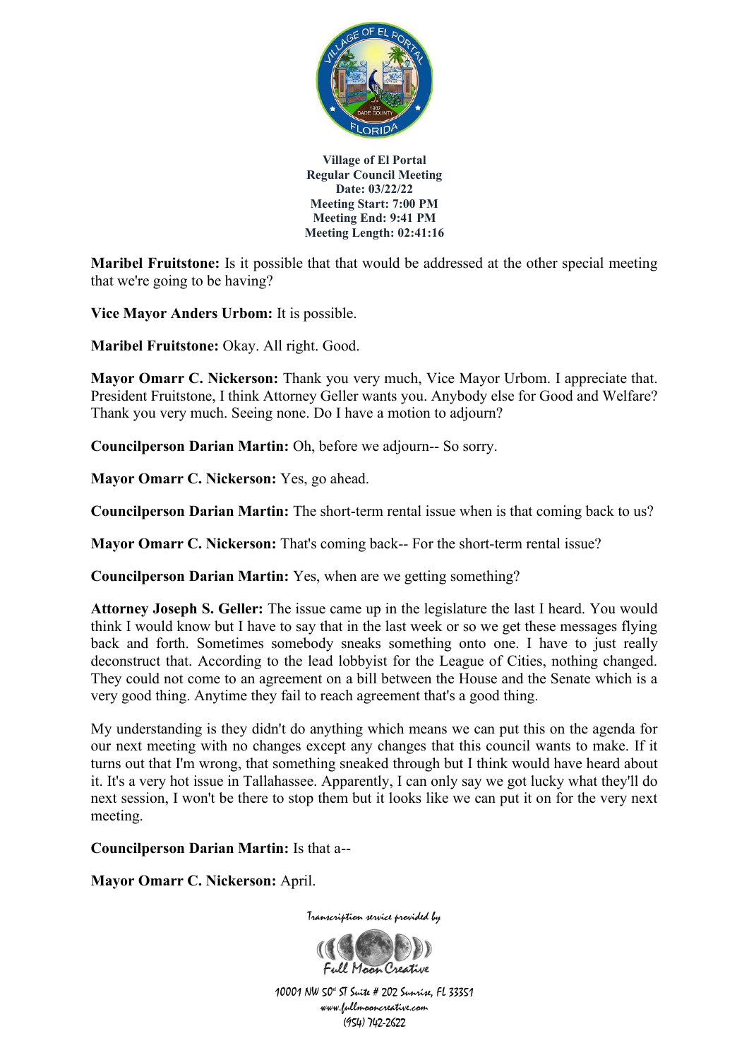**Maribel Fruitstone:** Is it possible that that would be addressed at the other special meeting that we're going to be having?

**Vice Mayor Anders Urbom:** It is possible.

**Maribel Fruitstone:** Okay. All right. Good.

**Mayor Omarr C. Nickerson:** Thank you very much, Vice Mayor Urbom. I appreciate that. President Fruitstone, I think Attorney Geller wants you. Anybody else for Good and Welfare? Thank you very much. Seeing none. Do I have a motion to adjourn?

**Councilperson Darian Martin:** Oh, before we adjourn-- So sorry.

**Mayor Omarr C. Nickerson:** Yes, go ahead.

**Councilperson Darian Martin:** The short-term rental issue when is that coming back to us?

**Mayor Omarr C. Nickerson:** That's coming back-- For the short-term rental issue?

**Councilperson Darian Martin:** Yes, when are we getting something?

**Attorney Joseph S. Geller:** The issue came up in the legislature the last I heard. You would think I would know but I have to say that in the last week or so we get these messages flying back and forth. Sometimes somebody sneaks something onto one. I have to just really deconstruct that. According to the lead lobbyist for the League of Cities, nothing changed. They could not come to an agreement on a bill between the House and the Senate which is a very good thing. Anytime they fail to reach agreement that's a good thing.

My understanding is they didn't do anything which means we can put this on the agenda for our next meeting with no changes except any changes that this council wants to make. If it turns out that I'm wrong, that something sneaked through but I think would have heard about it. It's a very hot issue in Tallahassee. Apparently, I can only say we got lucky what they'll do next session, I won't be there to stop them but it looks like we can put it on for the very next meeting.

**Councilperson Darian Martin:** Is that a--

**Mayor Omarr C. Nickerson:** April.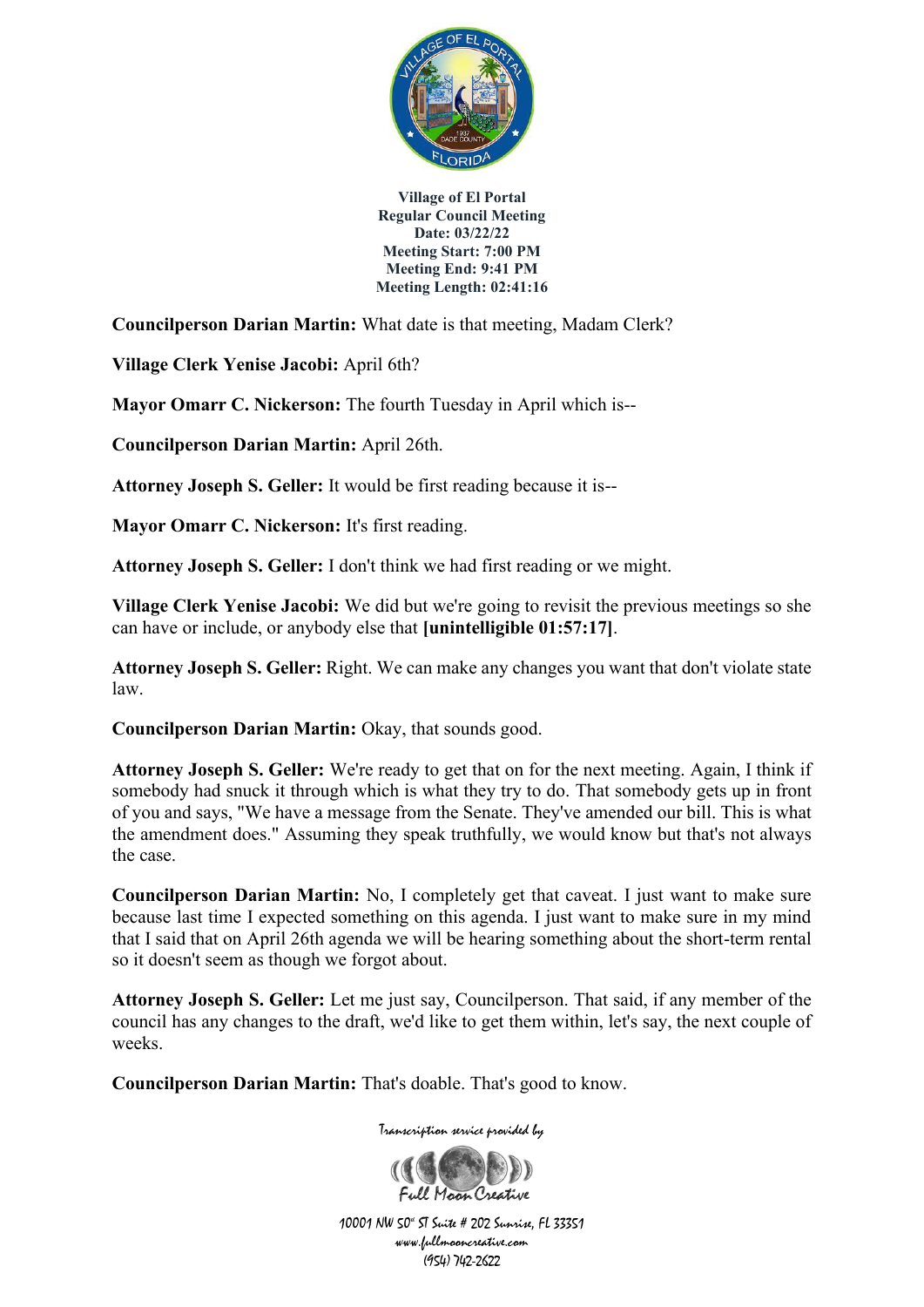**Village of El Portal**
**Regular Council Meeting**
**Date: 03/22/22**
**Meeting Start: 7:00 PM**
**Meeting End: 9:41 PM**
**Meeting Length: 02:41:16**

**Councilperson Darian Martin:** What date is that meeting, Madam Clerk?

**Village Clerk Yenise Jacobi:** April 6th?

**Mayor Omarr C. Nickerson:** The fourth Tuesday in April which is--

**Councilperson Darian Martin:** April 26th.

**Attorney Joseph S. Geller:** It would be first reading because it is--

**Mayor Omarr C. Nickerson:** It's first reading.

**Attorney Joseph S. Geller:** I don't think we had first reading or we might.

**Village Clerk Yenise Jacobi:** We did but we're going to revisit the previous meetings so she can have or include, or anybody else that **[unintelligible 01:57:17]**.

**Attorney Joseph S. Geller:** Right. We can make any changes you want that don't violate state law.

**Councilperson Darian Martin:** Okay, that sounds good.

**Attorney Joseph S. Geller:** We're ready to get that on for the next meeting. Again, I think if somebody had snuck it through which is what they try to do. That somebody gets up in front of you and says, "We have a message from the Senate. They've amended our bill. This is what the amendment does." Assuming they speak truthfully, we would know but that's not always the case.

**Councilperson Darian Martin:** No, I completely get that caveat. I just want to make sure because last time I expected something on this agenda. I just want to make sure in my mind that I said that on April 26th agenda we will be hearing something about the short-term rental so it doesn't seem as though we forgot about.

**Attorney Joseph S. Geller:** Let me just say, Councilperson. That said, if any member of the council has any changes to the draft, we'd like to get them within, let's say, the next couple of weeks.

**Councilperson Darian Martin:** That's doable. That's good to know.

Transcription service provided by
Full Moon Creative
10001 NW 50th ST Suite # 202 Sunrise, FL 33351
www.fullmooncreative.com
(954) 742-2622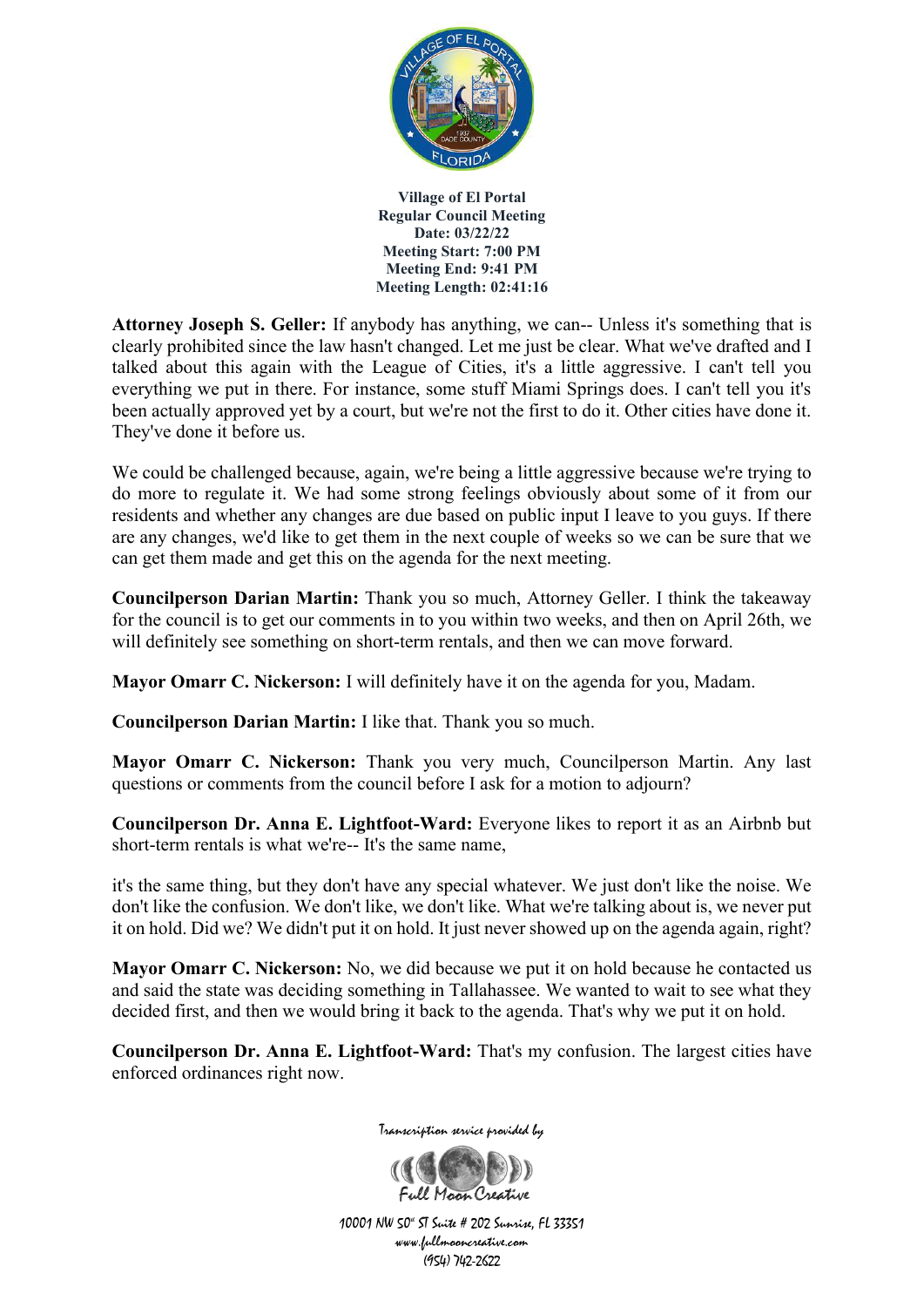**Village of El Portal**
**Regular Council Meeting**
**Date: 03/22/22**
**Meeting Start: 7:00 PM**
**Meeting End: 9:41 PM**
**Meeting Length: 02:41:16**

**Attorney Joseph S. Geller:** If anybody has anything, we can-- Unless it's something that is clearly prohibited since the law hasn't changed. Let me just be clear. What we've drafted and I talked about this again with the League of Cities, it's a little aggressive. I can't tell you everything we put in there. For instance, some stuff Miami Springs does. I can't tell you it's been actually approved yet by a court, but we're not the first to do it. Other cities have done it. They've done it before us.

We could be challenged because, again, we're being a little aggressive because we're trying to do more to regulate it. We had some strong feelings obviously about some of it from our residents and whether any changes are due based on public input I leave to you guys. If there are any changes, we'd like to get them in the next couple of weeks so we can be sure that we can get them made and get this on the agenda for the next meeting.

**Councilperson Darian Martin:** Thank you so much, Attorney Geller. I think the takeaway for the council is to get our comments in to you within two weeks, and then on April 26th, we will definitely see something on short-term rentals, and then we can move forward.

**Mayor Omarr C. Nickerson:** I will definitely have it on the agenda for you, Madam.

**Councilperson Darian Martin:** I like that. Thank you so much.

**Mayor Omarr C. Nickerson:** Thank you very much, Councilperson Martin. Any last questions or comments from the council before I ask for a motion to adjourn?

**Councilperson Dr. Anna E. Lightfoot-Ward:** Everyone likes to report it as an Airbnb but short-term rentals is what we're-- It's the same name,

it's the same thing, but they don't have any special whatever. We just don't like the noise. We don't like the confusion. We don't like, we don't like. What we're talking about is, we never put it on hold. Did we? We didn't put it on hold. It just never showed up on the agenda again, right?

**Mayor Omarr C. Nickerson:** No, we did because we put it on hold because he contacted us and said the state was deciding something in Tallahassee. We wanted to wait to see what they decided first, and then we would bring it back to the agenda. That's why we put it on hold.

**Councilperson Dr. Anna E. Lightfoot-Ward:** That's my confusion. The largest cities have enforced ordinances right now.

Transcription service provided by
Full Moon Creative
10001 NW 50th ST Suite # 202 Sunrise, FL 33351
www.fullmooncreative.com
(954) 742-2622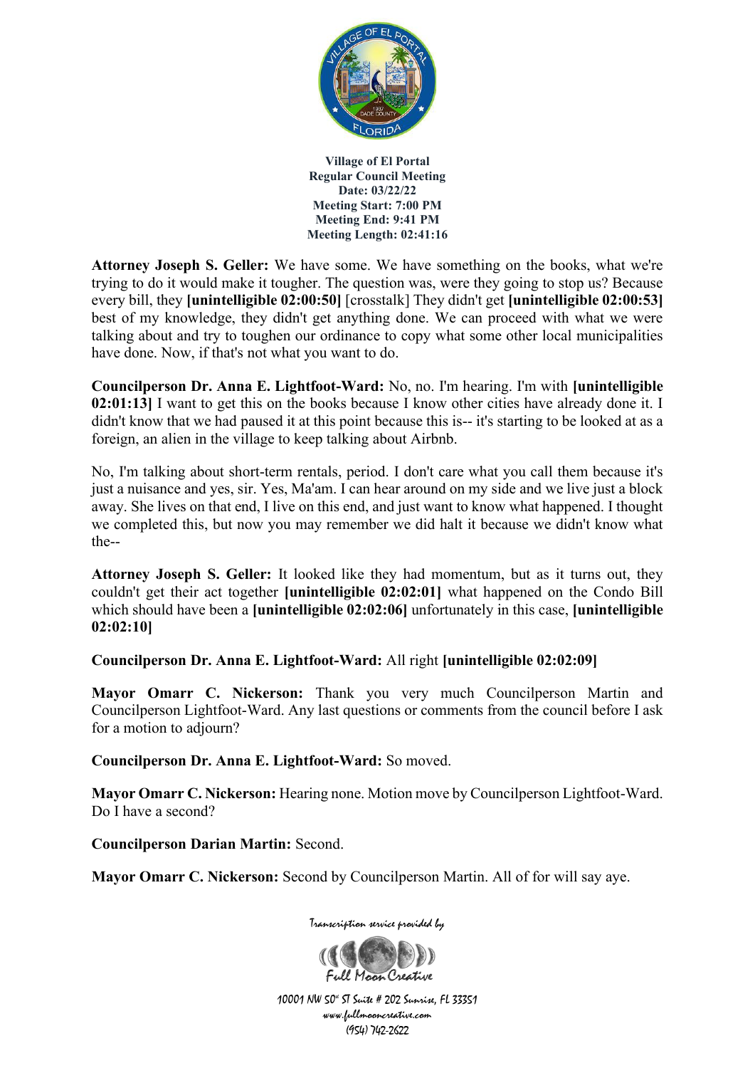**Attorney Joseph S. Geller:** We have some. We have something on the books, what we're trying to do it would make it tougher. The question was, were they going to stop us? Because every bill, they **[unintelligible 02:00:50]** [crosstalk] They didn't get **[unintelligible 02:00:53]** best of my knowledge, they didn't get anything done. We can proceed with what we were talking about and try to toughen our ordinance to copy what some other local municipalities have done. Now, if that's not what you want to do.

**Councilperson Dr. Anna E. Lightfoot-Ward:** No, no. I'm hearing. I'm with **[unintelligible 02:01:13]** I want to get this on the books because I know other cities have already done it. I didn't know that we had paused it at this point because this is-- it's starting to be looked at as a foreign, an alien in the village to keep talking about Airbnb.

No, I'm talking about short-term rentals, period. I don't care what you call them because it's just a nuisance and yes, sir. Yes, Ma'am. I can hear around on my side and we live just a block away. She lives on that end, I live on this end, and just want to know what happened. I thought we completed this, but now you may remember we did halt it because we didn't know what the--

**Attorney Joseph S. Geller:** It looked like they had momentum, but as it turns out, they couldn't get their act together **[unintelligible 02:02:01]** what happened on the Condo Bill which should have been a **[unintelligible 02:02:06]** unfortunately in this case, **[unintelligible 02:02:10]**

**Councilperson Dr. Anna E. Lightfoot-Ward:** All right **[unintelligible 02:02:09]**

**Mayor Omarr C. Nickerson:** Thank you very much Councilperson Martin and Councilperson Lightfoot-Ward. Any last questions or comments from the council before I ask for a motion to adjourn?

**Councilperson Dr. Anna E. Lightfoot-Ward:** So moved.

**Mayor Omarr C. Nickerson:** Hearing none. Motion move by Councilperson Lightfoot-Ward. Do I have a second?

**Councilperson Darian Martin:** Second.

**Mayor Omarr C. Nickerson:** Second by Councilperson Martin. All of for will say aye.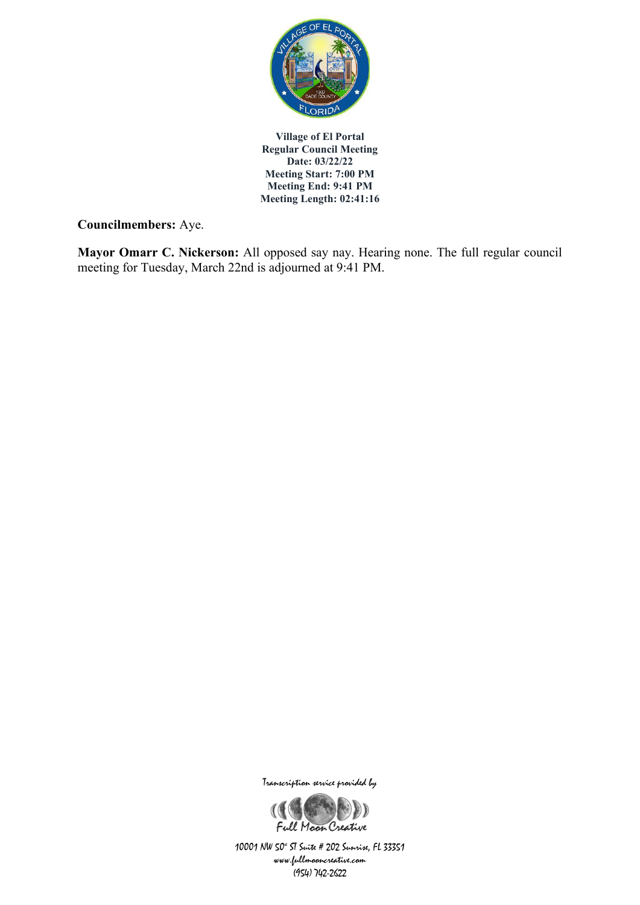**Village of El Portal**
**Regular Council Meeting**
**Date: 03/22/22**
**Meeting Start: 7:00 PM**
**Meeting End: 9:41 PM**
**Meeting Length: 02:41:16**

**Councilmembers:** Aye.

**Mayor Omarr C. Nickerson:** All opposed say nay. Hearing none. The full regular council meeting for Tuesday, March 22nd is adjourned at 9:41 PM.

Transcription service provided by

Full Moon Creative

10001 NW 50th ST Suite # 202 Sunrise, FL 33351
www.fullmooncreative.com
(954) 742-2622